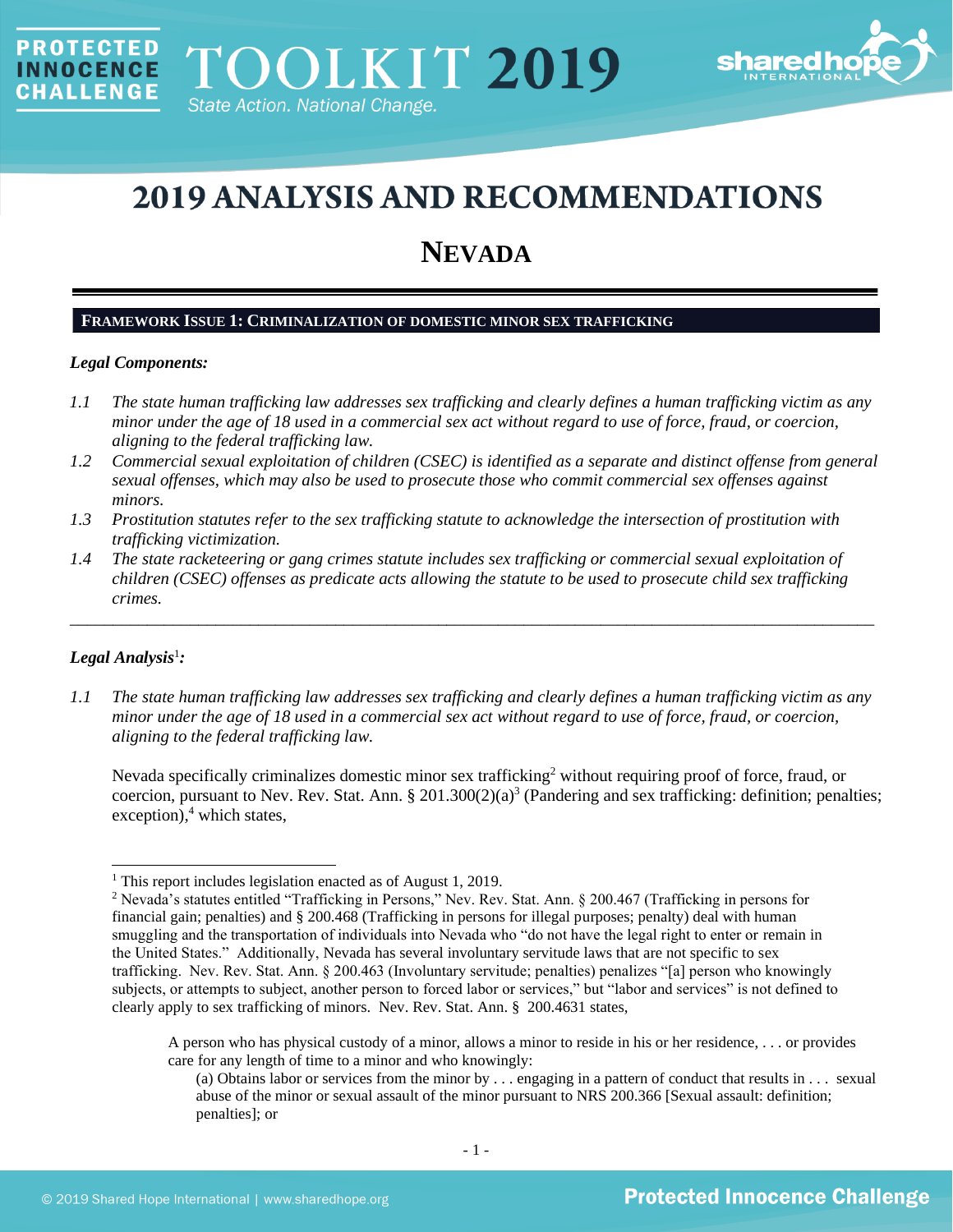# 2019 ANALYSIS AND RECOMMENDATIONS

## NEVADA

### FRAMEWORK ISSUE 1: CRIMINALIZATION OF DOMESTIC MINOR SEX TRAFFICKING

***Legal Components:***

*1.1 The state human trafficking law addresses sex trafficking and clearly defines a human trafficking victim as any minor under the age of 18 used in a commercial sex act without regard to use of force, fraud, or coercion, aligning to the federal trafficking law.*

*1.2 Commercial sexual exploitation of children (CSEC) is identified as a separate and distinct offense from general sexual offenses, which may also be used to prosecute those who commit commercial sex offenses against minors.*

*1.3 Prostitution statutes refer to the sex trafficking statute to acknowledge the intersection of prostitution with trafficking victimization.*

*1.4 The state racketeering or gang crimes statute includes sex trafficking or commercial sexual exploitation of children (CSEC) offenses as predicate acts allowing the statute to be used to prosecute child sex trafficking crimes.*

---

***Legal Analysis*[1]*:***

*1.1 The state human trafficking law addresses sex trafficking and clearly defines a human trafficking victim as any minor under the age of 18 used in a commercial sex act without regard to use of force, fraud, or coercion, aligning to the federal trafficking law.*

Nevada specifically criminalizes domestic minor sex trafficking[2] without requiring proof of force, fraud, or coercion, pursuant to Nev. Rev. Stat. Ann. § 201.300(2)(a)[3] (Pandering and sex trafficking: definition; penalties; exception),[4] which states,

---

[1] This report includes legislation enacted as of August 1, 2019.

[2] Nevada's statutes entitled "Trafficking in Persons," Nev. Rev. Stat. Ann. § 200.467 (Trafficking in persons for financial gain; penalties) and § 200.468 (Trafficking in persons for illegal purposes; penalty) deal with human smuggling and the transportation of individuals into Nevada who "do not have the legal right to enter or remain in the United States." Additionally, Nevada has several involuntary servitude laws that are not specific to sex trafficking. Nev. Rev. Stat. Ann. § 200.463 (Involuntary servitude; penalties) penalizes "[a] person who knowingly subjects, or attempts to subject, another person to forced labor or services," but "labor and services" is not defined to clearly apply to sex trafficking of minors. Nev. Rev. Stat. Ann. § 200.4631 states,

> A person who has physical custody of a minor, allows a minor to reside in his or her residence, . . . or provides care for any length of time to a minor and who knowingly:
>
> (a) Obtains labor or services from the minor by . . . engaging in a pattern of conduct that results in . . . sexual abuse of the minor or sexual assault of the minor pursuant to NRS 200.366 [Sexual assault: definition; penalties]; or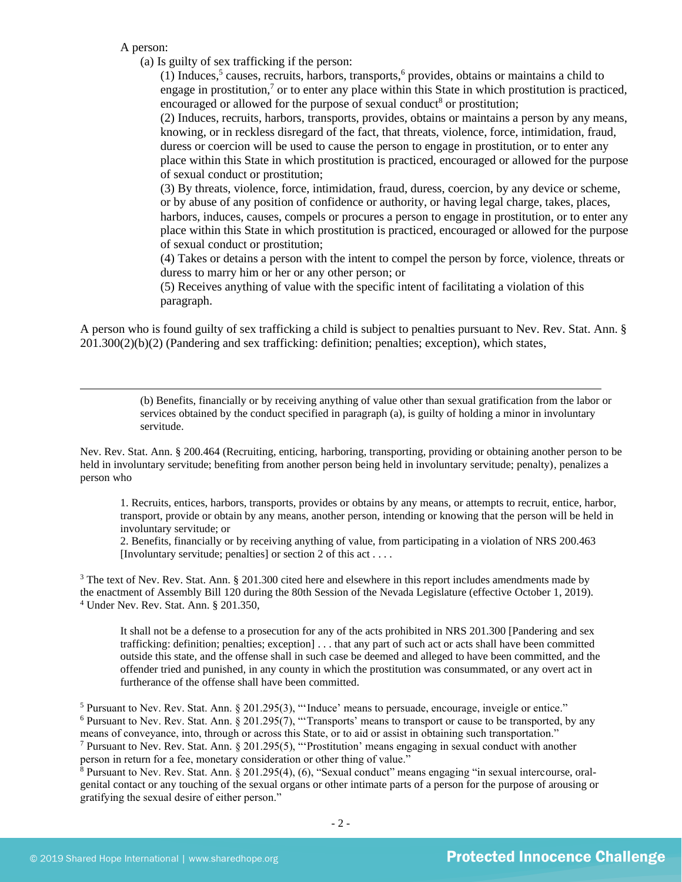A person:

(a) Is guilty of sex trafficking if the person:

(1) Induces,[5] causes, recruits, harbors, transports,[6] provides, obtains or maintains a child to engage in prostitution,[7] or to enter any place within this State in which prostitution is practiced, encouraged or allowed for the purpose of sexual conduct[8] or prostitution;

(2) Induces, recruits, harbors, transports, provides, obtains or maintains a person by any means, knowing, or in reckless disregard of the fact, that threats, violence, force, intimidation, fraud, duress or coercion will be used to cause the person to engage in prostitution, or to enter any place within this State in which prostitution is practiced, encouraged or allowed for the purpose of sexual conduct or prostitution;

(3) By threats, violence, force, intimidation, fraud, duress, coercion, by any device or scheme, or by abuse of any position of confidence or authority, or having legal charge, takes, places, harbors, induces, causes, compels or procures a person to engage in prostitution, or to enter any place within this State in which prostitution is practiced, encouraged or allowed for the purpose of sexual conduct or prostitution;

(4) Takes or detains a person with the intent to compel the person by force, violence, threats or duress to marry him or her or any other person; or

(5) Receives anything of value with the specific intent of facilitating a violation of this paragraph.

A person who is found guilty of sex trafficking a child is subject to penalties pursuant to Nev. Rev. Stat. Ann. § 201.300(2)(b)(2) (Pandering and sex trafficking: definition; penalties; exception), which states,

---

(b) Benefits, financially or by receiving anything of value other than sexual gratification from the labor or services obtained by the conduct specified in paragraph (a), is guilty of holding a minor in involuntary servitude.

Nev. Rev. Stat. Ann. § 200.464 (Recruiting, enticing, harboring, transporting, providing or obtaining another person to be held in involuntary servitude; benefiting from another person being held in involuntary servitude; penalty), penalizes a person who

1. Recruits, entices, harbors, transports, provides or obtains by any means, or attempts to recruit, entice, harbor, transport, provide or obtain by any means, another person, intending or knowing that the person will be held in involuntary servitude; or

2. Benefits, financially or by receiving anything of value, from participating in a violation of NRS 200.463 [Involuntary servitude; penalties] or section 2 of this act . . . .

[3] The text of Nev. Rev. Stat. Ann. § 201.300 cited here and elsewhere in this report includes amendments made by the enactment of Assembly Bill 120 during the 80th Session of the Nevada Legislature (effective October 1, 2019).

[4] Under Nev. Rev. Stat. Ann. § 201.350,

It shall not be a defense to a prosecution for any of the acts prohibited in NRS 201.300 [Pandering and sex trafficking: definition; penalties; exception] . . . that any part of such act or acts shall have been committed outside this state, and the offense shall in such case be deemed and alleged to have been committed, and the offender tried and punished, in any county in which the prostitution was consummated, or any overt act in furtherance of the offense shall have been committed.

[5] Pursuant to Nev. Rev. Stat. Ann. § 201.295(3), "'Induce' means to persuade, encourage, inveigle or entice."

[6] Pursuant to Nev. Rev. Stat. Ann. § 201.295(7), "'Transports' means to transport or cause to be transported, by any means of conveyance, into, through or across this State, or to aid or assist in obtaining such transportation."

[7] Pursuant to Nev. Rev. Stat. Ann. § 201.295(5), "'Prostitution' means engaging in sexual conduct with another person in return for a fee, monetary consideration or other thing of value."

[8] Pursuant to Nev. Rev. Stat. Ann. § 201.295(4), (6), "Sexual conduct" means engaging "in sexual intercourse, oral-genital contact or any touching of the sexual organs or other intimate parts of a person for the purpose of arousing or gratifying the sexual desire of either person."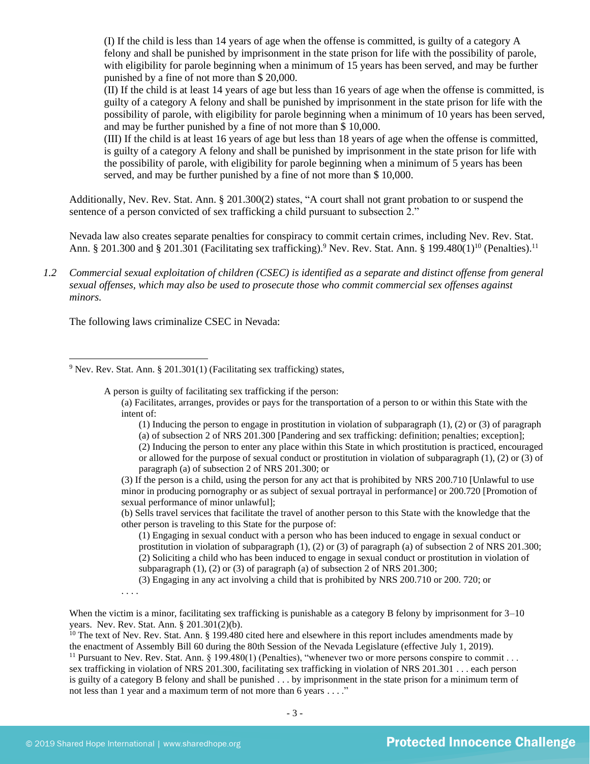(I) If the child is less than 14 years of age when the offense is committed, is guilty of a category A felony and shall be punished by imprisonment in the state prison for life with the possibility of parole, with eligibility for parole beginning when a minimum of 15 years has been served, and may be further punished by a fine of not more than $ 20,000.

(II) If the child is at least 14 years of age but less than 16 years of age when the offense is committed, is guilty of a category A felony and shall be punished by imprisonment in the state prison for life with the possibility of parole, with eligibility for parole beginning when a minimum of 10 years has been served, and may be further punished by a fine of not more than $ 10,000.

(III) If the child is at least 16 years of age but less than 18 years of age when the offense is committed, is guilty of a category A felony and shall be punished by imprisonment in the state prison for life with the possibility of parole, with eligibility for parole beginning when a minimum of 5 years has been served, and may be further punished by a fine of not more than $ 10,000.

Additionally, Nev. Rev. Stat. Ann. § 201.300(2) states, "A court shall not grant probation to or suspend the sentence of a person convicted of sex trafficking a child pursuant to subsection 2."

Nevada law also creates separate penalties for conspiracy to commit certain crimes, including Nev. Rev. Stat. Ann. § 201.300 and § 201.301 (Facilitating sex trafficking).[9] Nev. Rev. Stat. Ann. § 199.480(1)[10] (Penalties).[11]

*1.2 Commercial sexual exploitation of children (CSEC) is identified as a separate and distinct offense from general sexual offenses, which may also be used to prosecute those who commit commercial sex offenses against minors.*

The following laws criminalize CSEC in Nevada:

---

[9] Nev. Rev. Stat. Ann. § 201.301(1) (Facilitating sex trafficking) states,

> A person is guilty of facilitating sex trafficking if the person:
>
> (a) Facilitates, arranges, provides or pays for the transportation of a person to or within this State with the intent of:
>
> (1) Inducing the person to engage in prostitution in violation of subparagraph (1), (2) or (3) of paragraph (a) of subsection 2 of NRS 201.300 [Pandering and sex trafficking: definition; penalties; exception];
>
> (2) Inducing the person to enter any place within this State in which prostitution is practiced, encouraged or allowed for the purpose of sexual conduct or prostitution in violation of subparagraph (1), (2) or (3) of paragraph (a) of subsection 2 of NRS 201.300; or
>
> (3) If the person is a child, using the person for any act that is prohibited by NRS 200.710 [Unlawful to use minor in producing pornography or as subject of sexual portrayal in performance] or 200.720 [Promotion of sexual performance of minor unlawful];
>
> (b) Sells travel services that facilitate the travel of another person to this State with the knowledge that the other person is traveling to this State for the purpose of:
>
> (1) Engaging in sexual conduct with a person who has been induced to engage in sexual conduct or prostitution in violation of subparagraph (1), (2) or (3) of paragraph (a) of subsection 2 of NRS 201.300;
>
> (2) Soliciting a child who has been induced to engage in sexual conduct or prostitution in violation of subparagraph (1), (2) or (3) of paragraph (a) of subsection 2 of NRS 201.300;
>
> (3) Engaging in any act involving a child that is prohibited by NRS 200.710 or 200. 720; or
>
> . . . .

When the victim is a minor, facilitating sex trafficking is punishable as a category B felony by imprisonment for 3–10 years. Nev. Rev. Stat. Ann. § 201.301(2)(b).

[10] The text of Nev. Rev. Stat. Ann. § 199.480 cited here and elsewhere in this report includes amendments made by the enactment of Assembly Bill 60 during the 80th Session of the Nevada Legislature (effective July 1, 2019).

[11] Pursuant to Nev. Rev. Stat. Ann. § 199.480(1) (Penalties), "whenever two or more persons conspire to commit . . . sex trafficking in violation of NRS 201.300, facilitating sex trafficking in violation of NRS 201.301 . . . each person is guilty of a category B felony and shall be punished . . . by imprisonment in the state prison for a minimum term of not less than 1 year and a maximum term of not more than 6 years . . . ."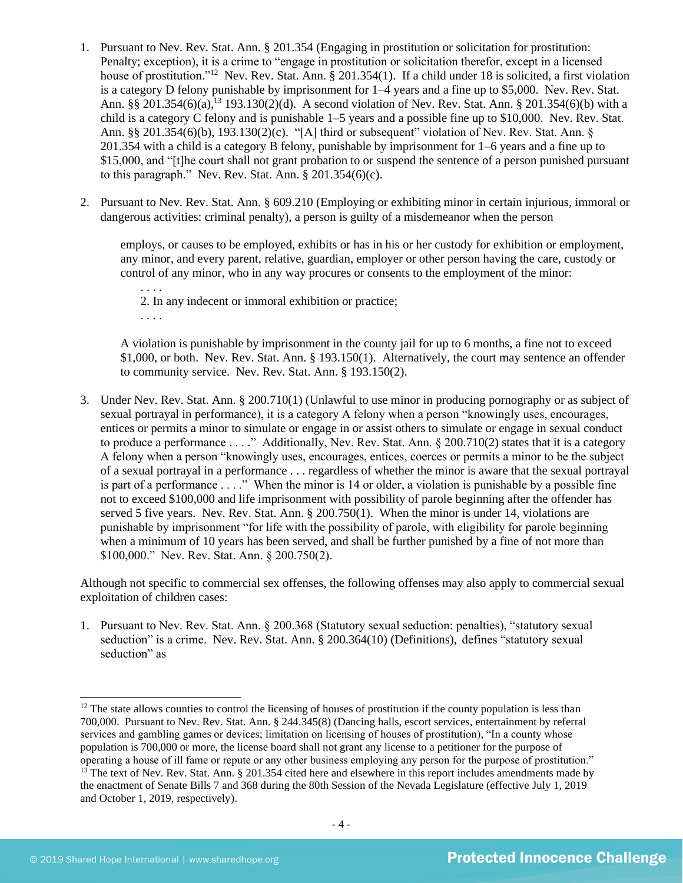1. Pursuant to Nev. Rev. Stat. Ann. § 201.354 (Engaging in prostitution or solicitation for prostitution: Penalty; exception), it is a crime to "engage in prostitution or solicitation therefor, except in a licensed house of prostitution."[12] Nev. Rev. Stat. Ann. § 201.354(1). If a child under 18 is solicited, a first violation is a category D felony punishable by imprisonment for 1–4 years and a fine up to $5,000. Nev. Rev. Stat. Ann. §§ 201.354(6)(a),[13] 193.130(2)(d). A second violation of Nev. Rev. Stat. Ann. § 201.354(6)(b) with a child is a category C felony and is punishable 1–5 years and a possible fine up to $10,000. Nev. Rev. Stat. Ann. §§ 201.354(6)(b), 193.130(2)(c). "[A] third or subsequent" violation of Nev. Rev. Stat. Ann. § 201.354 with a child is a category B felony, punishable by imprisonment for 1–6 years and a fine up to $15,000, and "[t]he court shall not grant probation to or suspend the sentence of a person punished pursuant to this paragraph." Nev. Rev. Stat. Ann. § 201.354(6)(c).

2. Pursuant to Nev. Rev. Stat. Ann. § 609.210 (Employing or exhibiting minor in certain injurious, immoral or dangerous activities: criminal penalty), a person is guilty of a misdemeanor when the person

   > employs, or causes to be employed, exhibits or has in his or her custody for exhibition or employment, any minor, and every parent, relative, guardian, employer or other person having the care, custody or control of any minor, who in any way procures or consents to the employment of the minor:
   >
   > . . . .
   >
   > 2. In any indecent or immoral exhibition or practice;
   >
   > . . . .

   A violation is punishable by imprisonment in the county jail for up to 6 months, a fine not to exceed $1,000, or both. Nev. Rev. Stat. Ann. § 193.150(1). Alternatively, the court may sentence an offender to community service. Nev. Rev. Stat. Ann. § 193.150(2).

3. Under Nev. Rev. Stat. Ann. § 200.710(1) (Unlawful to use minor in producing pornography or as subject of sexual portrayal in performance), it is a category A felony when a person "knowingly uses, encourages, entices or permits a minor to simulate or engage in or assist others to simulate or engage in sexual conduct to produce a performance . . . ." Additionally, Nev. Rev. Stat. Ann. § 200.710(2) states that it is a category A felony when a person "knowingly uses, encourages, entices, coerces or permits a minor to be the subject of a sexual portrayal in a performance . . . regardless of whether the minor is aware that the sexual portrayal is part of a performance . . . ." When the minor is 14 or older, a violation is punishable by a possible fine not to exceed $100,000 and life imprisonment with possibility of parole beginning after the offender has served 5 five years. Nev. Rev. Stat. Ann. § 200.750(1). When the minor is under 14, violations are punishable by imprisonment "for life with the possibility of parole, with eligibility for parole beginning when a minimum of 10 years has been served, and shall be further punished by a fine of not more than $100,000." Nev. Rev. Stat. Ann. § 200.750(2).

Although not specific to commercial sex offenses, the following offenses may also apply to commercial sexual exploitation of children cases:

1. Pursuant to Nev. Rev. Stat. Ann. § 200.368 (Statutory sexual seduction: penalties), "statutory sexual seduction" is a crime. Nev. Rev. Stat. Ann. § 200.364(10) (Definitions), defines "statutory sexual seduction" as

---

[12] The state allows counties to control the licensing of houses of prostitution if the county population is less than 700,000. Pursuant to Nev. Rev. Stat. Ann. § 244.345(8) (Dancing halls, escort services, entertainment by referral services and gambling games or devices; limitation on licensing of houses of prostitution), "In a county whose population is 700,000 or more, the license board shall not grant any license to a petitioner for the purpose of operating a house of ill fame or repute or any other business employing any person for the purpose of prostitution."

[13] The text of Nev. Rev. Stat. Ann. § 201.354 cited here and elsewhere in this report includes amendments made by the enactment of Senate Bills 7 and 368 during the 80th Session of the Nevada Legislature (effective July 1, 2019 and October 1, 2019, respectively).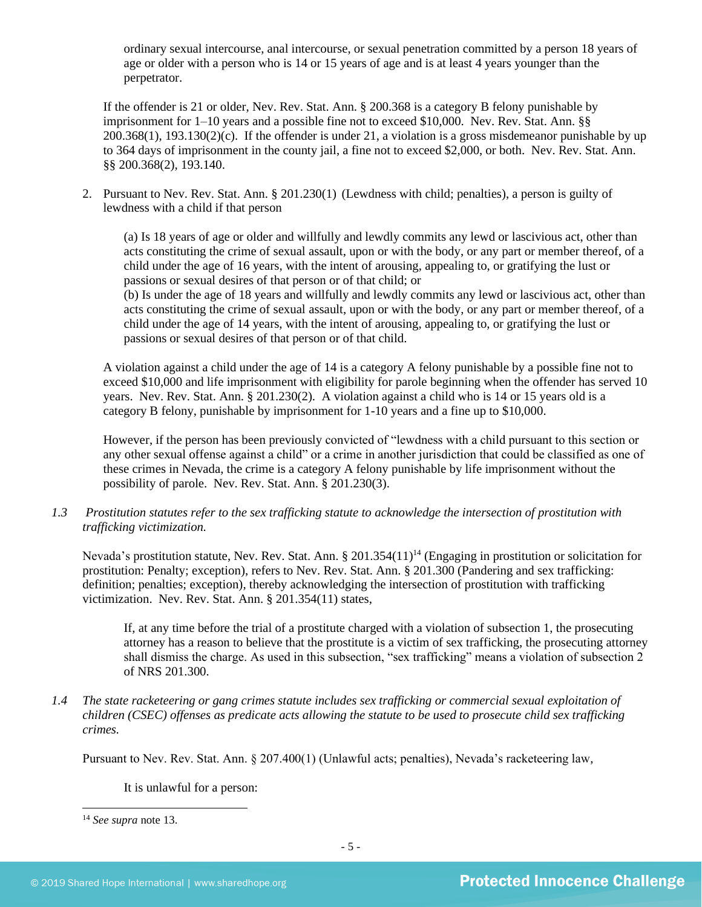ordinary sexual intercourse, anal intercourse, or sexual penetration committed by a person 18 years of age or older with a person who is 14 or 15 years of age and is at least 4 years younger than the perpetrator.

If the offender is 21 or older, Nev. Rev. Stat. Ann. § 200.368 is a category B felony punishable by imprisonment for 1–10 years and a possible fine not to exceed $10,000. Nev. Rev. Stat. Ann. §§ 200.368(1), 193.130(2)(c). If the offender is under 21, a violation is a gross misdemeanor punishable by up to 364 days of imprisonment in the county jail, a fine not to exceed $2,000, or both. Nev. Rev. Stat. Ann. §§ 200.368(2), 193.140.

2. Pursuant to Nev. Rev. Stat. Ann. § 201.230(1) (Lewdness with child; penalties), a person is guilty of lewdness with a child if that person

> (a) Is 18 years of age or older and willfully and lewdly commits any lewd or lascivious act, other than acts constituting the crime of sexual assault, upon or with the body, or any part or member thereof, of a child under the age of 16 years, with the intent of arousing, appealing to, or gratifying the lust or passions or sexual desires of that person or of that child; or
> (b) Is under the age of 18 years and willfully and lewdly commits any lewd or lascivious act, other than acts constituting the crime of sexual assault, upon or with the body, or any part or member thereof, of a child under the age of 14 years, with the intent of arousing, appealing to, or gratifying the lust or passions or sexual desires of that person or of that child.

A violation against a child under the age of 14 is a category A felony punishable by a possible fine not to exceed $10,000 and life imprisonment with eligibility for parole beginning when the offender has served 10 years. Nev. Rev. Stat. Ann. § 201.230(2). A violation against a child who is 14 or 15 years old is a category B felony, punishable by imprisonment for 1-10 years and a fine up to $10,000.

However, if the person has been previously convicted of "lewdness with a child pursuant to this section or any other sexual offense against a child" or a crime in another jurisdiction that could be classified as one of these crimes in Nevada, the crime is a category A felony punishable by life imprisonment without the possibility of parole. Nev. Rev. Stat. Ann. § 201.230(3).

*1.3 Prostitution statutes refer to the sex trafficking statute to acknowledge the intersection of prostitution with trafficking victimization.*

Nevada's prostitution statute, Nev. Rev. Stat. Ann. § 201.354(11)[14] (Engaging in prostitution or solicitation for prostitution: Penalty; exception), refers to Nev. Rev. Stat. Ann. § 201.300 (Pandering and sex trafficking: definition; penalties; exception), thereby acknowledging the intersection of prostitution with trafficking victimization. Nev. Rev. Stat. Ann. § 201.354(11) states,

> If, at any time before the trial of a prostitute charged with a violation of subsection 1, the prosecuting attorney has a reason to believe that the prostitute is a victim of sex trafficking, the prosecuting attorney shall dismiss the charge. As used in this subsection, "sex trafficking" means a violation of subsection 2 of NRS 201.300.

*1.4 The state racketeering or gang crimes statute includes sex trafficking or commercial sexual exploitation of children (CSEC) offenses as predicate acts allowing the statute to be used to prosecute child sex trafficking crimes.*

Pursuant to Nev. Rev. Stat. Ann. § 207.400(1) (Unlawful acts; penalties), Nevada's racketeering law,

> It is unlawful for a person:

[14] *See supra* note 13.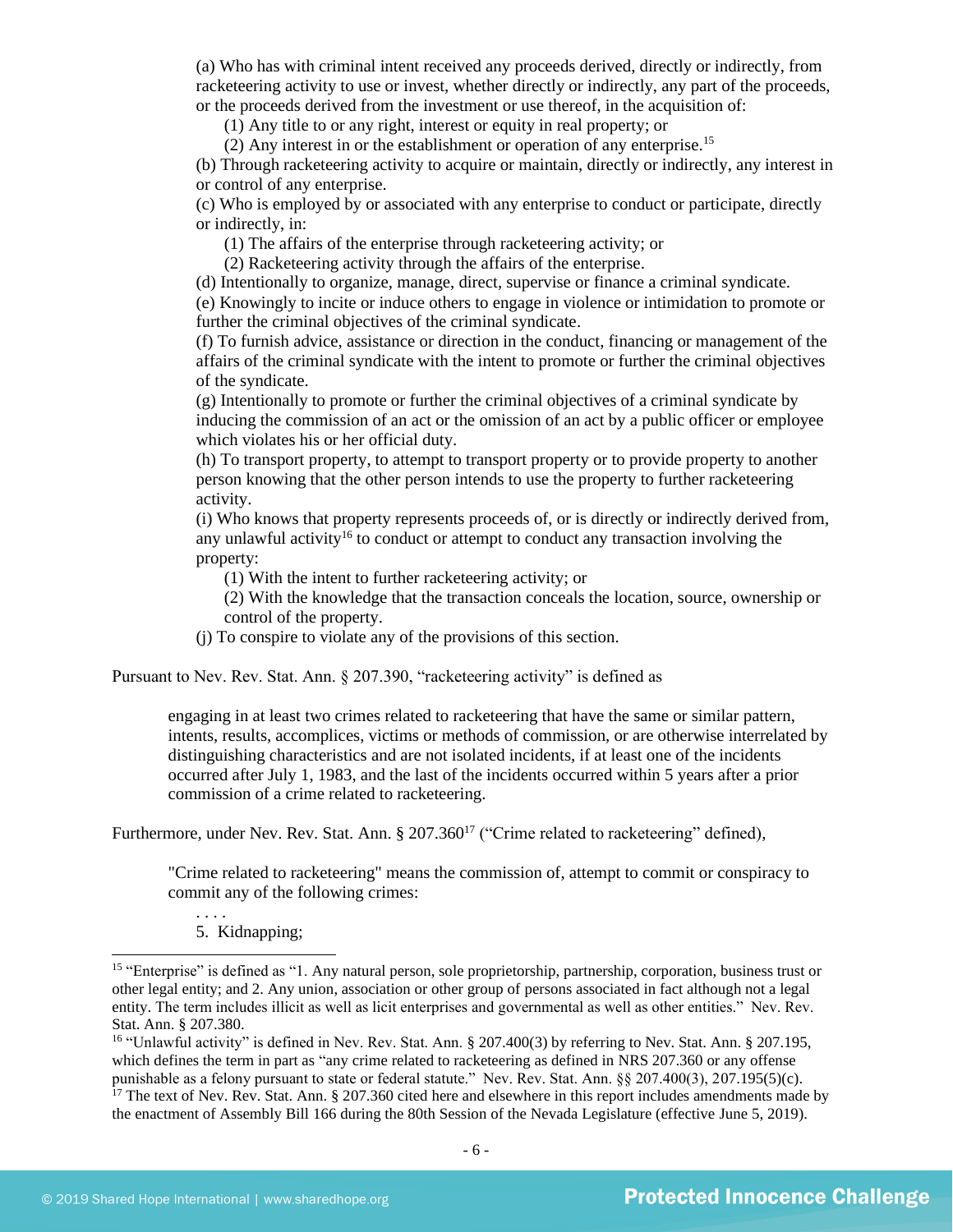(a) Who has with criminal intent received any proceeds derived, directly or indirectly, from racketeering activity to use or invest, whether directly or indirectly, any part of the proceeds, or the proceeds derived from the investment or use thereof, in the acquisition of:

(1) Any title to or any right, interest or equity in real property; or

(2) Any interest in or the establishment or operation of any enterprise.[15]

(b) Through racketeering activity to acquire or maintain, directly or indirectly, any interest in or control of any enterprise.

(c) Who is employed by or associated with any enterprise to conduct or participate, directly or indirectly, in:

(1) The affairs of the enterprise through racketeering activity; or

(2) Racketeering activity through the affairs of the enterprise.

(d) Intentionally to organize, manage, direct, supervise or finance a criminal syndicate.

(e) Knowingly to incite or induce others to engage in violence or intimidation to promote or further the criminal objectives of the criminal syndicate.

(f) To furnish advice, assistance or direction in the conduct, financing or management of the affairs of the criminal syndicate with the intent to promote or further the criminal objectives of the syndicate.

(g) Intentionally to promote or further the criminal objectives of a criminal syndicate by inducing the commission of an act or the omission of an act by a public officer or employee which violates his or her official duty.

(h) To transport property, to attempt to transport property or to provide property to another person knowing that the other person intends to use the property to further racketeering activity.

(i) Who knows that property represents proceeds of, or is directly or indirectly derived from, any unlawful activity[16] to conduct or attempt to conduct any transaction involving the property:

(1) With the intent to further racketeering activity; or

(2) With the knowledge that the transaction conceals the location, source, ownership or control of the property.

(j) To conspire to violate any of the provisions of this section.

Pursuant to Nev. Rev. Stat. Ann. § 207.390, "racketeering activity" is defined as

> engaging in at least two crimes related to racketeering that have the same or similar pattern, intents, results, accomplices, victims or methods of commission, or are otherwise interrelated by distinguishing characteristics and are not isolated incidents, if at least one of the incidents occurred after July 1, 1983, and the last of the incidents occurred within 5 years after a prior commission of a crime related to racketeering.

Furthermore, under Nev. Rev. Stat. Ann. § 207.360[17] ("Crime related to racketeering" defined),

> "Crime related to racketeering" means the commission of, attempt to commit or conspiracy to commit any of the following crimes:
>
> . . . .
>
> 5. Kidnapping;

---

[15] "Enterprise" is defined as "1. Any natural person, sole proprietorship, partnership, corporation, business trust or other legal entity; and 2. Any union, association or other group of persons associated in fact although not a legal entity. The term includes illicit as well as licit enterprises and governmental as well as other entities." Nev. Rev. Stat. Ann. § 207.380.

[16] "Unlawful activity" is defined in Nev. Rev. Stat. Ann. § 207.400(3) by referring to Nev. Stat. Ann. § 207.195, which defines the term in part as "any crime related to racketeering as defined in NRS 207.360 or any offense punishable as a felony pursuant to state or federal statute." Nev. Rev. Stat. Ann. §§ 207.400(3), 207.195(5)(c).

[17] The text of Nev. Rev. Stat. Ann. § 207.360 cited here and elsewhere in this report includes amendments made by the enactment of Assembly Bill 166 during the 80th Session of the Nevada Legislature (effective June 5, 2019).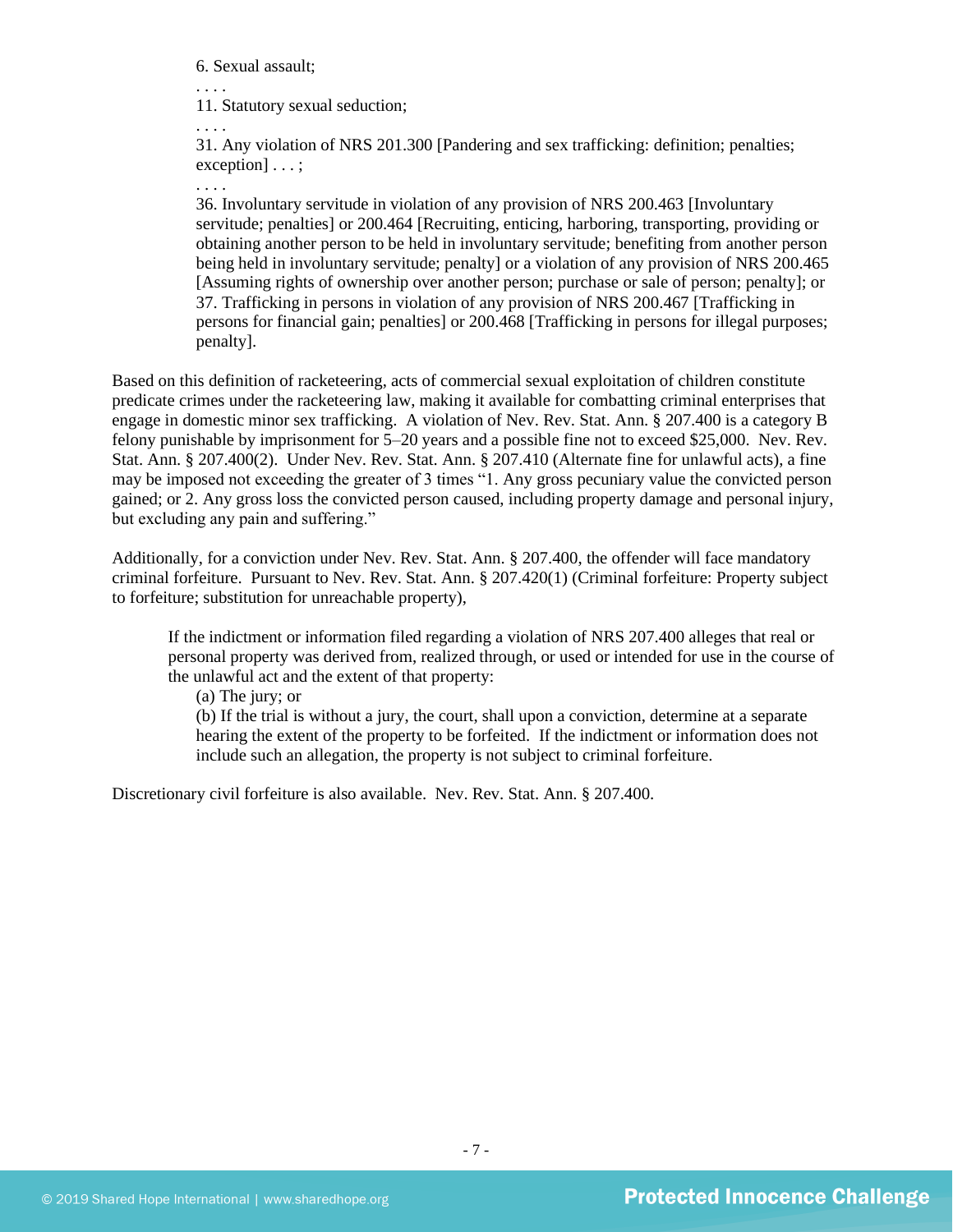> 6. Sexual assault;
>
> . . . .
>
> 11. Statutory sexual seduction;
>
> . . . .
>
> 31. Any violation of NRS 201.300 [Pandering and sex trafficking: definition; penalties; exception] . . . ;
>
> . . . .
>
> 36. Involuntary servitude in violation of any provision of NRS 200.463 [Involuntary servitude; penalties] or 200.464 [Recruiting, enticing, harboring, transporting, providing or obtaining another person to be held in involuntary servitude; benefiting from another person being held in involuntary servitude; penalty] or a violation of any provision of NRS 200.465 [Assuming rights of ownership over another person; purchase or sale of person; penalty]; or
>
> 37. Trafficking in persons in violation of any provision of NRS 200.467 [Trafficking in persons for financial gain; penalties] or 200.468 [Trafficking in persons for illegal purposes; penalty].

Based on this definition of racketeering, acts of commercial sexual exploitation of children constitute predicate crimes under the racketeering law, making it available for combatting criminal enterprises that engage in domestic minor sex trafficking. A violation of Nev. Rev. Stat. Ann. § 207.400 is a category B felony punishable by imprisonment for 5–20 years and a possible fine not to exceed $25,000. Nev. Rev. Stat. Ann. § 207.400(2). Under Nev. Rev. Stat. Ann. § 207.410 (Alternate fine for unlawful acts), a fine may be imposed not exceeding the greater of 3 times "1. Any gross pecuniary value the convicted person gained; or 2. Any gross loss the convicted person caused, including property damage and personal injury, but excluding any pain and suffering."

Additionally, for a conviction under Nev. Rev. Stat. Ann. § 207.400, the offender will face mandatory criminal forfeiture. Pursuant to Nev. Rev. Stat. Ann. § 207.420(1) (Criminal forfeiture: Property subject to forfeiture; substitution for unreachable property),

> If the indictment or information filed regarding a violation of NRS 207.400 alleges that real or personal property was derived from, realized through, or used or intended for use in the course of the unlawful act and the extent of that property:
>
> (a) The jury; or
>
> (b) If the trial is without a jury, the court, shall upon a conviction, determine at a separate hearing the extent of the property to be forfeited. If the indictment or information does not include such an allegation, the property is not subject to criminal forfeiture.

Discretionary civil forfeiture is also available. Nev. Rev. Stat. Ann. § 207.400.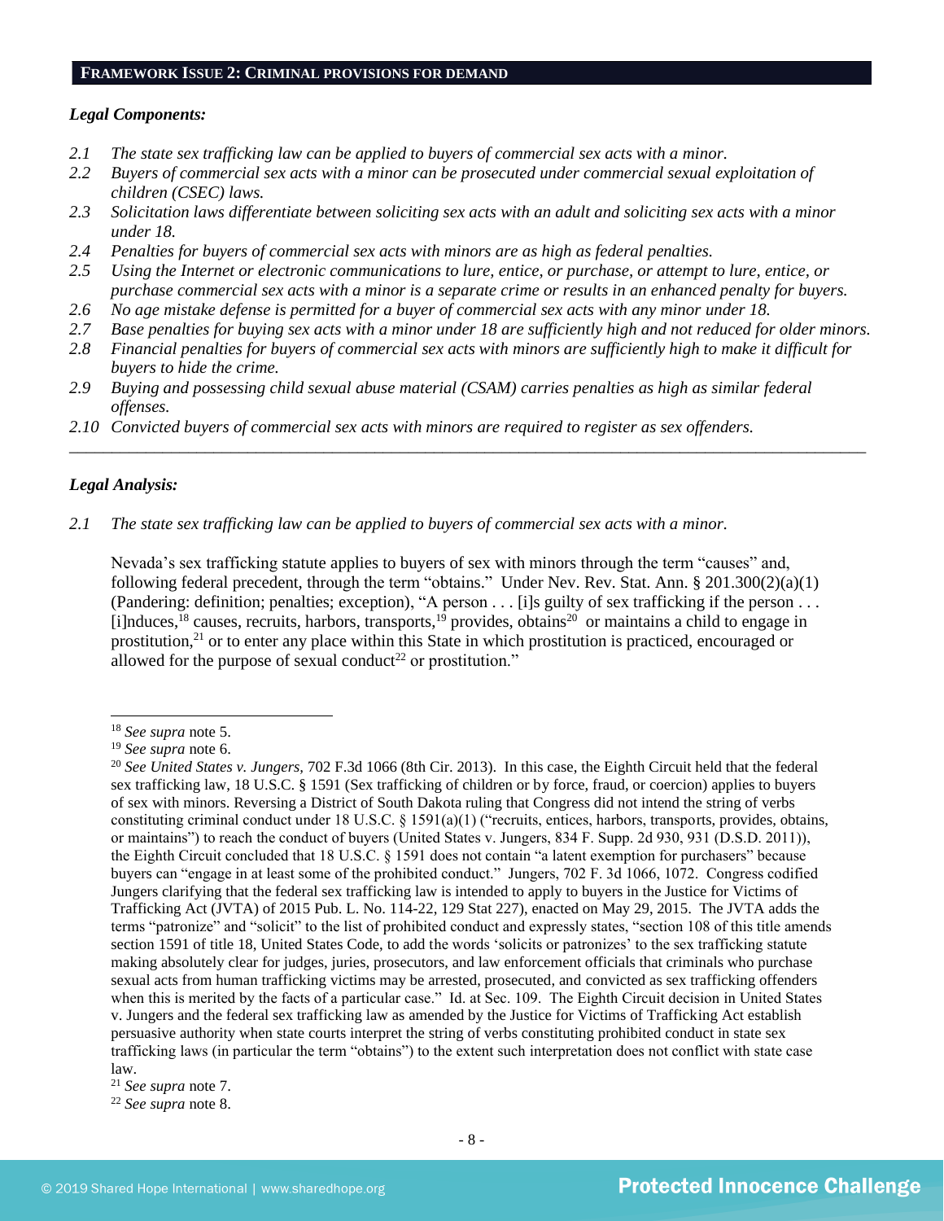## FRAMEWORK ISSUE 2: CRIMINAL PROVISIONS FOR DEMAND

***Legal Components:***

*2.1 The state sex trafficking law can be applied to buyers of commercial sex acts with a minor.*
*2.2 Buyers of commercial sex acts with a minor can be prosecuted under commercial sexual exploitation of children (CSEC) laws.*
*2.3 Solicitation laws differentiate between soliciting sex acts with an adult and soliciting sex acts with a minor under 18.*
*2.4 Penalties for buyers of commercial sex acts with minors are as high as federal penalties.*
*2.5 Using the Internet or electronic communications to lure, entice, or purchase, or attempt to lure, entice, or purchase commercial sex acts with a minor is a separate crime or results in an enhanced penalty for buyers.*
*2.6 No age mistake defense is permitted for a buyer of commercial sex acts with any minor under 18.*
*2.7 Base penalties for buying sex acts with a minor under 18 are sufficiently high and not reduced for older minors.*
*2.8 Financial penalties for buyers of commercial sex acts with minors are sufficiently high to make it difficult for buyers to hide the crime.*
*2.9 Buying and possessing child sexual abuse material (CSAM) carries penalties as high as similar federal offenses.*
*2.10 Convicted buyers of commercial sex acts with minors are required to register as sex offenders.*

---

***Legal Analysis:***

*2.1 The state sex trafficking law can be applied to buyers of commercial sex acts with a minor.*

Nevada's sex trafficking statute applies to buyers of sex with minors through the term "causes" and, following federal precedent, through the term "obtains." Under Nev. Rev. Stat. Ann. § 201.300(2)(a)(1) (Pandering: definition; penalties; exception), "A person . . . [i]s guilty of sex trafficking if the person . . . [i]nduces,[18] causes, recruits, harbors, transports,[19] provides, obtains[20] or maintains a child to engage in prostitution,[21] or to enter any place within this State in which prostitution is practiced, encouraged or allowed for the purpose of sexual conduct[22] or prostitution."

---

[18] *See supra* note 5.

[19] *See supra* note 6.

[20] *See United States v. Jungers,* 702 F.3d 1066 (8th Cir. 2013). In this case, the Eighth Circuit held that the federal sex trafficking law, 18 U.S.C. § 1591 (Sex trafficking of children or by force, fraud, or coercion) applies to buyers of sex with minors. Reversing a District of South Dakota ruling that Congress did not intend the string of verbs constituting criminal conduct under 18 U.S.C. § 1591(a)(1) ("recruits, entices, harbors, transports, provides, obtains, or maintains") to reach the conduct of buyers (United States v. Jungers, 834 F. Supp. 2d 930, 931 (D.S.D. 2011)), the Eighth Circuit concluded that 18 U.S.C. § 1591 does not contain "a latent exemption for purchasers" because buyers can "engage in at least some of the prohibited conduct." Jungers, 702 F. 3d 1066, 1072. Congress codified Jungers clarifying that the federal sex trafficking law is intended to apply to buyers in the Justice for Victims of Trafficking Act (JVTA) of 2015 Pub. L. No. 114-22, 129 Stat 227), enacted on May 29, 2015. The JVTA adds the terms "patronize" and "solicit" to the list of prohibited conduct and expressly states, "section 108 of this title amends section 1591 of title 18, United States Code, to add the words 'solicits or patronizes' to the sex trafficking statute making absolutely clear for judges, juries, prosecutors, and law enforcement officials that criminals who purchase sexual acts from human trafficking victims may be arrested, prosecuted, and convicted as sex trafficking offenders when this is merited by the facts of a particular case." Id. at Sec. 109. The Eighth Circuit decision in United States v. Jungers and the federal sex trafficking law as amended by the Justice for Victims of Trafficking Act establish persuasive authority when state courts interpret the string of verbs constituting prohibited conduct in state sex trafficking laws (in particular the term "obtains") to the extent such interpretation does not conflict with state case law.

[21] *See supra* note 7.

[22] *See supra* note 8.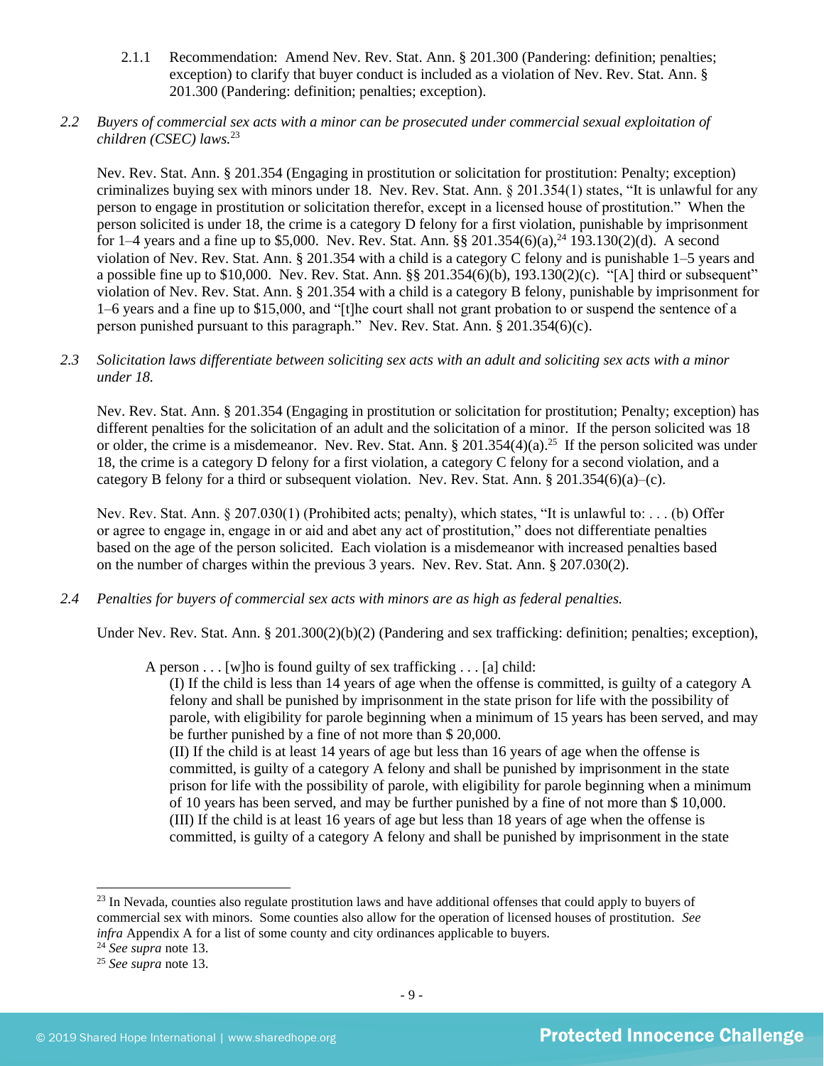2.1.1 Recommendation: Amend Nev. Rev. Stat. Ann. § 201.300 (Pandering: definition; penalties; exception) to clarify that buyer conduct is included as a violation of Nev. Rev. Stat. Ann. § 201.300 (Pandering: definition; penalties; exception).

*2.2 Buyers of commercial sex acts with a minor can be prosecuted under commercial sexual exploitation of children (CSEC) laws.*[23]

Nev. Rev. Stat. Ann. § 201.354 (Engaging in prostitution or solicitation for prostitution: Penalty; exception) criminalizes buying sex with minors under 18. Nev. Rev. Stat. Ann. § 201.354(1) states, "It is unlawful for any person to engage in prostitution or solicitation therefor, except in a licensed house of prostitution." When the person solicited is under 18, the crime is a category D felony for a first violation, punishable by imprisonment for 1–4 years and a fine up to $5,000. Nev. Rev. Stat. Ann. §§ 201.354(6)(a),[24] 193.130(2)(d). A second violation of Nev. Rev. Stat. Ann. § 201.354 with a child is a category C felony and is punishable 1–5 years and a possible fine up to $10,000. Nev. Rev. Stat. Ann. §§ 201.354(6)(b), 193.130(2)(c). "[A] third or subsequent" violation of Nev. Rev. Stat. Ann. § 201.354 with a child is a category B felony, punishable by imprisonment for 1–6 years and a fine up to $15,000, and "[t]he court shall not grant probation to or suspend the sentence of a person punished pursuant to this paragraph." Nev. Rev. Stat. Ann. § 201.354(6)(c).

*2.3 Solicitation laws differentiate between soliciting sex acts with an adult and soliciting sex acts with a minor under 18.*

Nev. Rev. Stat. Ann. § 201.354 (Engaging in prostitution or solicitation for prostitution; Penalty; exception) has different penalties for the solicitation of an adult and the solicitation of a minor. If the person solicited was 18 or older, the crime is a misdemeanor. Nev. Rev. Stat. Ann. § 201.354(4)(a).[25] If the person solicited was under 18, the crime is a category D felony for a first violation, a category C felony for a second violation, and a category B felony for a third or subsequent violation. Nev. Rev. Stat. Ann. § 201.354(6)(a)–(c).

Nev. Rev. Stat. Ann. § 207.030(1) (Prohibited acts; penalty), which states, "It is unlawful to: . . . (b) Offer or agree to engage in, engage in or aid and abet any act of prostitution," does not differentiate penalties based on the age of the person solicited. Each violation is a misdemeanor with increased penalties based on the number of charges within the previous 3 years. Nev. Rev. Stat. Ann. § 207.030(2).

*2.4 Penalties for buyers of commercial sex acts with minors are as high as federal penalties.*

Under Nev. Rev. Stat. Ann. § 201.300(2)(b)(2) (Pandering and sex trafficking: definition; penalties; exception),

> A person . . . [w]ho is found guilty of sex trafficking . . . [a] child:
>
> (I) If the child is less than 14 years of age when the offense is committed, is guilty of a category A felony and shall be punished by imprisonment in the state prison for life with the possibility of parole, with eligibility for parole beginning when a minimum of 15 years has been served, and may be further punished by a fine of not more than $ 20,000.
>
> (II) If the child is at least 14 years of age but less than 16 years of age when the offense is committed, is guilty of a category A felony and shall be punished by imprisonment in the state prison for life with the possibility of parole, with eligibility for parole beginning when a minimum of 10 years has been served, and may be further punished by a fine of not more than $ 10,000.
>
> (III) If the child is at least 16 years of age but less than 18 years of age when the offense is committed, is guilty of a category A felony and shall be punished by imprisonment in the state

---

[23] In Nevada, counties also regulate prostitution laws and have additional offenses that could apply to buyers of commercial sex with minors. Some counties also allow for the operation of licensed houses of prostitution. *See infra* Appendix A for a list of some county and city ordinances applicable to buyers.

[24] *See supra* note 13.

[25] *See supra* note 13.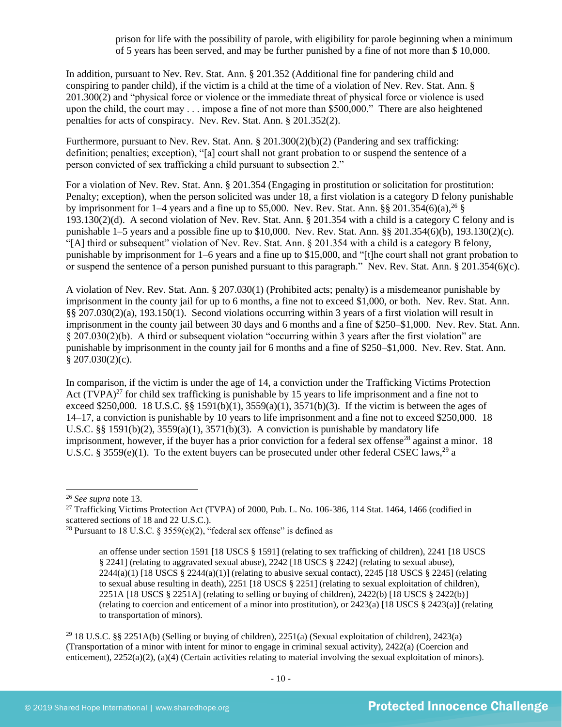prison for life with the possibility of parole, with eligibility for parole beginning when a minimum of 5 years has been served, and may be further punished by a fine of not more than $ 10,000.

In addition, pursuant to Nev. Rev. Stat. Ann. § 201.352 (Additional fine for pandering child and conspiring to pander child), if the victim is a child at the time of a violation of Nev. Rev. Stat. Ann. § 201.300(2) and "physical force or violence or the immediate threat of physical force or violence is used upon the child, the court may . . . impose a fine of not more than $500,000." There are also heightened penalties for acts of conspiracy. Nev. Rev. Stat. Ann. § 201.352(2).

Furthermore, pursuant to Nev. Rev. Stat. Ann. § 201.300(2)(b)(2) (Pandering and sex trafficking: definition; penalties; exception), "[a] court shall not grant probation to or suspend the sentence of a person convicted of sex trafficking a child pursuant to subsection 2."

For a violation of Nev. Rev. Stat. Ann. § 201.354 (Engaging in prostitution or solicitation for prostitution: Penalty; exception), when the person solicited was under 18, a first violation is a category D felony punishable by imprisonment for 1–4 years and a fine up to $5,000. Nev. Rev. Stat. Ann. §§ 201.354(6)(a),[26] § 193.130(2)(d). A second violation of Nev. Rev. Stat. Ann. § 201.354 with a child is a category C felony and is punishable 1–5 years and a possible fine up to $10,000. Nev. Rev. Stat. Ann. §§ 201.354(6)(b), 193.130(2)(c). "[A] third or subsequent" violation of Nev. Rev. Stat. Ann. § 201.354 with a child is a category B felony, punishable by imprisonment for 1–6 years and a fine up to $15,000, and "[t]he court shall not grant probation to or suspend the sentence of a person punished pursuant to this paragraph." Nev. Rev. Stat. Ann. § 201.354(6)(c).

A violation of Nev. Rev. Stat. Ann. § 207.030(1) (Prohibited acts; penalty) is a misdemeanor punishable by imprisonment in the county jail for up to 6 months, a fine not to exceed $1,000, or both. Nev. Rev. Stat. Ann. §§ 207.030(2)(a), 193.150(1). Second violations occurring within 3 years of a first violation will result in imprisonment in the county jail between 30 days and 6 months and a fine of $250–$1,000. Nev. Rev. Stat. Ann. § 207.030(2)(b). A third or subsequent violation "occurring within 3 years after the first violation" are punishable by imprisonment in the county jail for 6 months and a fine of $250–$1,000. Nev. Rev. Stat. Ann. § 207.030(2)(c).

In comparison, if the victim is under the age of 14, a conviction under the Trafficking Victims Protection Act (TVPA)[27] for child sex trafficking is punishable by 15 years to life imprisonment and a fine not to exceed $250,000. 18 U.S.C. §§ 1591(b)(1), 3559(a)(1), 3571(b)(3). If the victim is between the ages of 14–17, a conviction is punishable by 10 years to life imprisonment and a fine not to exceed $250,000. 18 U.S.C. §§ 1591(b)(2), 3559(a)(1), 3571(b)(3). A conviction is punishable by mandatory life imprisonment, however, if the buyer has a prior conviction for a federal sex offense[28] against a minor. 18 U.S.C. § 3559(e)(1). To the extent buyers can be prosecuted under other federal CSEC laws,[29] a

---

[26] *See supra* note 13.

[27] Trafficking Victims Protection Act (TVPA) of 2000, Pub. L. No. 106-386, 114 Stat. 1464, 1466 (codified in scattered sections of 18 and 22 U.S.C.).

[28] Pursuant to 18 U.S.C. § 3559(e)(2), "federal sex offense" is defined as

> an offense under section 1591 [18 USCS § 1591] (relating to sex trafficking of children), 2241 [18 USCS § 2241] (relating to aggravated sexual abuse), 2242 [18 USCS § 2242] (relating to sexual abuse), 2244(a)(1) [18 USCS § 2244(a)(1)] (relating to abusive sexual contact), 2245 [18 USCS § 2245] (relating to sexual abuse resulting in death), 2251 [18 USCS § 2251] (relating to sexual exploitation of children), 2251A [18 USCS § 2251A] (relating to selling or buying of children), 2422(b) [18 USCS § 2422(b)] (relating to coercion and enticement of a minor into prostitution), or 2423(a) [18 USCS § 2423(a)] (relating to transportation of minors).

[29] 18 U.S.C. §§ 2251A(b) (Selling or buying of children), 2251(a) (Sexual exploitation of children), 2423(a) (Transportation of a minor with intent for minor to engage in criminal sexual activity), 2422(a) (Coercion and enticement), 2252(a)(2), (a)(4) (Certain activities relating to material involving the sexual exploitation of minors).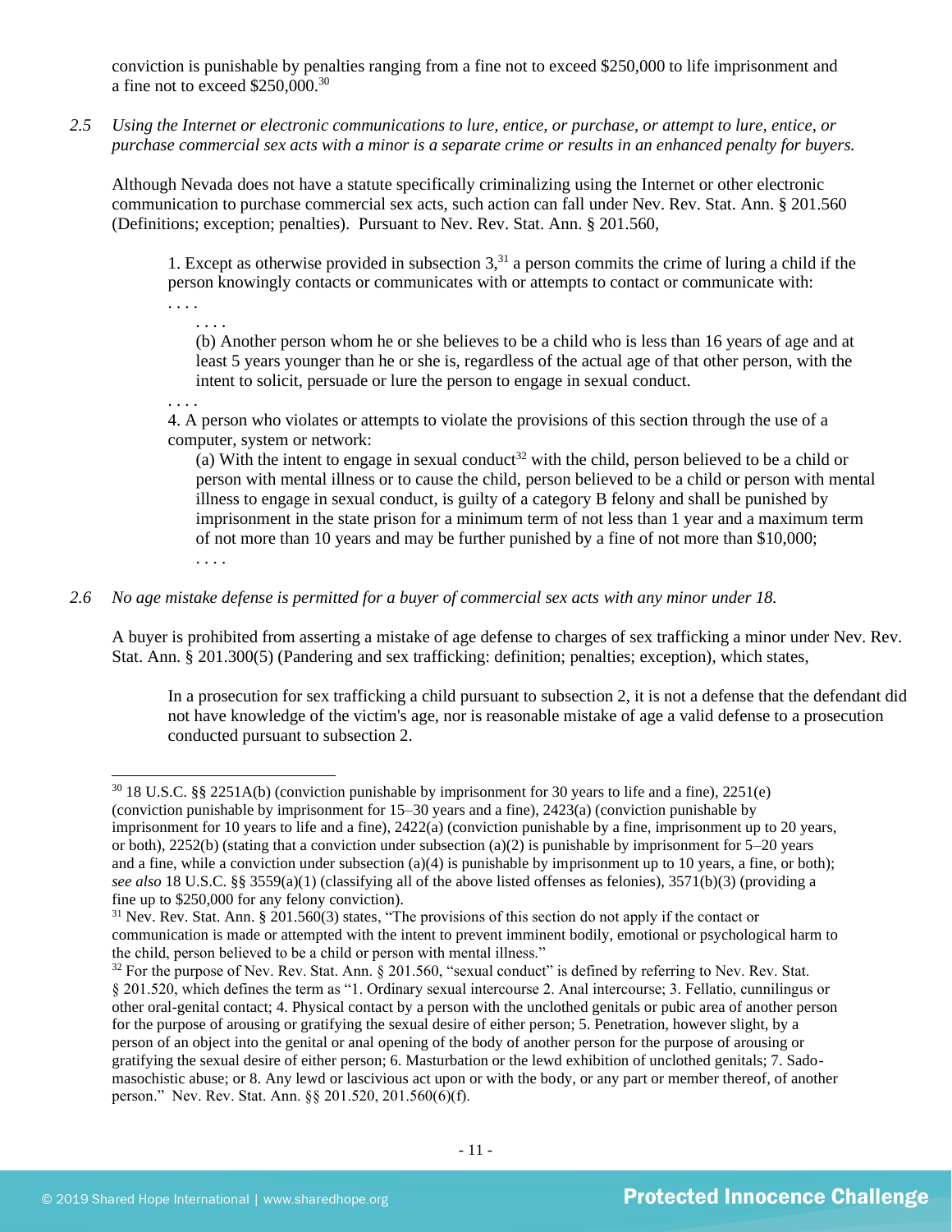conviction is punishable by penalties ranging from a fine not to exceed $250,000 to life imprisonment and a fine not to exceed $250,000.[30]

*2.5 Using the Internet or electronic communications to lure, entice, or purchase, or attempt to lure, entice, or purchase commercial sex acts with a minor is a separate crime or results in an enhanced penalty for buyers.*

Although Nevada does not have a statute specifically criminalizing using the Internet or other electronic communication to purchase commercial sex acts, such action can fall under Nev. Rev. Stat. Ann. § 201.560 (Definitions; exception; penalties). Pursuant to Nev. Rev. Stat. Ann. § 201.560,

> 1. Except as otherwise provided in subsection 3,[31] a person commits the crime of luring a child if the person knowingly contacts or communicates with or attempts to contact or communicate with:
> . . . .
> . . . .
> (b) Another person whom he or she believes to be a child who is less than 16 years of age and at least 5 years younger than he or she is, regardless of the actual age of that other person, with the intent to solicit, persuade or lure the person to engage in sexual conduct.
> . . . .
> 4. A person who violates or attempts to violate the provisions of this section through the use of a computer, system or network:
> (a) With the intent to engage in sexual conduct[32] with the child, person believed to be a child or person with mental illness or to cause the child, person believed to be a child or person with mental illness to engage in sexual conduct, is guilty of a category B felony and shall be punished by imprisonment in the state prison for a minimum term of not less than 1 year and a maximum term of not more than 10 years and may be further punished by a fine of not more than $10,000;
> . . . .

*2.6 No age mistake defense is permitted for a buyer of commercial sex acts with any minor under 18.*

A buyer is prohibited from asserting a mistake of age defense to charges of sex trafficking a minor under Nev. Rev. Stat. Ann. § 201.300(5) (Pandering and sex trafficking: definition; penalties; exception), which states,

> In a prosecution for sex trafficking a child pursuant to subsection 2, it is not a defense that the defendant did not have knowledge of the victim's age, nor is reasonable mistake of age a valid defense to a prosecution conducted pursuant to subsection 2.

---

[30] 18 U.S.C. §§ 2251A(b) (conviction punishable by imprisonment for 30 years to life and a fine), 2251(e) (conviction punishable by imprisonment for 15–30 years and a fine), 2423(a) (conviction punishable by imprisonment for 10 years to life and a fine), 2422(a) (conviction punishable by a fine, imprisonment up to 20 years, or both), 2252(b) (stating that a conviction under subsection (a)(2) is punishable by imprisonment for 5–20 years and a fine, while a conviction under subsection (a)(4) is punishable by imprisonment up to 10 years, a fine, or both); *see also* 18 U.S.C. §§ 3559(a)(1) (classifying all of the above listed offenses as felonies), 3571(b)(3) (providing a fine up to $250,000 for any felony conviction).

[31] Nev. Rev. Stat. Ann. § 201.560(3) states, "The provisions of this section do not apply if the contact or communication is made or attempted with the intent to prevent imminent bodily, emotional or psychological harm to the child, person believed to be a child or person with mental illness."

[32] For the purpose of Nev. Rev. Stat. Ann. § 201.560, "sexual conduct" is defined by referring to Nev. Rev. Stat. § 201.520, which defines the term as "1. Ordinary sexual intercourse 2. Anal intercourse; 3. Fellatio, cunnilingus or other oral-genital contact; 4. Physical contact by a person with the unclothed genitals or pubic area of another person for the purpose of arousing or gratifying the sexual desire of either person; 5. Penetration, however slight, by a person of an object into the genital or anal opening of the body of another person for the purpose of arousing or gratifying the sexual desire of either person; 6. Masturbation or the lewd exhibition of unclothed genitals; 7. Sado-masochistic abuse; or 8. Any lewd or lascivious act upon or with the body, or any part or member thereof, of another person." Nev. Rev. Stat. Ann. §§ 201.520, 201.560(6)(f).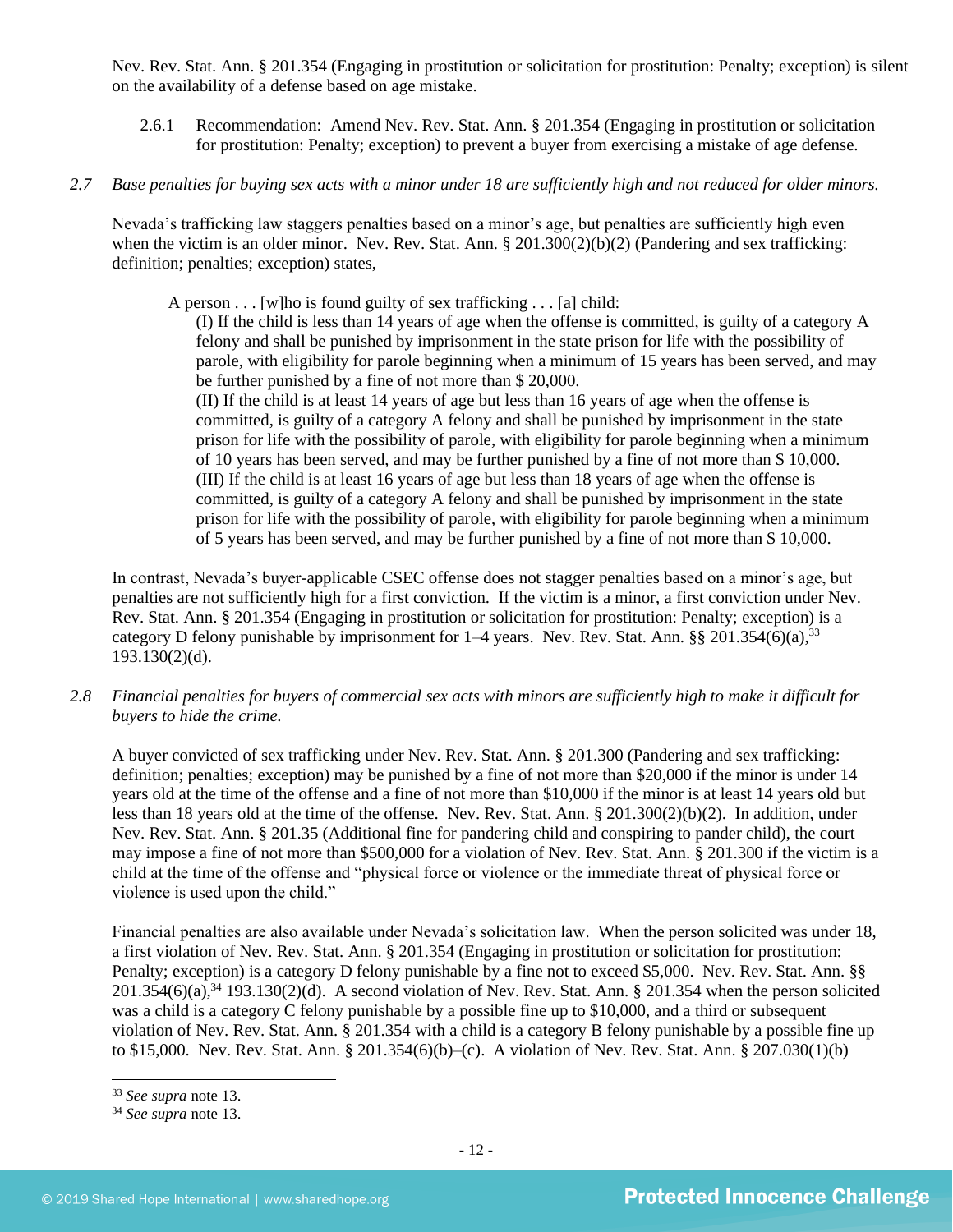Nev. Rev. Stat. Ann. § 201.354 (Engaging in prostitution or solicitation for prostitution: Penalty; exception) is silent on the availability of a defense based on age mistake.

2.6.1 Recommendation: Amend Nev. Rev. Stat. Ann. § 201.354 (Engaging in prostitution or solicitation for prostitution: Penalty; exception) to prevent a buyer from exercising a mistake of age defense.

*2.7 Base penalties for buying sex acts with a minor under 18 are sufficiently high and not reduced for older minors.*

Nevada's trafficking law staggers penalties based on a minor's age, but penalties are sufficiently high even when the victim is an older minor. Nev. Rev. Stat. Ann. § 201.300(2)(b)(2) (Pandering and sex trafficking: definition; penalties; exception) states,

> A person . . . [w]ho is found guilty of sex trafficking . . . [a] child:
>
> (I) If the child is less than 14 years of age when the offense is committed, is guilty of a category A felony and shall be punished by imprisonment in the state prison for life with the possibility of parole, with eligibility for parole beginning when a minimum of 15 years has been served, and may be further punished by a fine of not more than $ 20,000.
>
> (II) If the child is at least 14 years of age but less than 16 years of age when the offense is committed, is guilty of a category A felony and shall be punished by imprisonment in the state prison for life with the possibility of parole, with eligibility for parole beginning when a minimum of 10 years has been served, and may be further punished by a fine of not more than $ 10,000.
>
> (III) If the child is at least 16 years of age but less than 18 years of age when the offense is committed, is guilty of a category A felony and shall be punished by imprisonment in the state prison for life with the possibility of parole, with eligibility for parole beginning when a minimum of 5 years has been served, and may be further punished by a fine of not more than $ 10,000.

In contrast, Nevada's buyer-applicable CSEC offense does not stagger penalties based on a minor's age, but penalties are not sufficiently high for a first conviction. If the victim is a minor, a first conviction under Nev. Rev. Stat. Ann. § 201.354 (Engaging in prostitution or solicitation for prostitution: Penalty; exception) is a category D felony punishable by imprisonment for 1–4 years. Nev. Rev. Stat. Ann. §§ 201.354(6)(a),[33] 193.130(2)(d).

*2.8 Financial penalties for buyers of commercial sex acts with minors are sufficiently high to make it difficult for buyers to hide the crime.*

A buyer convicted of sex trafficking under Nev. Rev. Stat. Ann. § 201.300 (Pandering and sex trafficking: definition; penalties; exception) may be punished by a fine of not more than $20,000 if the minor is under 14 years old at the time of the offense and a fine of not more than $10,000 if the minor is at least 14 years old but less than 18 years old at the time of the offense. Nev. Rev. Stat. Ann. § 201.300(2)(b)(2). In addition, under Nev. Rev. Stat. Ann. § 201.35 (Additional fine for pandering child and conspiring to pander child), the court may impose a fine of not more than $500,000 for a violation of Nev. Rev. Stat. Ann. § 201.300 if the victim is a child at the time of the offense and "physical force or violence or the immediate threat of physical force or violence is used upon the child."

Financial penalties are also available under Nevada's solicitation law. When the person solicited was under 18, a first violation of Nev. Rev. Stat. Ann. § 201.354 (Engaging in prostitution or solicitation for prostitution: Penalty; exception) is a category D felony punishable by a fine not to exceed $5,000. Nev. Rev. Stat. Ann. §§ 201.354(6)(a),[34] 193.130(2)(d). A second violation of Nev. Rev. Stat. Ann. § 201.354 when the person solicited was a child is a category C felony punishable by a possible fine up to $10,000, and a third or subsequent violation of Nev. Rev. Stat. Ann. § 201.354 with a child is a category B felony punishable by a possible fine up to $15,000. Nev. Rev. Stat. Ann. § 201.354(6)(b)–(c). A violation of Nev. Rev. Stat. Ann. § 207.030(1)(b)

---

[33] *See supra* note 13.

[34] *See supra* note 13.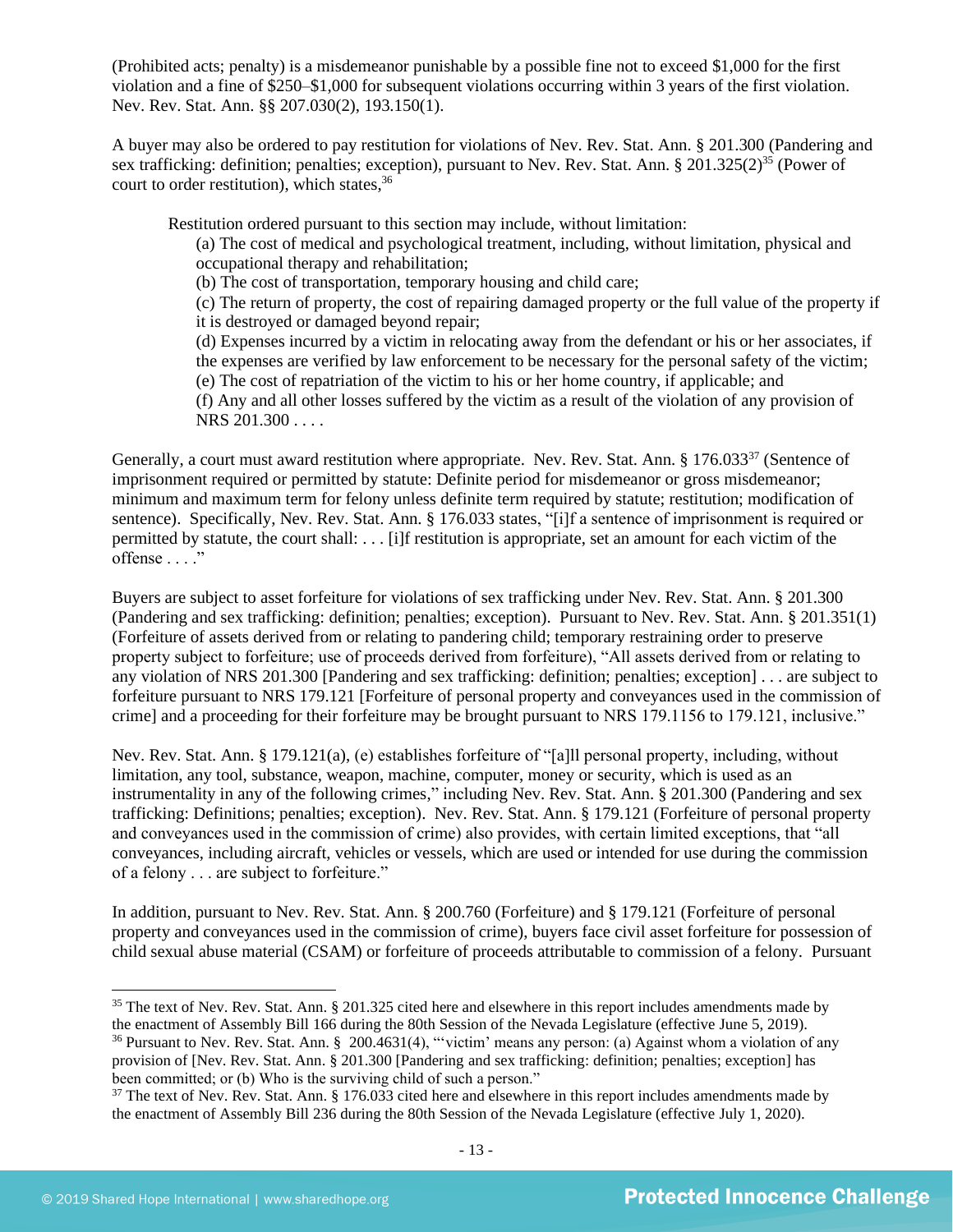(Prohibited acts; penalty) is a misdemeanor punishable by a possible fine not to exceed $1,000 for the first violation and a fine of $250–$1,000 for subsequent violations occurring within 3 years of the first violation. Nev. Rev. Stat. Ann. §§ 207.030(2), 193.150(1).

A buyer may also be ordered to pay restitution for violations of Nev. Rev. Stat. Ann. § 201.300 (Pandering and sex trafficking: definition; penalties; exception), pursuant to Nev. Rev. Stat. Ann. § 201.325(2)[35] (Power of court to order restitution), which states,[36]

> Restitution ordered pursuant to this section may include, without limitation:
>
> (a) The cost of medical and psychological treatment, including, without limitation, physical and occupational therapy and rehabilitation;
>
> (b) The cost of transportation, temporary housing and child care;
>
> (c) The return of property, the cost of repairing damaged property or the full value of the property if it is destroyed or damaged beyond repair;
>
> (d) Expenses incurred by a victim in relocating away from the defendant or his or her associates, if the expenses are verified by law enforcement to be necessary for the personal safety of the victim;
>
> (e) The cost of repatriation of the victim to his or her home country, if applicable; and
>
> (f) Any and all other losses suffered by the victim as a result of the violation of any provision of NRS 201.300 . . . .

Generally, a court must award restitution where appropriate. Nev. Rev. Stat. Ann. § 176.033[37] (Sentence of imprisonment required or permitted by statute: Definite period for misdemeanor or gross misdemeanor; minimum and maximum term for felony unless definite term required by statute; restitution; modification of sentence). Specifically, Nev. Rev. Stat. Ann. § 176.033 states, "[i]f a sentence of imprisonment is required or permitted by statute, the court shall: . . . [i]f restitution is appropriate, set an amount for each victim of the offense . . . ."

Buyers are subject to asset forfeiture for violations of sex trafficking under Nev. Rev. Stat. Ann. § 201.300 (Pandering and sex trafficking: definition; penalties; exception). Pursuant to Nev. Rev. Stat. Ann. § 201.351(1) (Forfeiture of assets derived from or relating to pandering child; temporary restraining order to preserve property subject to forfeiture; use of proceeds derived from forfeiture), "All assets derived from or relating to any violation of NRS 201.300 [Pandering and sex trafficking: definition; penalties; exception] . . . are subject to forfeiture pursuant to NRS 179.121 [Forfeiture of personal property and conveyances used in the commission of crime] and a proceeding for their forfeiture may be brought pursuant to NRS 179.1156 to 179.121, inclusive."

Nev. Rev. Stat. Ann. § 179.121(a), (e) establishes forfeiture of "[a]ll personal property, including, without limitation, any tool, substance, weapon, machine, computer, money or security, which is used as an instrumentality in any of the following crimes," including Nev. Rev. Stat. Ann. § 201.300 (Pandering and sex trafficking: Definitions; penalties; exception). Nev. Rev. Stat. Ann. § 179.121 (Forfeiture of personal property and conveyances used in the commission of crime) also provides, with certain limited exceptions, that "all conveyances, including aircraft, vehicles or vessels, which are used or intended for use during the commission of a felony . . . are subject to forfeiture."

In addition, pursuant to Nev. Rev. Stat. Ann. § 200.760 (Forfeiture) and § 179.121 (Forfeiture of personal property and conveyances used in the commission of crime), buyers face civil asset forfeiture for possession of child sexual abuse material (CSAM) or forfeiture of proceeds attributable to commission of a felony. Pursuant

---

[35] The text of Nev. Rev. Stat. Ann. § 201.325 cited here and elsewhere in this report includes amendments made by the enactment of Assembly Bill 166 during the 80th Session of the Nevada Legislature (effective June 5, 2019).

[36] Pursuant to Nev. Rev. Stat. Ann. § 200.4631(4), "'victim' means any person: (a) Against whom a violation of any provision of [Nev. Rev. Stat. Ann. § 201.300 [Pandering and sex trafficking: definition; penalties; exception] has been committed; or (b) Who is the surviving child of such a person."

[37] The text of Nev. Rev. Stat. Ann. § 176.033 cited here and elsewhere in this report includes amendments made by the enactment of Assembly Bill 236 during the 80th Session of the Nevada Legislature (effective July 1, 2020).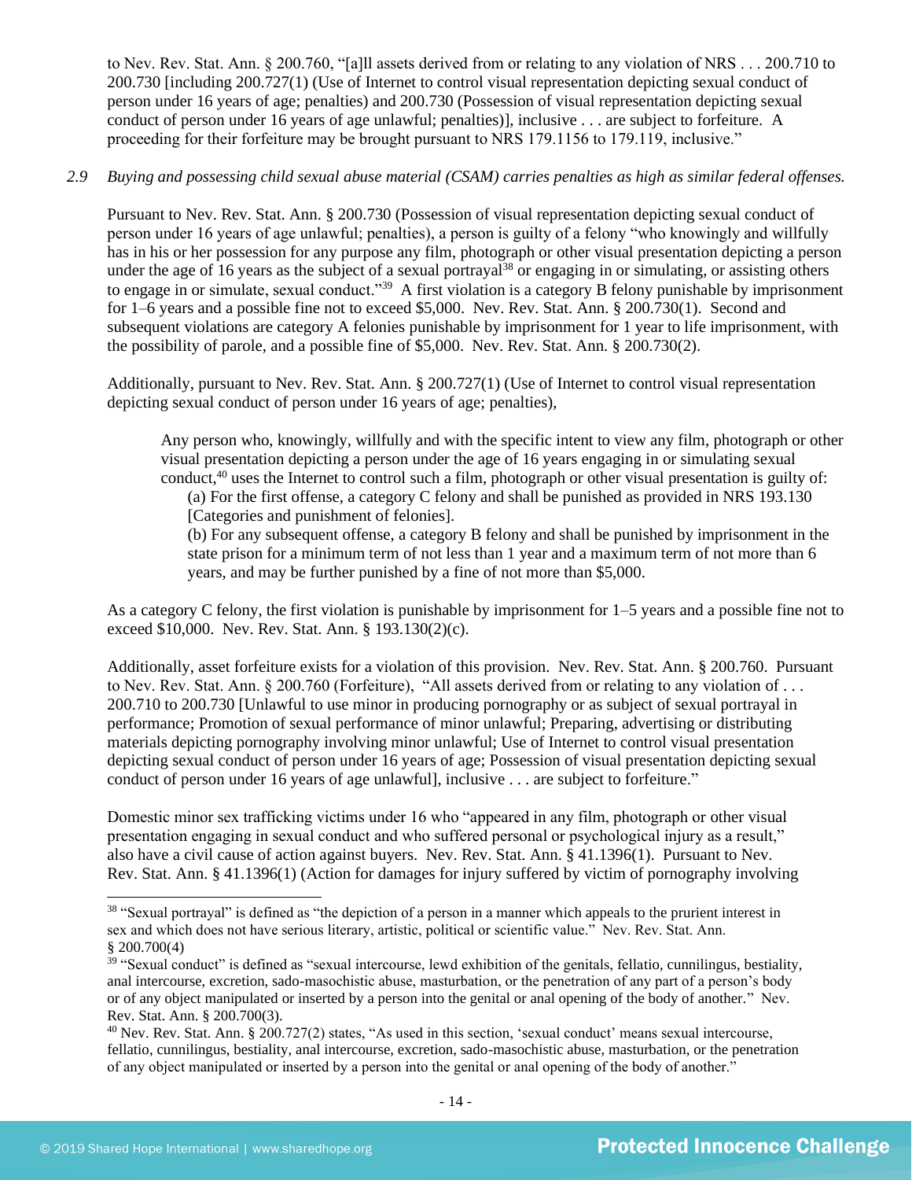to Nev. Rev. Stat. Ann. § 200.760, "[a]ll assets derived from or relating to any violation of NRS . . . 200.710 to 200.730 [including 200.727(1) (Use of Internet to control visual representation depicting sexual conduct of person under 16 years of age; penalties) and 200.730 (Possession of visual representation depicting sexual conduct of person under 16 years of age unlawful; penalties)], inclusive . . . are subject to forfeiture. A proceeding for their forfeiture may be brought pursuant to NRS 179.1156 to 179.119, inclusive."

*2.9 Buying and possessing child sexual abuse material (CSAM) carries penalties as high as similar federal offenses.*

Pursuant to Nev. Rev. Stat. Ann. § 200.730 (Possession of visual representation depicting sexual conduct of person under 16 years of age unlawful; penalties), a person is guilty of a felony "who knowingly and willfully has in his or her possession for any purpose any film, photograph or other visual presentation depicting a person under the age of 16 years as the subject of a sexual portrayal[38] or engaging in or simulating, or assisting others to engage in or simulate, sexual conduct."[39] A first violation is a category B felony punishable by imprisonment for 1–6 years and a possible fine not to exceed $5,000. Nev. Rev. Stat. Ann. § 200.730(1). Second and subsequent violations are category A felonies punishable by imprisonment for 1 year to life imprisonment, with the possibility of parole, and a possible fine of $5,000. Nev. Rev. Stat. Ann. § 200.730(2).

Additionally, pursuant to Nev. Rev. Stat. Ann. § 200.727(1) (Use of Internet to control visual representation depicting sexual conduct of person under 16 years of age; penalties),

> Any person who, knowingly, willfully and with the specific intent to view any film, photograph or other visual presentation depicting a person under the age of 16 years engaging in or simulating sexual conduct,[40] uses the Internet to control such a film, photograph or other visual presentation is guilty of:
>
> (a) For the first offense, a category C felony and shall be punished as provided in NRS 193.130 [Categories and punishment of felonies].
>
> (b) For any subsequent offense, a category B felony and shall be punished by imprisonment in the state prison for a minimum term of not less than 1 year and a maximum term of not more than 6 years, and may be further punished by a fine of not more than $5,000.

As a category C felony, the first violation is punishable by imprisonment for 1–5 years and a possible fine not to exceed $10,000. Nev. Rev. Stat. Ann. § 193.130(2)(c).

Additionally, asset forfeiture exists for a violation of this provision. Nev. Rev. Stat. Ann. § 200.760. Pursuant to Nev. Rev. Stat. Ann. § 200.760 (Forfeiture), "All assets derived from or relating to any violation of . . . 200.710 to 200.730 [Unlawful to use minor in producing pornography or as subject of sexual portrayal in performance; Promotion of sexual performance of minor unlawful; Preparing, advertising or distributing materials depicting pornography involving minor unlawful; Use of Internet to control visual presentation depicting sexual conduct of person under 16 years of age; Possession of visual presentation depicting sexual conduct of person under 16 years of age unlawful], inclusive . . . are subject to forfeiture."

Domestic minor sex trafficking victims under 16 who "appeared in any film, photograph or other visual presentation engaging in sexual conduct and who suffered personal or psychological injury as a result," also have a civil cause of action against buyers. Nev. Rev. Stat. Ann. § 41.1396(1). Pursuant to Nev. Rev. Stat. Ann. § 41.1396(1) (Action for damages for injury suffered by victim of pornography involving

---

[38] "Sexual portrayal" is defined as "the depiction of a person in a manner which appeals to the prurient interest in sex and which does not have serious literary, artistic, political or scientific value." Nev. Rev. Stat. Ann. § 200.700(4)

[39] "Sexual conduct" is defined as "sexual intercourse, lewd exhibition of the genitals, fellatio, cunnilingus, bestiality, anal intercourse, excretion, sado-masochistic abuse, masturbation, or the penetration of any part of a person's body or of any object manipulated or inserted by a person into the genital or anal opening of the body of another." Nev. Rev. Stat. Ann. § 200.700(3).

[40] Nev. Rev. Stat. Ann. § 200.727(2) states, "As used in this section, 'sexual conduct' means sexual intercourse, fellatio, cunnilingus, bestiality, anal intercourse, excretion, sado-masochistic abuse, masturbation, or the penetration of any object manipulated or inserted by a person into the genital or anal opening of the body of another."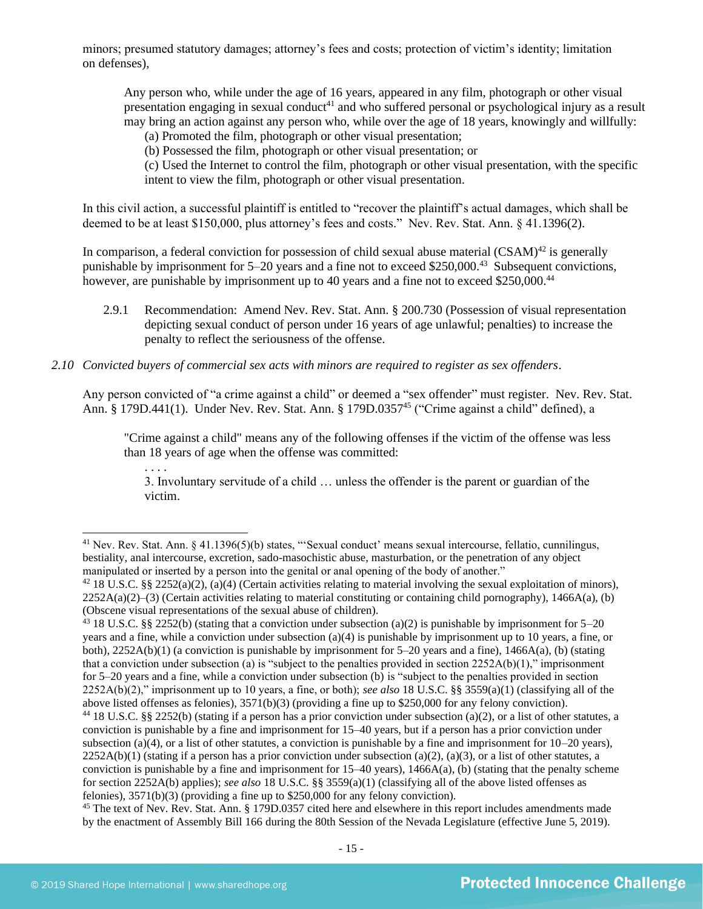minors; presumed statutory damages; attorney's fees and costs; protection of victim's identity; limitation on defenses),

> Any person who, while under the age of 16 years, appeared in any film, photograph or other visual presentation engaging in sexual conduct[41] and who suffered personal or psychological injury as a result may bring an action against any person who, while over the age of 18 years, knowingly and willfully:
>
> (a) Promoted the film, photograph or other visual presentation;
>
> (b) Possessed the film, photograph or other visual presentation; or
>
> (c) Used the Internet to control the film, photograph or other visual presentation, with the specific intent to view the film, photograph or other visual presentation.

In this civil action, a successful plaintiff is entitled to "recover the plaintiff's actual damages, which shall be deemed to be at least $150,000, plus attorney's fees and costs." Nev. Rev. Stat. Ann. § 41.1396(2).

In comparison, a federal conviction for possession of child sexual abuse material (CSAM)[42] is generally punishable by imprisonment for 5–20 years and a fine not to exceed $250,000.[43] Subsequent convictions, however, are punishable by imprisonment up to 40 years and a fine not to exceed $250,000.[44]

2.9.1 Recommendation: Amend Nev. Rev. Stat. Ann. § 200.730 (Possession of visual representation depicting sexual conduct of person under 16 years of age unlawful; penalties) to increase the penalty to reflect the seriousness of the offense.

*2.10 Convicted buyers of commercial sex acts with minors are required to register as sex offenders*.

Any person convicted of "a crime against a child" or deemed a "sex offender" must register. Nev. Rev. Stat. Ann. § 179D.441(1). Under Nev. Rev. Stat. Ann. § 179D.0357[45] ("Crime against a child" defined), a

> "Crime against a child" means any of the following offenses if the victim of the offense was less than 18 years of age when the offense was committed:
>
> . . . .
>
> 3. Involuntary servitude of a child … unless the offender is the parent or guardian of the victim.

---

[41] Nev. Rev. Stat. Ann. § 41.1396(5)(b) states, "'Sexual conduct' means sexual intercourse, fellatio, cunnilingus, bestiality, anal intercourse, excretion, sado-masochistic abuse, masturbation, or the penetration of any object manipulated or inserted by a person into the genital or anal opening of the body of another."

[42] 18 U.S.C. §§ 2252(a)(2), (a)(4) (Certain activities relating to material involving the sexual exploitation of minors), 2252A(a)(2)–(3) (Certain activities relating to material constituting or containing child pornography), 1466A(a), (b) (Obscene visual representations of the sexual abuse of children).

[43] 18 U.S.C. §§ 2252(b) (stating that a conviction under subsection (a)(2) is punishable by imprisonment for 5–20 years and a fine, while a conviction under subsection (a)(4) is punishable by imprisonment up to 10 years, a fine, or both), 2252A(b)(1) (a conviction is punishable by imprisonment for 5–20 years and a fine), 1466A(a), (b) (stating that a conviction under subsection (a) is "subject to the penalties provided in section 2252A(b)(1)," imprisonment for 5–20 years and a fine, while a conviction under subsection (b) is "subject to the penalties provided in section 2252A(b)(2)," imprisonment up to 10 years, a fine, or both); *see also* 18 U.S.C. §§ 3559(a)(1) (classifying all of the above listed offenses as felonies), 3571(b)(3) (providing a fine up to $250,000 for any felony conviction).

[44] 18 U.S.C. §§ 2252(b) (stating if a person has a prior conviction under subsection (a)(2), or a list of other statutes, a conviction is punishable by a fine and imprisonment for 15–40 years, but if a person has a prior conviction under subsection (a)(4), or a list of other statutes, a conviction is punishable by a fine and imprisonment for 10–20 years), 2252A(b)(1) (stating if a person has a prior conviction under subsection (a)(2), (a)(3), or a list of other statutes, a conviction is punishable by a fine and imprisonment for 15–40 years), 1466A(a), (b) (stating that the penalty scheme for section 2252A(b) applies); *see also* 18 U.S.C. §§ 3559(a)(1) (classifying all of the above listed offenses as felonies), 3571(b)(3) (providing a fine up to $250,000 for any felony conviction).

[45] The text of Nev. Rev. Stat. Ann. § 179D.0357 cited here and elsewhere in this report includes amendments made by the enactment of Assembly Bill 166 during the 80th Session of the Nevada Legislature (effective June 5, 2019).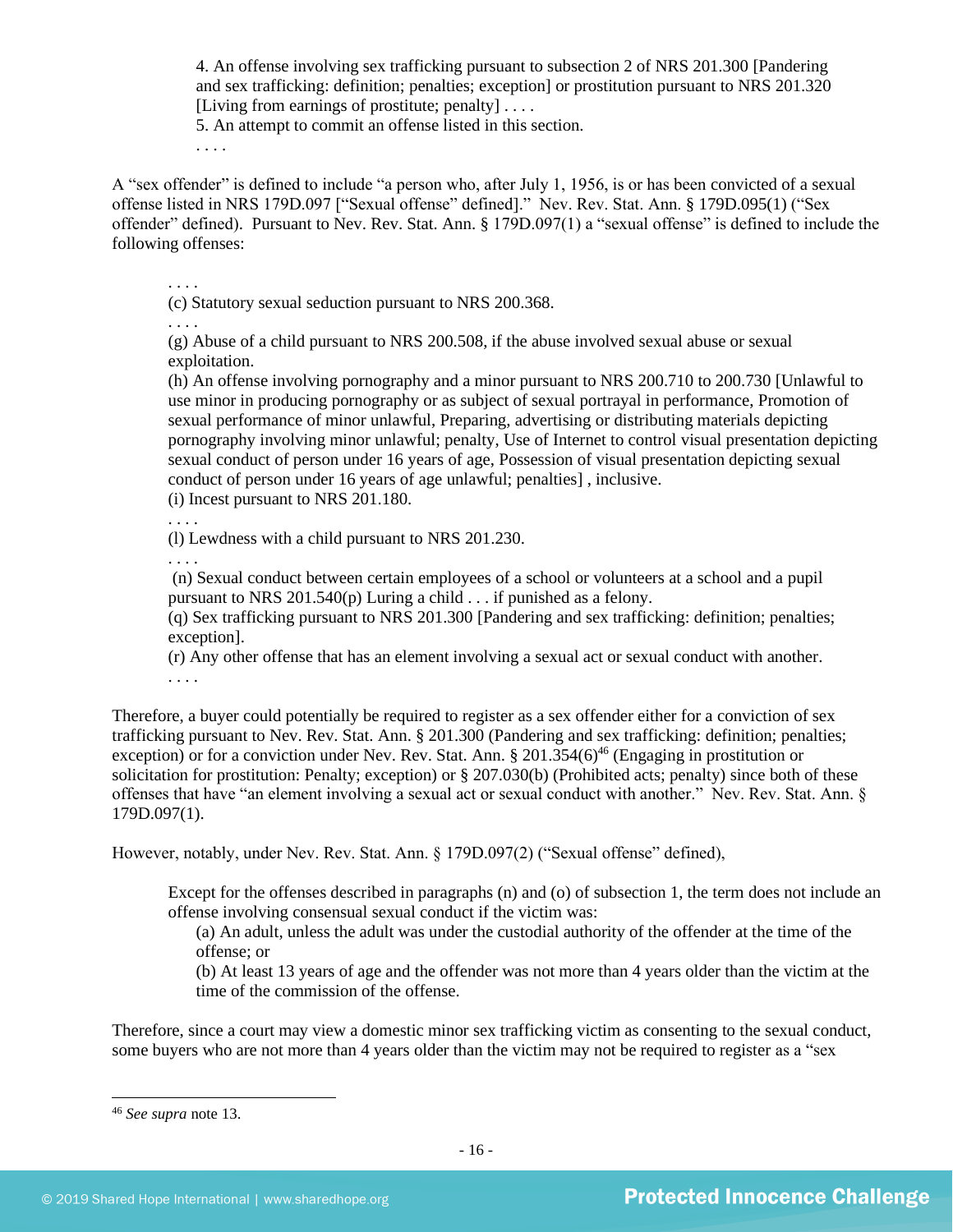> 4. An offense involving sex trafficking pursuant to subsection 2 of NRS 201.300 [Pandering and sex trafficking: definition; penalties; exception] or prostitution pursuant to NRS 201.320 [Living from earnings of prostitute; penalty] . . . .
> 5. An attempt to commit an offense listed in this section.
> . . . .

A "sex offender" is defined to include "a person who, after July 1, 1956, is or has been convicted of a sexual offense listed in NRS 179D.097 ["Sexual offense" defined]." Nev. Rev. Stat. Ann. § 179D.095(1) ("Sex offender" defined). Pursuant to Nev. Rev. Stat. Ann. § 179D.097(1) a "sexual offense" is defined to include the following offenses:

> . . . .
> (c) Statutory sexual seduction pursuant to NRS 200.368.
> . . . .
> (g) Abuse of a child pursuant to NRS 200.508, if the abuse involved sexual abuse or sexual exploitation.
> (h) An offense involving pornography and a minor pursuant to NRS 200.710 to 200.730 [Unlawful to use minor in producing pornography or as subject of sexual portrayal in performance, Promotion of sexual performance of minor unlawful, Preparing, advertising or distributing materials depicting pornography involving minor unlawful; penalty, Use of Internet to control visual presentation depicting sexual conduct of person under 16 years of age, Possession of visual presentation depicting sexual conduct of person under 16 years of age unlawful; penalties] , inclusive.
> (i) Incest pursuant to NRS 201.180.
> . . . .
> (l) Lewdness with a child pursuant to NRS 201.230.
> . . . .
> (n) Sexual conduct between certain employees of a school or volunteers at a school and a pupil pursuant to NRS 201.540(p) Luring a child . . . if punished as a felony.
> (q) Sex trafficking pursuant to NRS 201.300 [Pandering and sex trafficking: definition; penalties; exception].
> (r) Any other offense that has an element involving a sexual act or sexual conduct with another.
> . . . .

Therefore, a buyer could potentially be required to register as a sex offender either for a conviction of sex trafficking pursuant to Nev. Rev. Stat. Ann. § 201.300 (Pandering and sex trafficking: definition; penalties; exception) or for a conviction under Nev. Rev. Stat. Ann. § 201.354(6)[46] (Engaging in prostitution or solicitation for prostitution: Penalty; exception) or § 207.030(b) (Prohibited acts; penalty) since both of these offenses that have "an element involving a sexual act or sexual conduct with another." Nev. Rev. Stat. Ann. § 179D.097(1).

However, notably, under Nev. Rev. Stat. Ann. § 179D.097(2) ("Sexual offense" defined),

> Except for the offenses described in paragraphs (n) and (o) of subsection 1, the term does not include an offense involving consensual sexual conduct if the victim was:
>
> (a) An adult, unless the adult was under the custodial authority of the offender at the time of the offense; or
>
> (b) At least 13 years of age and the offender was not more than 4 years older than the victim at the time of the commission of the offense.

Therefore, since a court may view a domestic minor sex trafficking victim as consenting to the sexual conduct, some buyers who are not more than 4 years older than the victim may not be required to register as a "sex

---

[46] *See supra* note 13.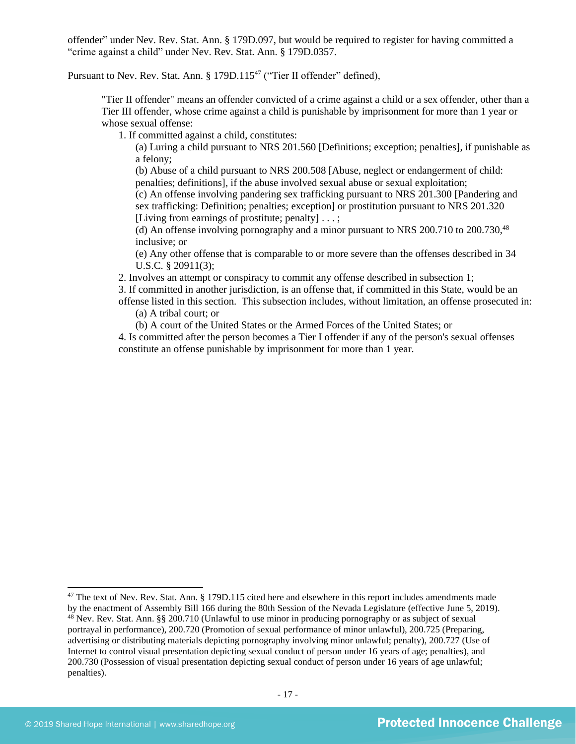offender" under Nev. Rev. Stat. Ann. § 179D.097, but would be required to register for having committed a "crime against a child" under Nev. Rev. Stat. Ann. § 179D.0357.

Pursuant to Nev. Rev. Stat. Ann. § 179D.115[47] ("Tier II offender" defined),

> "Tier II offender" means an offender convicted of a crime against a child or a sex offender, other than a Tier III offender, whose crime against a child is punishable by imprisonment for more than 1 year or whose sexual offense:
>
> 1. If committed against a child, constitutes:
>    (a) Luring a child pursuant to NRS 201.560 [Definitions; exception; penalties], if punishable as a felony;
>    (b) Abuse of a child pursuant to NRS 200.508 [Abuse, neglect or endangerment of child: penalties; definitions], if the abuse involved sexual abuse or sexual exploitation;
>    (c) An offense involving pandering sex trafficking pursuant to NRS 201.300 [Pandering and sex trafficking: Definition; penalties; exception] or prostitution pursuant to NRS 201.320 [Living from earnings of prostitute; penalty] . . . ;
>    (d) An offense involving pornography and a minor pursuant to NRS 200.710 to 200.730,[48] inclusive; or
>    (e) Any other offense that is comparable to or more severe than the offenses described in 34 U.S.C. § 20911(3);
> 2. Involves an attempt or conspiracy to commit any offense described in subsection 1;
> 3. If committed in another jurisdiction, is an offense that, if committed in this State, would be an offense listed in this section. This subsection includes, without limitation, an offense prosecuted in:
>    (a) A tribal court; or
>    (b) A court of the United States or the Armed Forces of the United States; or
> 4. Is committed after the person becomes a Tier I offender if any of the person's sexual offenses constitute an offense punishable by imprisonment for more than 1 year.

---

[47] The text of Nev. Rev. Stat. Ann. § 179D.115 cited here and elsewhere in this report includes amendments made by the enactment of Assembly Bill 166 during the 80th Session of the Nevada Legislature (effective June 5, 2019).

[48] Nev. Rev. Stat. Ann. §§ 200.710 (Unlawful to use minor in producing pornography or as subject of sexual portrayal in performance), 200.720 (Promotion of sexual performance of minor unlawful), 200.725 (Preparing, advertising or distributing materials depicting pornography involving minor unlawful; penalty), 200.727 (Use of Internet to control visual presentation depicting sexual conduct of person under 16 years of age; penalties), and 200.730 (Possession of visual presentation depicting sexual conduct of person under 16 years of age unlawful; penalties).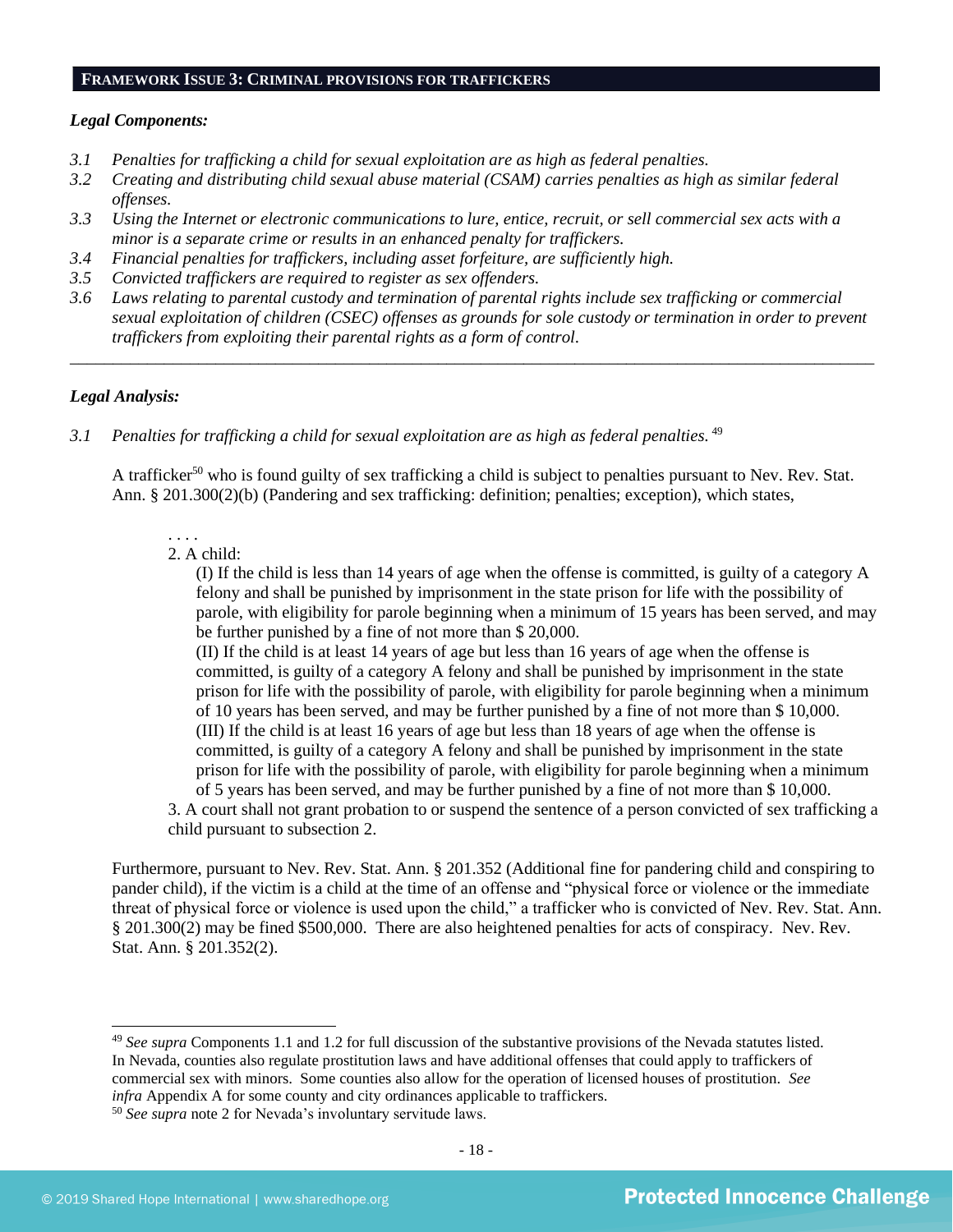## FRAMEWORK ISSUE 3: CRIMINAL PROVISIONS FOR TRAFFICKERS

***Legal Components:***

*3.1 Penalties for trafficking a child for sexual exploitation are as high as federal penalties.*

*3.2 Creating and distributing child sexual abuse material (CSAM) carries penalties as high as similar federal offenses.*

*3.3 Using the Internet or electronic communications to lure, entice, recruit, or sell commercial sex acts with a minor is a separate crime or results in an enhanced penalty for traffickers.*

*3.4 Financial penalties for traffickers, including asset forfeiture, are sufficiently high.*

*3.5 Convicted traffickers are required to register as sex offenders.*

*3.6 Laws relating to parental custody and termination of parental rights include sex trafficking or commercial sexual exploitation of children (CSEC) offenses as grounds for sole custody or termination in order to prevent traffickers from exploiting their parental rights as a form of control.*

---

***Legal Analysis:***

*3.1 Penalties for trafficking a child for sexual exploitation are as high as federal penalties.* [49]

A trafficker[50] who is found guilty of sex trafficking a child is subject to penalties pursuant to Nev. Rev. Stat. Ann. § 201.300(2)(b) (Pandering and sex trafficking: definition; penalties; exception), which states,

> . . . .
> 2. A child:
>
> (I) If the child is less than 14 years of age when the offense is committed, is guilty of a category A felony and shall be punished by imprisonment in the state prison for life with the possibility of parole, with eligibility for parole beginning when a minimum of 15 years has been served, and may be further punished by a fine of not more than $ 20,000.
>
> (II) If the child is at least 14 years of age but less than 16 years of age when the offense is committed, is guilty of a category A felony and shall be punished by imprisonment in the state prison for life with the possibility of parole, with eligibility for parole beginning when a minimum of 10 years has been served, and may be further punished by a fine of not more than $ 10,000.
>
> (III) If the child is at least 16 years of age but less than 18 years of age when the offense is committed, is guilty of a category A felony and shall be punished by imprisonment in the state prison for life with the possibility of parole, with eligibility for parole beginning when a minimum of 5 years has been served, and may be further punished by a fine of not more than $ 10,000.
>
> 3. A court shall not grant probation to or suspend the sentence of a person convicted of sex trafficking a child pursuant to subsection 2.

Furthermore, pursuant to Nev. Rev. Stat. Ann. § 201.352 (Additional fine for pandering child and conspiring to pander child), if the victim is a child at the time of an offense and "physical force or violence or the immediate threat of physical force or violence is used upon the child," a trafficker who is convicted of Nev. Rev. Stat. Ann. § 201.300(2) may be fined $500,000. There are also heightened penalties for acts of conspiracy. Nev. Rev. Stat. Ann. § 201.352(2).

---

[49] *See supra* Components 1.1 and 1.2 for full discussion of the substantive provisions of the Nevada statutes listed. In Nevada, counties also regulate prostitution laws and have additional offenses that could apply to traffickers of commercial sex with minors. Some counties also allow for the operation of licensed houses of prostitution. *See infra* Appendix A for some county and city ordinances applicable to traffickers.

[50] *See supra* note 2 for Nevada's involuntary servitude laws.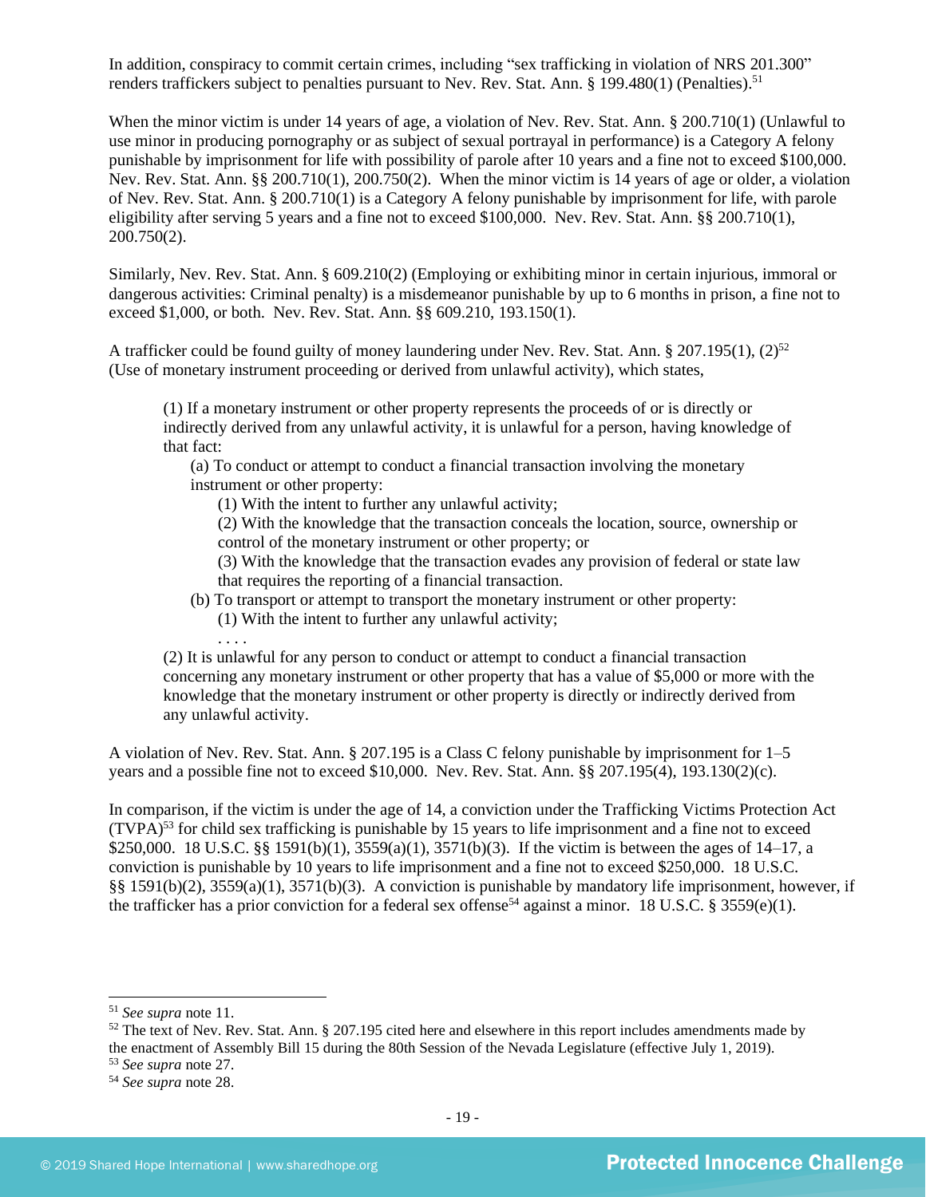In addition, conspiracy to commit certain crimes, including "sex trafficking in violation of NRS 201.300" renders traffickers subject to penalties pursuant to Nev. Rev. Stat. Ann. § 199.480(1) (Penalties).[51]

When the minor victim is under 14 years of age, a violation of Nev. Rev. Stat. Ann. § 200.710(1) (Unlawful to use minor in producing pornography or as subject of sexual portrayal in performance) is a Category A felony punishable by imprisonment for life with possibility of parole after 10 years and a fine not to exceed $100,000. Nev. Rev. Stat. Ann. §§ 200.710(1), 200.750(2). When the minor victim is 14 years of age or older, a violation of Nev. Rev. Stat. Ann. § 200.710(1) is a Category A felony punishable by imprisonment for life, with parole eligibility after serving 5 years and a fine not to exceed $100,000. Nev. Rev. Stat. Ann. §§ 200.710(1), 200.750(2).

Similarly, Nev. Rev. Stat. Ann. § 609.210(2) (Employing or exhibiting minor in certain injurious, immoral or dangerous activities: Criminal penalty) is a misdemeanor punishable by up to 6 months in prison, a fine not to exceed $1,000, or both. Nev. Rev. Stat. Ann. §§ 609.210, 193.150(1).

A trafficker could be found guilty of money laundering under Nev. Rev. Stat. Ann. § 207.195(1), (2)[52] (Use of monetary instrument proceeding or derived from unlawful activity), which states,

> (1) If a monetary instrument or other property represents the proceeds of or is directly or indirectly derived from any unlawful activity, it is unlawful for a person, having knowledge of that fact:
>
> (a) To conduct or attempt to conduct a financial transaction involving the monetary instrument or other property:
>
> (1) With the intent to further any unlawful activity;
>
> (2) With the knowledge that the transaction conceals the location, source, ownership or control of the monetary instrument or other property; or
>
> (3) With the knowledge that the transaction evades any provision of federal or state law that requires the reporting of a financial transaction.
>
> (b) To transport or attempt to transport the monetary instrument or other property:
>
> (1) With the intent to further any unlawful activity;
>
> . . . .
>
> (2) It is unlawful for any person to conduct or attempt to conduct a financial transaction concerning any monetary instrument or other property that has a value of $5,000 or more with the knowledge that the monetary instrument or other property is directly or indirectly derived from any unlawful activity.

A violation of Nev. Rev. Stat. Ann. § 207.195 is a Class C felony punishable by imprisonment for 1–5 years and a possible fine not to exceed $10,000. Nev. Rev. Stat. Ann. §§ 207.195(4), 193.130(2)(c).

In comparison, if the victim is under the age of 14, a conviction under the Trafficking Victims Protection Act (TVPA)[53] for child sex trafficking is punishable by 15 years to life imprisonment and a fine not to exceed $250,000. 18 U.S.C. §§ 1591(b)(1), 3559(a)(1), 3571(b)(3). If the victim is between the ages of 14–17, a conviction is punishable by 10 years to life imprisonment and a fine not to exceed $250,000. 18 U.S.C. §§ 1591(b)(2), 3559(a)(1), 3571(b)(3). A conviction is punishable by mandatory life imprisonment, however, if the trafficker has a prior conviction for a federal sex offense[54] against a minor. 18 U.S.C. § 3559(e)(1).

---

[51] *See supra* note 11.

[52] The text of Nev. Rev. Stat. Ann. § 207.195 cited here and elsewhere in this report includes amendments made by the enactment of Assembly Bill 15 during the 80th Session of the Nevada Legislature (effective July 1, 2019).

[53] *See supra* note 27.

[54] *See supra* note 28.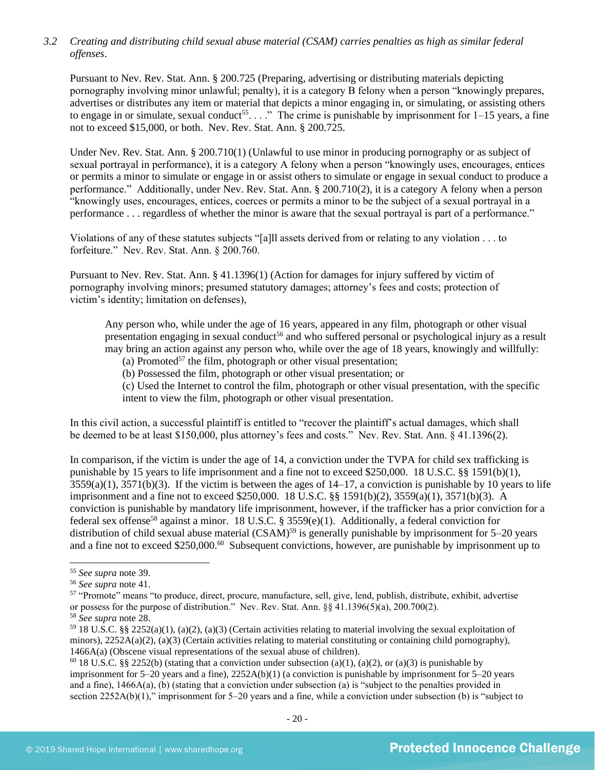*3.2 Creating and distributing child sexual abuse material (CSAM) carries penalties as high as similar federal offenses.*

Pursuant to Nev. Rev. Stat. Ann. § 200.725 (Preparing, advertising or distributing materials depicting pornography involving minor unlawful; penalty), it is a category B felony when a person "knowingly prepares, advertises or distributes any item or material that depicts a minor engaging in, or simulating, or assisting others to engage in or simulate, sexual conduct[55]. . . ." The crime is punishable by imprisonment for 1–15 years, a fine not to exceed $15,000, or both. Nev. Rev. Stat. Ann. § 200.725.

Under Nev. Rev. Stat. Ann. § 200.710(1) (Unlawful to use minor in producing pornography or as subject of sexual portrayal in performance), it is a category A felony when a person "knowingly uses, encourages, entices or permits a minor to simulate or engage in or assist others to simulate or engage in sexual conduct to produce a performance." Additionally, under Nev. Rev. Stat. Ann. § 200.710(2), it is a category A felony when a person "knowingly uses, encourages, entices, coerces or permits a minor to be the subject of a sexual portrayal in a performance . . . regardless of whether the minor is aware that the sexual portrayal is part of a performance."

Violations of any of these statutes subjects "[a]ll assets derived from or relating to any violation . . . to forfeiture." Nev. Rev. Stat. Ann. § 200.760.

Pursuant to Nev. Rev. Stat. Ann. § 41.1396(1) (Action for damages for injury suffered by victim of pornography involving minors; presumed statutory damages; attorney's fees and costs; protection of victim's identity; limitation on defenses),

> Any person who, while under the age of 16 years, appeared in any film, photograph or other visual presentation engaging in sexual conduct[56] and who suffered personal or psychological injury as a result may bring an action against any person who, while over the age of 18 years, knowingly and willfully:
> (a) Promoted[57] the film, photograph or other visual presentation;
> (b) Possessed the film, photograph or other visual presentation; or
> (c) Used the Internet to control the film, photograph or other visual presentation, with the specific intent to view the film, photograph or other visual presentation.

In this civil action, a successful plaintiff is entitled to "recover the plaintiff's actual damages, which shall be deemed to be at least $150,000, plus attorney's fees and costs." Nev. Rev. Stat. Ann. § 41.1396(2).

In comparison, if the victim is under the age of 14, a conviction under the TVPA for child sex trafficking is punishable by 15 years to life imprisonment and a fine not to exceed $250,000. 18 U.S.C. §§ 1591(b)(1), 3559(a)(1), 3571(b)(3). If the victim is between the ages of 14–17, a conviction is punishable by 10 years to life imprisonment and a fine not to exceed $250,000. 18 U.S.C. §§ 1591(b)(2), 3559(a)(1), 3571(b)(3). A conviction is punishable by mandatory life imprisonment, however, if the trafficker has a prior conviction for a federal sex offense[58] against a minor. 18 U.S.C. § 3559(e)(1). Additionally, a federal conviction for distribution of child sexual abuse material (CSAM)[59] is generally punishable by imprisonment for 5–20 years and a fine not to exceed $250,000.[60] Subsequent convictions, however, are punishable by imprisonment up to

---

[55] *See supra* note 39.
[56] *See supra* note 41.
[57] "Promote" means "to produce, direct, procure, manufacture, sell, give, lend, publish, distribute, exhibit, advertise or possess for the purpose of distribution." Nev. Rev. Stat. Ann. §§ 41.1396(5)(a), 200.700(2).
[58] *See supra* note 28.
[59] 18 U.S.C. §§ 2252(a)(1), (a)(2), (a)(3) (Certain activities relating to material involving the sexual exploitation of minors), 2252A(a)(2), (a)(3) (Certain activities relating to material constituting or containing child pornography), 1466A(a) (Obscene visual representations of the sexual abuse of children).
[60] 18 U.S.C. §§ 2252(b) (stating that a conviction under subsection (a)(1), (a)(2), or (a)(3) is punishable by imprisonment for 5–20 years and a fine), 2252A(b)(1) (a conviction is punishable by imprisonment for 5–20 years and a fine), 1466A(a), (b) (stating that a conviction under subsection (a) is "subject to the penalties provided in section 2252A(b)(1)," imprisonment for 5–20 years and a fine, while a conviction under subsection (b) is "subject to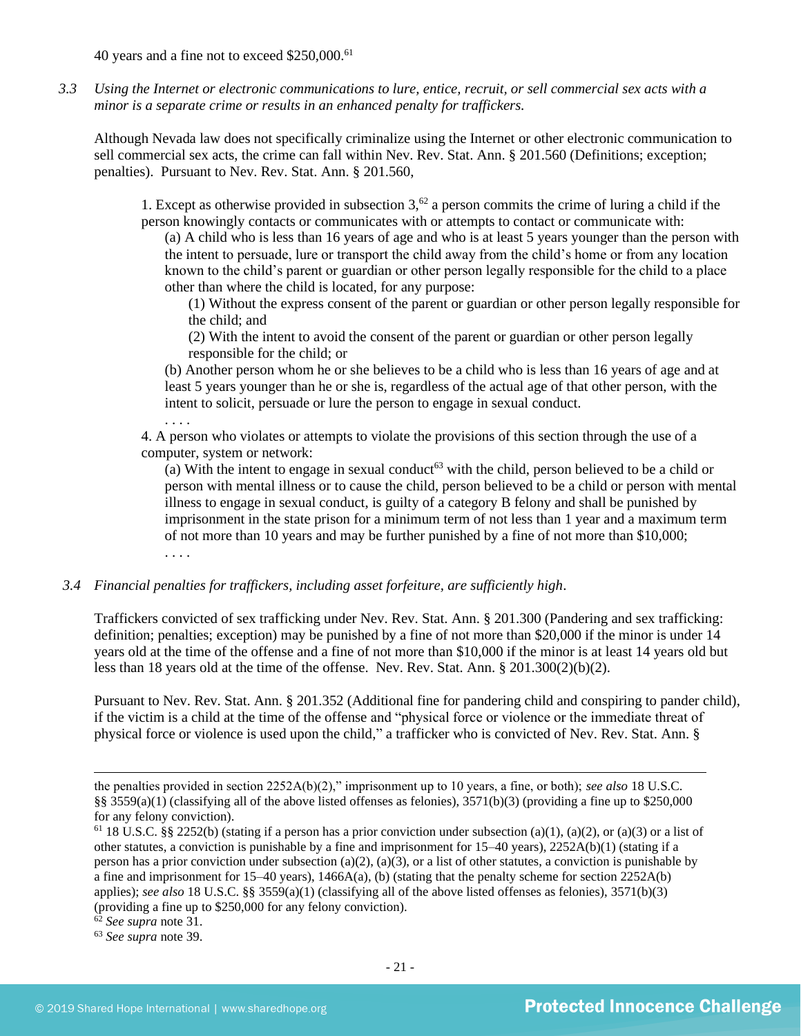40 years and a fine not to exceed $250,000.[61]

*3.3 Using the Internet or electronic communications to lure, entice, recruit, or sell commercial sex acts with a minor is a separate crime or results in an enhanced penalty for traffickers.*

Although Nevada law does not specifically criminalize using the Internet or other electronic communication to sell commercial sex acts, the crime can fall within Nev. Rev. Stat. Ann. § 201.560 (Definitions; exception; penalties). Pursuant to Nev. Rev. Stat. Ann. § 201.560,

> 1. Except as otherwise provided in subsection 3,[62] a person commits the crime of luring a child if the person knowingly contacts or communicates with or attempts to contact or communicate with:
>
> (a) A child who is less than 16 years of age and who is at least 5 years younger than the person with the intent to persuade, lure or transport the child away from the child's home or from any location known to the child's parent or guardian or other person legally responsible for the child to a place other than where the child is located, for any purpose:
>
> (1) Without the express consent of the parent or guardian or other person legally responsible for the child; and
>
> (2) With the intent to avoid the consent of the parent or guardian or other person legally responsible for the child; or
>
> (b) Another person whom he or she believes to be a child who is less than 16 years of age and at least 5 years younger than he or she is, regardless of the actual age of that other person, with the intent to solicit, persuade or lure the person to engage in sexual conduct.
>
> . . . .
>
> 4. A person who violates or attempts to violate the provisions of this section through the use of a computer, system or network:
>
> (a) With the intent to engage in sexual conduct[63] with the child, person believed to be a child or person with mental illness or to cause the child, person believed to be a child or person with mental illness to engage in sexual conduct, is guilty of a category B felony and shall be punished by imprisonment in the state prison for a minimum term of not less than 1 year and a maximum term of not more than 10 years and may be further punished by a fine of not more than $10,000;
>
> . . . .

*3.4 Financial penalties for traffickers, including asset forfeiture, are sufficiently high.*

Traffickers convicted of sex trafficking under Nev. Rev. Stat. Ann. § 201.300 (Pandering and sex trafficking: definition; penalties; exception) may be punished by a fine of not more than $20,000 if the minor is under 14 years old at the time of the offense and a fine of not more than $10,000 if the minor is at least 14 years old but less than 18 years old at the time of the offense. Nev. Rev. Stat. Ann. § 201.300(2)(b)(2).

Pursuant to Nev. Rev. Stat. Ann. § 201.352 (Additional fine for pandering child and conspiring to pander child), if the victim is a child at the time of the offense and "physical force or violence or the immediate threat of physical force or violence is used upon the child," a trafficker who is convicted of Nev. Rev. Stat. Ann. §

---

the penalties provided in section 2252A(b)(2)," imprisonment up to 10 years, a fine, or both); *see also* 18 U.S.C. §§ 3559(a)(1) (classifying all of the above listed offenses as felonies), 3571(b)(3) (providing a fine up to $250,000 for any felony conviction).

[61] 18 U.S.C. §§ 2252(b) (stating if a person has a prior conviction under subsection (a)(1), (a)(2), or (a)(3) or a list of other statutes, a conviction is punishable by a fine and imprisonment for 15–40 years), 2252A(b)(1) (stating if a person has a prior conviction under subsection (a)(2), (a)(3), or a list of other statutes, a conviction is punishable by a fine and imprisonment for 15–40 years), 1466A(a), (b) (stating that the penalty scheme for section 2252A(b) applies); *see also* 18 U.S.C. §§ 3559(a)(1) (classifying all of the above listed offenses as felonies), 3571(b)(3) (providing a fine up to $250,000 for any felony conviction).

[62] *See supra* note 31.

[63] *See supra* note 39.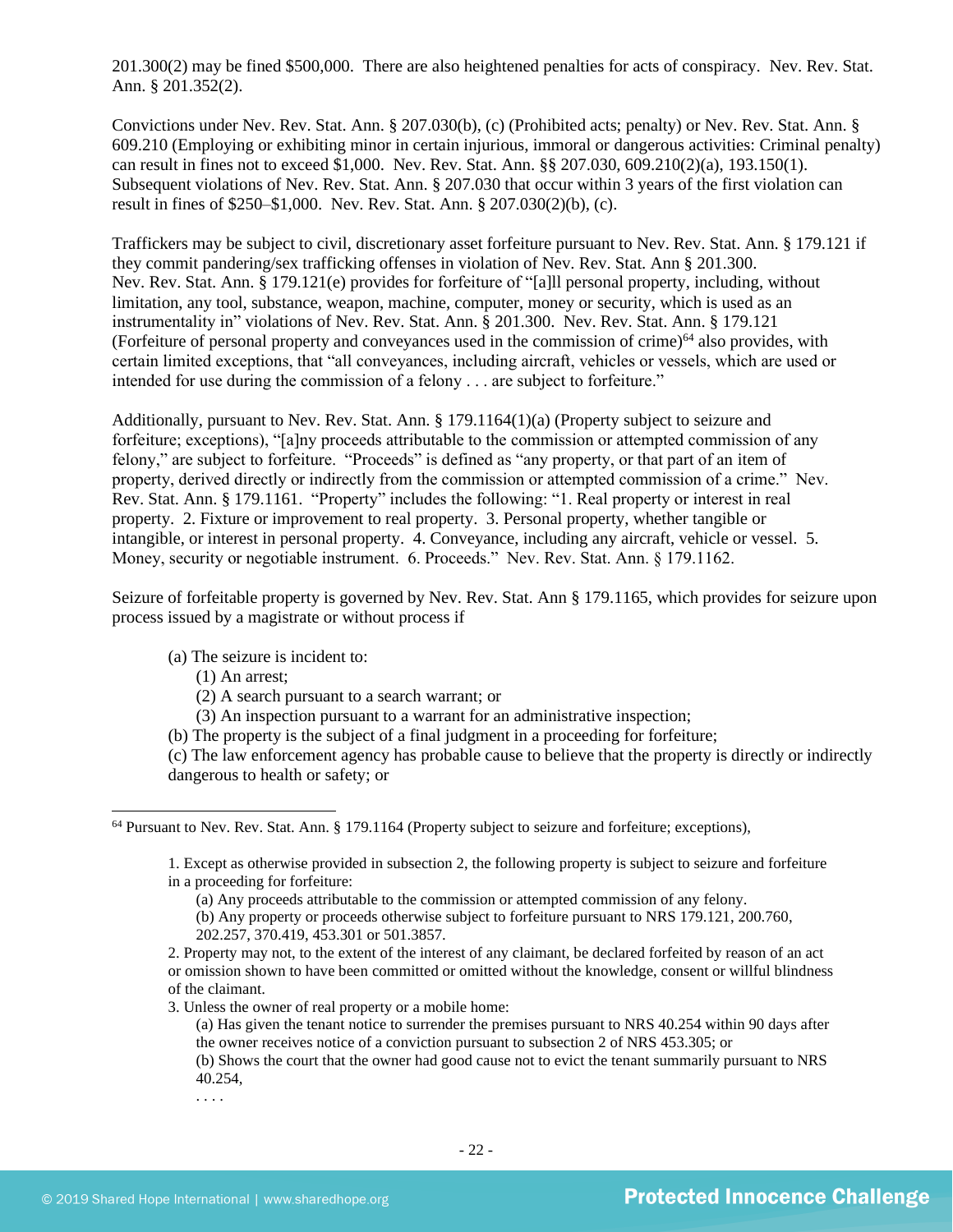201.300(2) may be fined $500,000. There are also heightened penalties for acts of conspiracy. Nev. Rev. Stat. Ann. § 201.352(2).

Convictions under Nev. Rev. Stat. Ann. § 207.030(b), (c) (Prohibited acts; penalty) or Nev. Rev. Stat. Ann. § 609.210 (Employing or exhibiting minor in certain injurious, immoral or dangerous activities: Criminal penalty) can result in fines not to exceed $1,000. Nev. Rev. Stat. Ann. §§ 207.030, 609.210(2)(a), 193.150(1). Subsequent violations of Nev. Rev. Stat. Ann. § 207.030 that occur within 3 years of the first violation can result in fines of $250–$1,000. Nev. Rev. Stat. Ann. § 207.030(2)(b), (c).

Traffickers may be subject to civil, discretionary asset forfeiture pursuant to Nev. Rev. Stat. Ann. § 179.121 if they commit pandering/sex trafficking offenses in violation of Nev. Rev. Stat. Ann § 201.300. Nev. Rev. Stat. Ann. § 179.121(e) provides for forfeiture of "[a]ll personal property, including, without limitation, any tool, substance, weapon, machine, computer, money or security, which is used as an instrumentality in" violations of Nev. Rev. Stat. Ann. § 201.300. Nev. Rev. Stat. Ann. § 179.121 (Forfeiture of personal property and conveyances used in the commission of crime)[64] also provides, with certain limited exceptions, that "all conveyances, including aircraft, vehicles or vessels, which are used or intended for use during the commission of a felony . . . are subject to forfeiture."

Additionally, pursuant to Nev. Rev. Stat. Ann. § 179.1164(1)(a) (Property subject to seizure and forfeiture; exceptions), "[a]ny proceeds attributable to the commission or attempted commission of any felony," are subject to forfeiture. "Proceeds" is defined as "any property, or that part of an item of property, derived directly or indirectly from the commission or attempted commission of a crime." Nev. Rev. Stat. Ann. § 179.1161. "Property" includes the following: "1. Real property or interest in real property. 2. Fixture or improvement to real property. 3. Personal property, whether tangible or intangible, or interest in personal property. 4. Conveyance, including any aircraft, vehicle or vessel. 5. Money, security or negotiable instrument. 6. Proceeds." Nev. Rev. Stat. Ann. § 179.1162.

Seizure of forfeitable property is governed by Nev. Rev. Stat. Ann § 179.1165, which provides for seizure upon process issued by a magistrate or without process if

> (a) The seizure is incident to:
> > (1) An arrest;
> > (2) A search pursuant to a search warrant; or
> > (3) An inspection pursuant to a warrant for an administrative inspection;
>
> (b) The property is the subject of a final judgment in a proceeding for forfeiture;
> (c) The law enforcement agency has probable cause to believe that the property is directly or indirectly dangerous to health or safety; or

---

[64] Pursuant to Nev. Rev. Stat. Ann. § 179.1164 (Property subject to seizure and forfeiture; exceptions),

> 1. Except as otherwise provided in subsection 2, the following property is subject to seizure and forfeiture in a proceeding for forfeiture:
> > (a) Any proceeds attributable to the commission or attempted commission of any felony.
> > (b) Any property or proceeds otherwise subject to forfeiture pursuant to NRS 179.121, 200.760, 202.257, 370.419, 453.301 or 501.3857.
>
> 2. Property may not, to the extent of the interest of any claimant, be declared forfeited by reason of an act or omission shown to have been committed or omitted without the knowledge, consent or willful blindness of the claimant.
> 3. Unless the owner of real property or a mobile home:
> > (a) Has given the tenant notice to surrender the premises pursuant to NRS 40.254 within 90 days after the owner receives notice of a conviction pursuant to subsection 2 of NRS 453.305; or
> > (b) Shows the court that the owner had good cause not to evict the tenant summarily pursuant to NRS 40.254,
> >
> > . . . .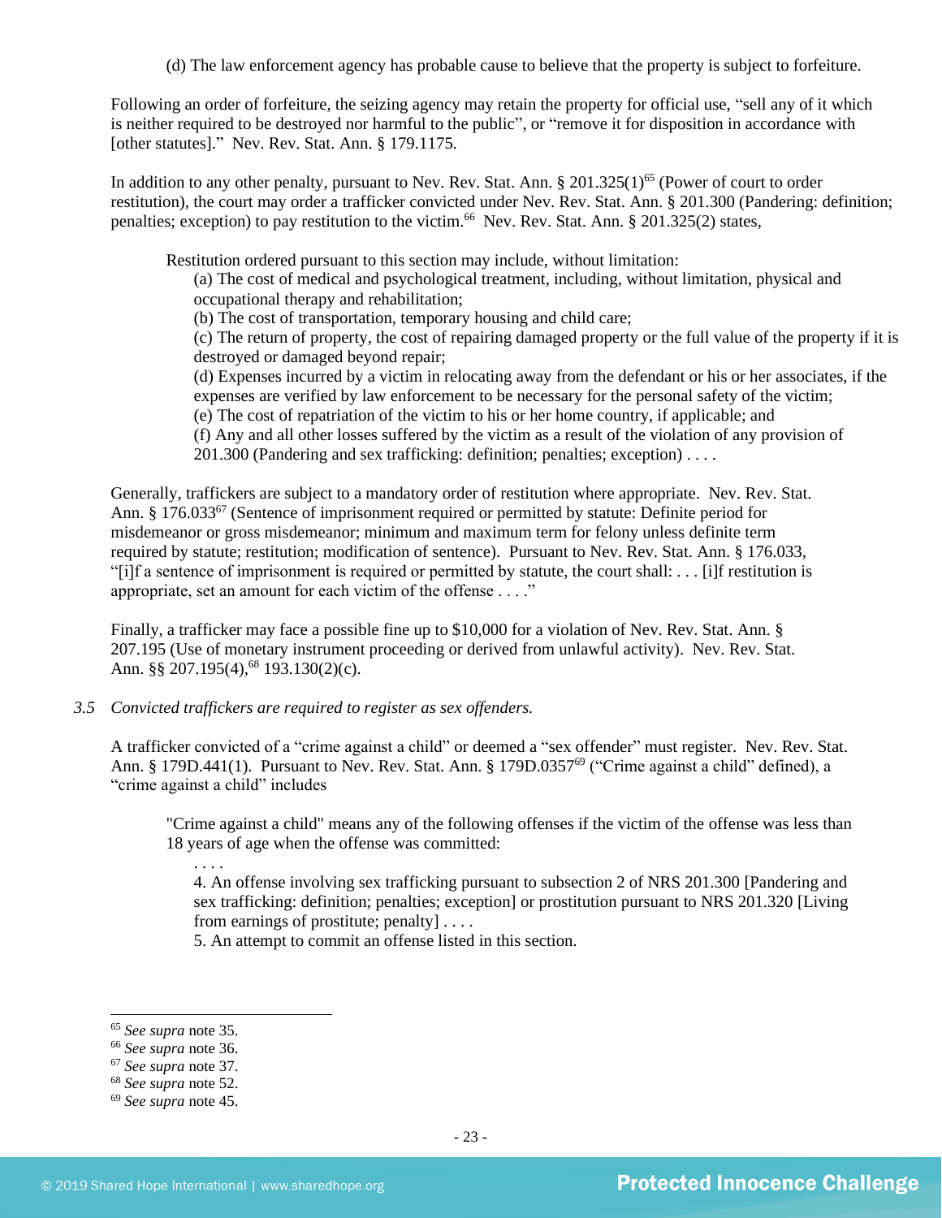(d) The law enforcement agency has probable cause to believe that the property is subject to forfeiture.

Following an order of forfeiture, the seizing agency may retain the property for official use, "sell any of it which is neither required to be destroyed nor harmful to the public", or "remove it for disposition in accordance with [other statutes]." Nev. Rev. Stat. Ann. § 179.1175.

In addition to any other penalty, pursuant to Nev. Rev. Stat. Ann. § 201.325(1)[65] (Power of court to order restitution), the court may order a trafficker convicted under Nev. Rev. Stat. Ann. § 201.300 (Pandering: definition; penalties; exception) to pay restitution to the victim.[66] Nev. Rev. Stat. Ann. § 201.325(2) states,

> Restitution ordered pursuant to this section may include, without limitation:
> (a) The cost of medical and psychological treatment, including, without limitation, physical and occupational therapy and rehabilitation;
> (b) The cost of transportation, temporary housing and child care;
> (c) The return of property, the cost of repairing damaged property or the full value of the property if it is destroyed or damaged beyond repair;
> (d) Expenses incurred by a victim in relocating away from the defendant or his or her associates, if the expenses are verified by law enforcement to be necessary for the personal safety of the victim;
> (e) The cost of repatriation of the victim to his or her home country, if applicable; and
> (f) Any and all other losses suffered by the victim as a result of the violation of any provision of 201.300 (Pandering and sex trafficking: definition; penalties; exception) . . . .

Generally, traffickers are subject to a mandatory order of restitution where appropriate. Nev. Rev. Stat. Ann. § 176.033[67] (Sentence of imprisonment required or permitted by statute: Definite period for misdemeanor or gross misdemeanor; minimum and maximum term for felony unless definite term required by statute; restitution; modification of sentence). Pursuant to Nev. Rev. Stat. Ann. § 176.033, "[i]f a sentence of imprisonment is required or permitted by statute, the court shall: . . . [i]f restitution is appropriate, set an amount for each victim of the offense . . . ."

Finally, a trafficker may face a possible fine up to $10,000 for a violation of Nev. Rev. Stat. Ann. § 207.195 (Use of monetary instrument proceeding or derived from unlawful activity). Nev. Rev. Stat. Ann. §§ 207.195(4),[68] 193.130(2)(c).

*3.5 Convicted traffickers are required to register as sex offenders.*

A trafficker convicted of a "crime against a child" or deemed a "sex offender" must register. Nev. Rev. Stat. Ann. § 179D.441(1). Pursuant to Nev. Rev. Stat. Ann. § 179D.0357[69] ("Crime against a child" defined), a "crime against a child" includes

> "Crime against a child" means any of the following offenses if the victim of the offense was less than 18 years of age when the offense was committed:
> . . . .
> 4. An offense involving sex trafficking pursuant to subsection 2 of NRS 201.300 [Pandering and sex trafficking: definition; penalties; exception] or prostitution pursuant to NRS 201.320 [Living from earnings of prostitute; penalty] . . . .
> 5. An attempt to commit an offense listed in this section.

---

[65] *See supra* note 35.
[66] *See supra* note 36.
[67] *See supra* note 37.
[68] *See supra* note 52.
[69] *See supra* note 45.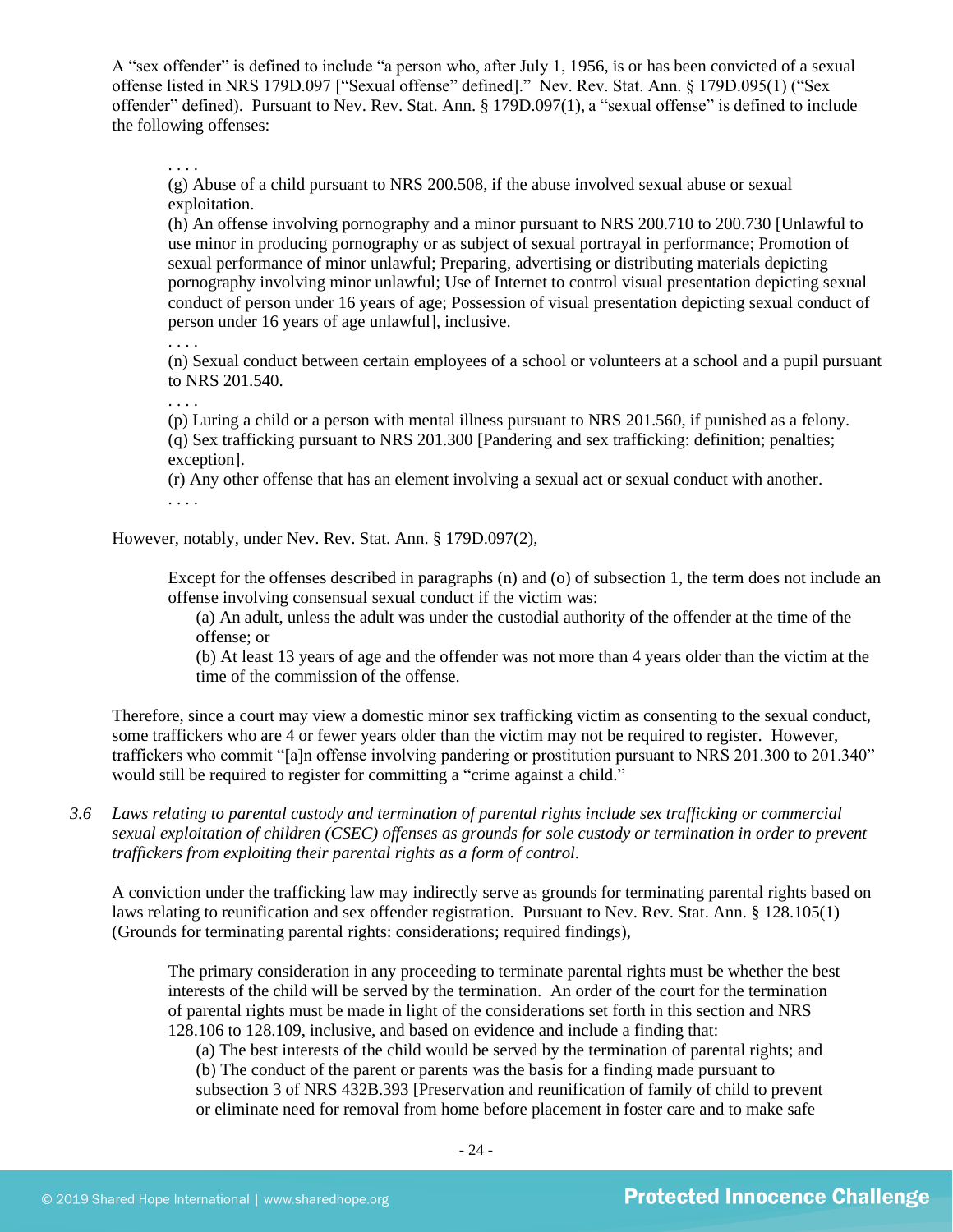A "sex offender" is defined to include "a person who, after July 1, 1956, is or has been convicted of a sexual offense listed in NRS 179D.097 ["Sexual offense" defined]." Nev. Rev. Stat. Ann. § 179D.095(1) ("Sex offender" defined). Pursuant to Nev. Rev. Stat. Ann. § 179D.097(1), a "sexual offense" is defined to include the following offenses:

> . . . .
>
> (g) Abuse of a child pursuant to NRS 200.508, if the abuse involved sexual abuse or sexual exploitation.
>
> (h) An offense involving pornography and a minor pursuant to NRS 200.710 to 200.730 [Unlawful to use minor in producing pornography or as subject of sexual portrayal in performance; Promotion of sexual performance of minor unlawful; Preparing, advertising or distributing materials depicting pornography involving minor unlawful; Use of Internet to control visual presentation depicting sexual conduct of person under 16 years of age; Possession of visual presentation depicting sexual conduct of person under 16 years of age unlawful], inclusive.
>
> . . . .
>
> (n) Sexual conduct between certain employees of a school or volunteers at a school and a pupil pursuant to NRS 201.540.
>
> . . . .
>
> (p) Luring a child or a person with mental illness pursuant to NRS 201.560, if punished as a felony.
>
> (q) Sex trafficking pursuant to NRS 201.300 [Pandering and sex trafficking: definition; penalties; exception].
>
> (r) Any other offense that has an element involving a sexual act or sexual conduct with another.
>
> . . . .

However, notably, under Nev. Rev. Stat. Ann. § 179D.097(2),

> Except for the offenses described in paragraphs (n) and (o) of subsection 1, the term does not include an offense involving consensual sexual conduct if the victim was:
>
> (a) An adult, unless the adult was under the custodial authority of the offender at the time of the offense; or
>
> (b) At least 13 years of age and the offender was not more than 4 years older than the victim at the time of the commission of the offense.

Therefore, since a court may view a domestic minor sex trafficking victim as consenting to the sexual conduct, some traffickers who are 4 or fewer years older than the victim may not be required to register. However, traffickers who commit "[a]n offense involving pandering or prostitution pursuant to NRS 201.300 to 201.340" would still be required to register for committing a "crime against a child."

*3.6 Laws relating to parental custody and termination of parental rights include sex trafficking or commercial sexual exploitation of children (CSEC) offenses as grounds for sole custody or termination in order to prevent traffickers from exploiting their parental rights as a form of control.*

A conviction under the trafficking law may indirectly serve as grounds for terminating parental rights based on laws relating to reunification and sex offender registration. Pursuant to Nev. Rev. Stat. Ann. § 128.105(1) (Grounds for terminating parental rights: considerations; required findings),

> The primary consideration in any proceeding to terminate parental rights must be whether the best interests of the child will be served by the termination. An order of the court for the termination of parental rights must be made in light of the considerations set forth in this section and NRS 128.106 to 128.109, inclusive, and based on evidence and include a finding that:
>
> (a) The best interests of the child would be served by the termination of parental rights; and
>
> (b) The conduct of the parent or parents was the basis for a finding made pursuant to subsection 3 of NRS 432B.393 [Preservation and reunification of family of child to prevent or eliminate need for removal from home before placement in foster care and to make safe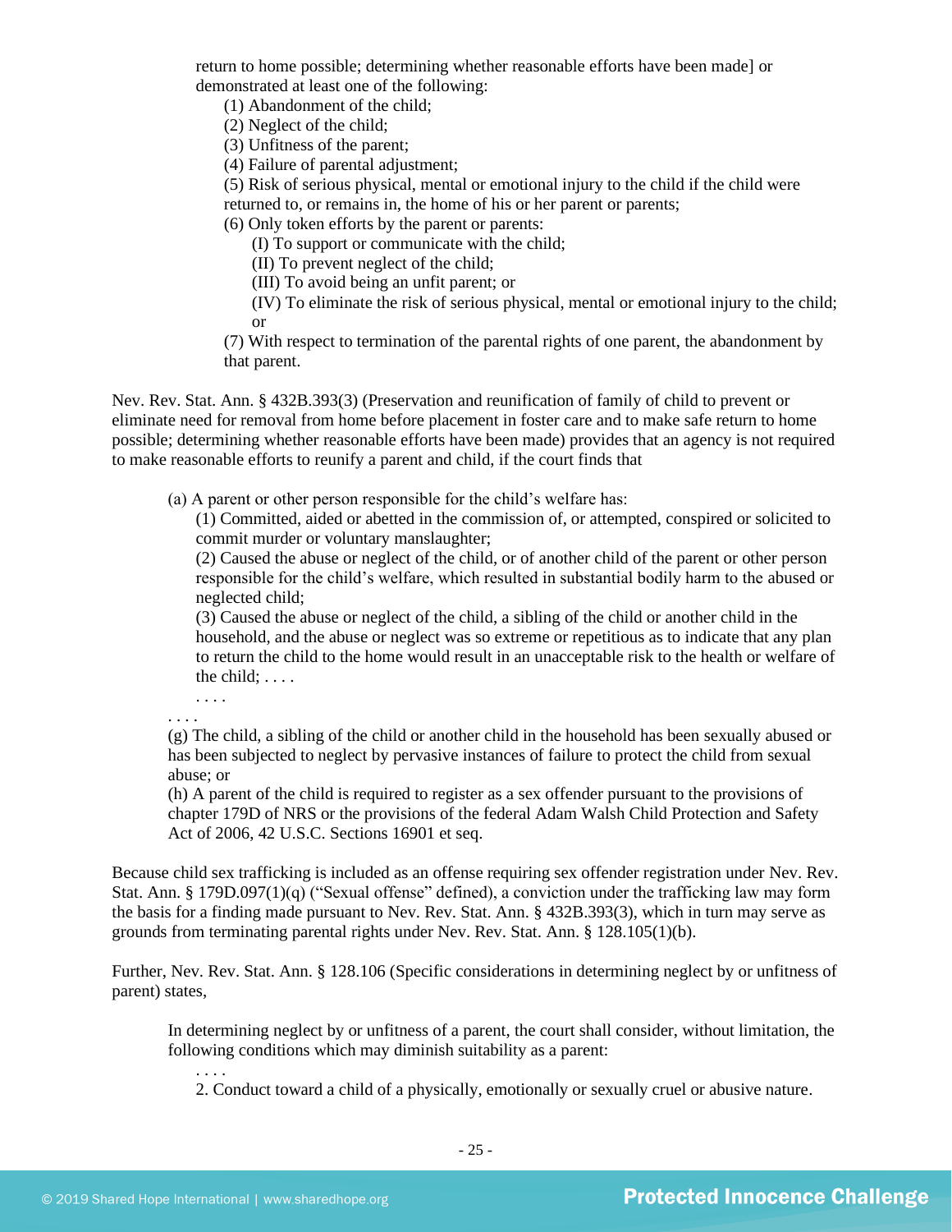return to home possible; determining whether reasonable efforts have been made] or demonstrated at least one of the following:

(1) Abandonment of the child;
(2) Neglect of the child;
(3) Unfitness of the parent;
(4) Failure of parental adjustment;
(5) Risk of serious physical, mental or emotional injury to the child if the child were returned to, or remains in, the home of his or her parent or parents;
(6) Only token efforts by the parent or parents:
 (I) To support or communicate with the child;
 (II) To prevent neglect of the child;
 (III) To avoid being an unfit parent; or
 (IV) To eliminate the risk of serious physical, mental or emotional injury to the child; or
(7) With respect to termination of the parental rights of one parent, the abandonment by that parent.

Nev. Rev. Stat. Ann. § 432B.393(3) (Preservation and reunification of family of child to prevent or eliminate need for removal from home before placement in foster care and to make safe return to home possible; determining whether reasonable efforts have been made) provides that an agency is not required to make reasonable efforts to reunify a parent and child, if the court finds that

> (a) A parent or other person responsible for the child's welfare has:
> (1) Committed, aided or abetted in the commission of, or attempted, conspired or solicited to commit murder or voluntary manslaughter;
> (2) Caused the abuse or neglect of the child, or of another child of the parent or other person responsible for the child's welfare, which resulted in substantial bodily harm to the abused or neglected child;
> (3) Caused the abuse or neglect of the child, a sibling of the child or another child in the household, and the abuse or neglect was so extreme or repetitious as to indicate that any plan to return the child to the home would result in an unacceptable risk to the health or welfare of the child; . . . .
> . . . .
> . . . .
> (g) The child, a sibling of the child or another child in the household has been sexually abused or has been subjected to neglect by pervasive instances of failure to protect the child from sexual abuse; or
> (h) A parent of the child is required to register as a sex offender pursuant to the provisions of chapter 179D of NRS or the provisions of the federal Adam Walsh Child Protection and Safety Act of 2006, 42 U.S.C. Sections 16901 et seq.

Because child sex trafficking is included as an offense requiring sex offender registration under Nev. Rev. Stat. Ann. § 179D.097(1)(q) ("Sexual offense" defined), a conviction under the trafficking law may form the basis for a finding made pursuant to Nev. Rev. Stat. Ann. § 432B.393(3), which in turn may serve as grounds from terminating parental rights under Nev. Rev. Stat. Ann. § 128.105(1)(b).

Further, Nev. Rev. Stat. Ann. § 128.106 (Specific considerations in determining neglect by or unfitness of parent) states,

> In determining neglect by or unfitness of a parent, the court shall consider, without limitation, the following conditions which may diminish suitability as a parent:
> . . . .
> 2. Conduct toward a child of a physically, emotionally or sexually cruel or abusive nature.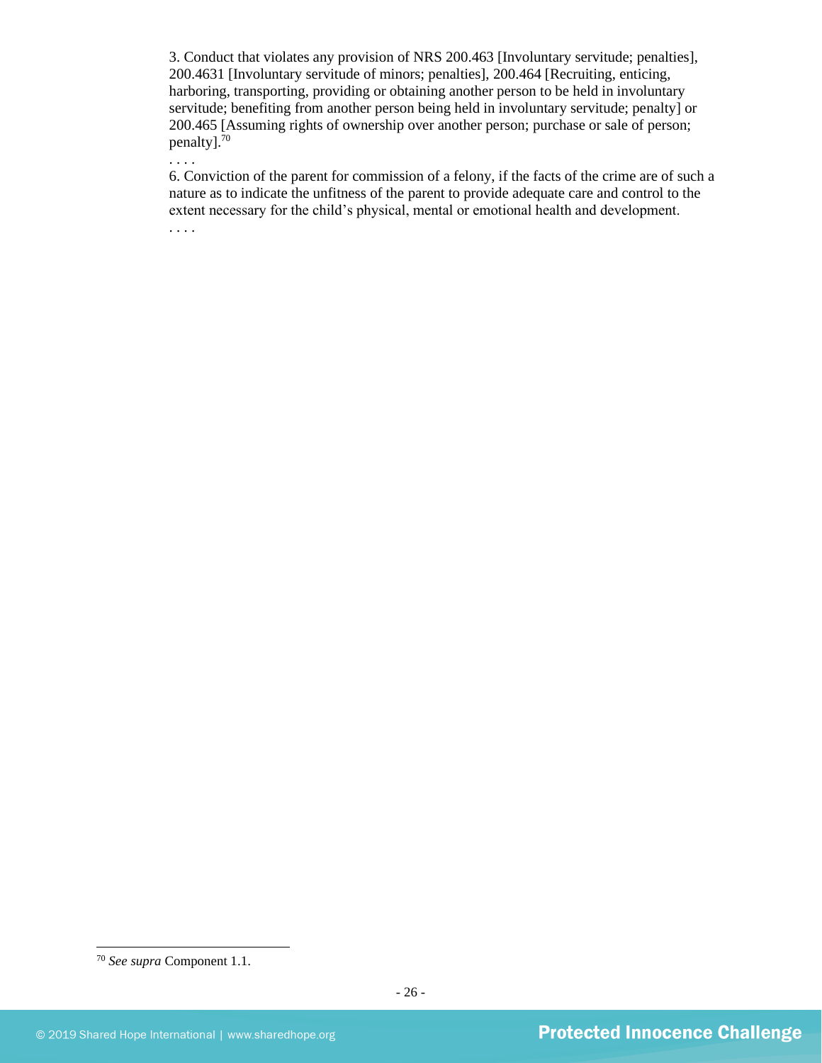3. Conduct that violates any provision of NRS 200.463 [Involuntary servitude; penalties], 200.4631 [Involuntary servitude of minors; penalties], 200.464 [Recruiting, enticing, harboring, transporting, providing or obtaining another person to be held in involuntary servitude; benefiting from another person being held in involuntary servitude; penalty] or 200.465 [Assuming rights of ownership over another person; purchase or sale of person; penalty].[70]

. . . .

6. Conviction of the parent for commission of a felony, if the facts of the crime are of such a nature as to indicate the unfitness of the parent to provide adequate care and control to the extent necessary for the child's physical, mental or emotional health and development.

. . . .

---

[70] *See supra* Component 1.1.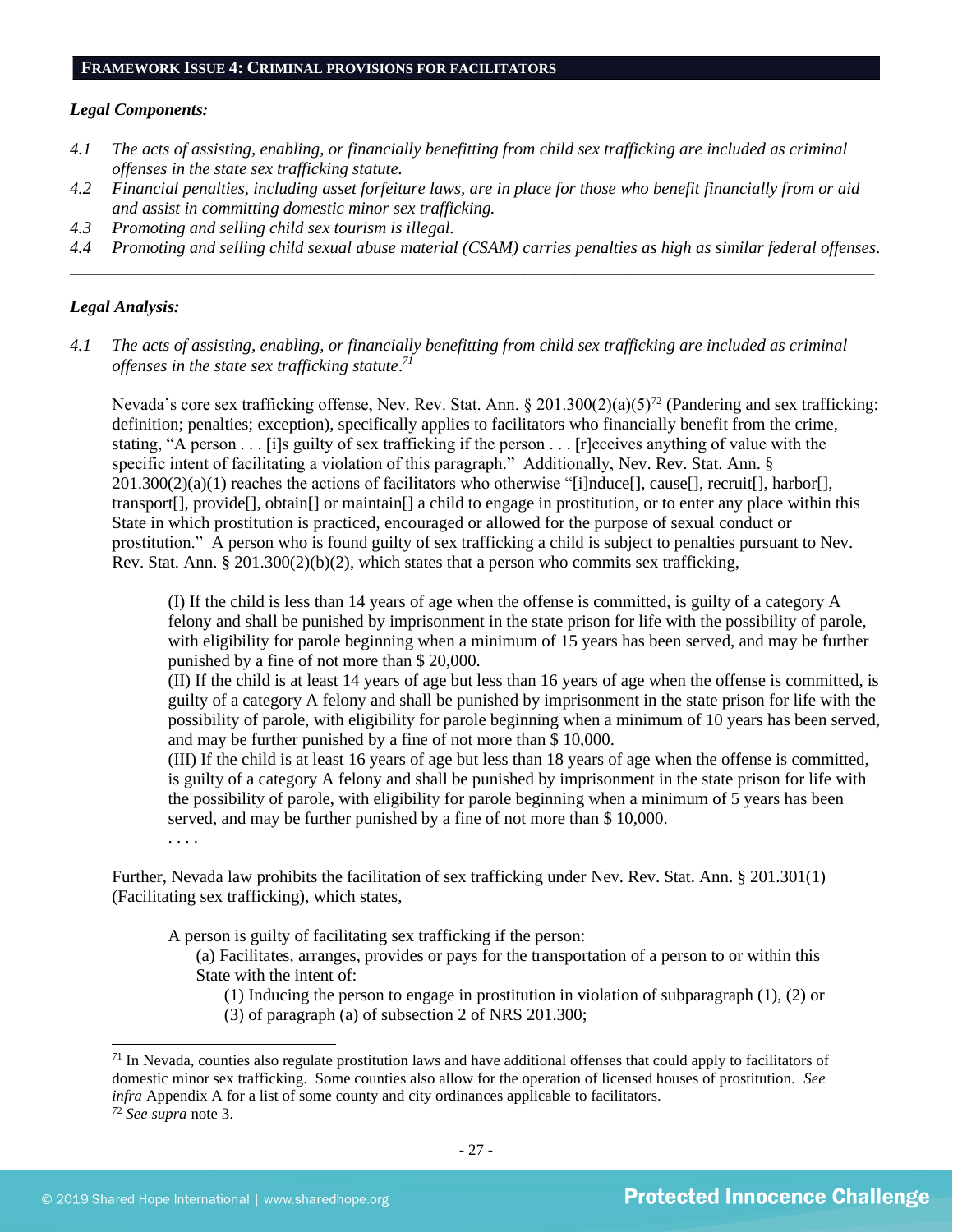## FRAMEWORK ISSUE 4: CRIMINAL PROVISIONS FOR FACILITATORS

### *Legal Components:*

*4.1 The acts of assisting, enabling, or financially benefitting from child sex trafficking are included as criminal offenses in the state sex trafficking statute.*

*4.2 Financial penalties, including asset forfeiture laws, are in place for those who benefit financially from or aid and assist in committing domestic minor sex trafficking.*

*4.3 Promoting and selling child sex tourism is illegal.*

*4.4 Promoting and selling child sexual abuse material (CSAM) carries penalties as high as similar federal offenses.*

---

### *Legal Analysis:*

*4.1 The acts of assisting, enabling, or financially benefitting from child sex trafficking are included as criminal offenses in the state sex trafficking statute.*[71]

Nevada's core sex trafficking offense, Nev. Rev. Stat. Ann. § 201.300(2)(a)(5)[72] (Pandering and sex trafficking: definition; penalties; exception), specifically applies to facilitators who financially benefit from the crime, stating, "A person . . . [i]s guilty of sex trafficking if the person . . . [r]eceives anything of value with the specific intent of facilitating a violation of this paragraph." Additionally, Nev. Rev. Stat. Ann. § 201.300(2)(a)(1) reaches the actions of facilitators who otherwise "[i]nduce[], cause[], recruit[], harbor[], transport[], provide[], obtain[] or maintain[] a child to engage in prostitution, or to enter any place within this State in which prostitution is practiced, encouraged or allowed for the purpose of sexual conduct or prostitution." A person who is found guilty of sex trafficking a child is subject to penalties pursuant to Nev. Rev. Stat. Ann. § 201.300(2)(b)(2), which states that a person who commits sex trafficking,

> (I) If the child is less than 14 years of age when the offense is committed, is guilty of a category A felony and shall be punished by imprisonment in the state prison for life with the possibility of parole, with eligibility for parole beginning when a minimum of 15 years has been served, and may be further punished by a fine of not more than $ 20,000.
> (II) If the child is at least 14 years of age but less than 16 years of age when the offense is committed, is guilty of a category A felony and shall be punished by imprisonment in the state prison for life with the possibility of parole, with eligibility for parole beginning when a minimum of 10 years has been served, and may be further punished by a fine of not more than $ 10,000.
> (III) If the child is at least 16 years of age but less than 18 years of age when the offense is committed, is guilty of a category A felony and shall be punished by imprisonment in the state prison for life with the possibility of parole, with eligibility for parole beginning when a minimum of 5 years has been served, and may be further punished by a fine of not more than $ 10,000.
> . . . .

Further, Nevada law prohibits the facilitation of sex trafficking under Nev. Rev. Stat. Ann. § 201.301(1) (Facilitating sex trafficking), which states,

> A person is guilty of facilitating sex trafficking if the person:
> (a) Facilitates, arranges, provides or pays for the transportation of a person to or within this State with the intent of:
> (1) Inducing the person to engage in prostitution in violation of subparagraph (1), (2) or (3) of paragraph (a) of subsection 2 of NRS 201.300;

---

[71] In Nevada, counties also regulate prostitution laws and have additional offenses that could apply to facilitators of domestic minor sex trafficking. Some counties also allow for the operation of licensed houses of prostitution. *See infra* Appendix A for a list of some county and city ordinances applicable to facilitators.

[72] *See supra* note 3.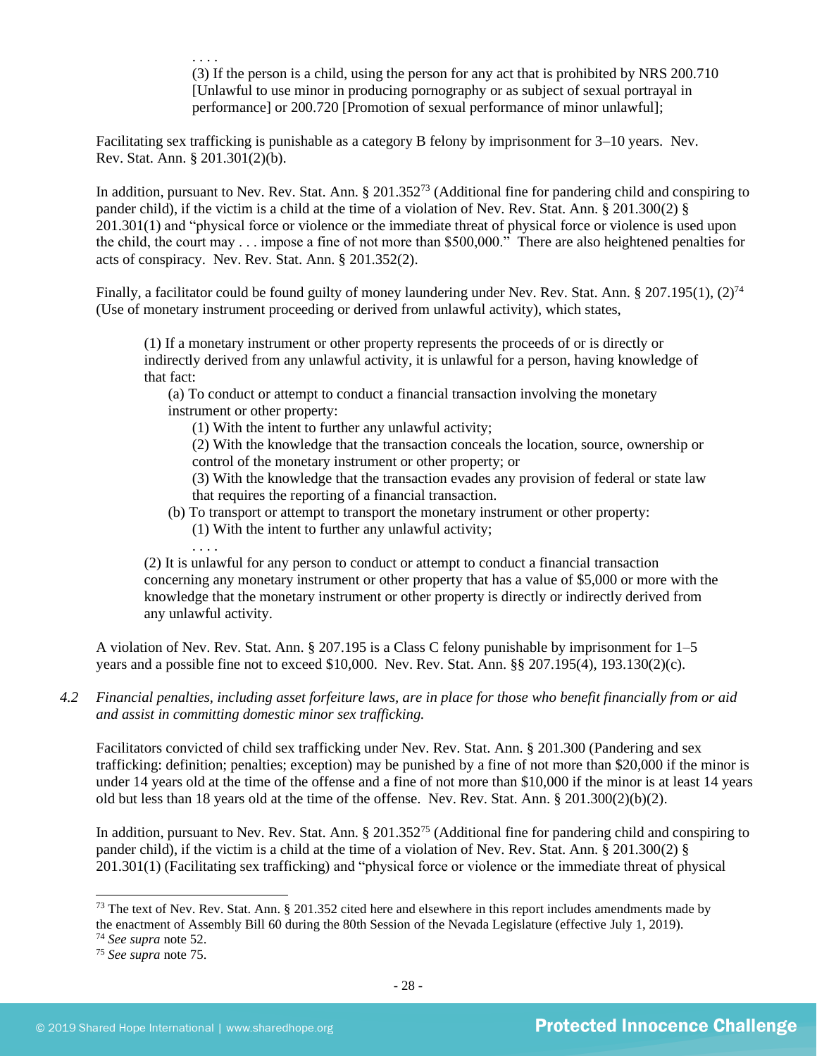. . . .

(3) If the person is a child, using the person for any act that is prohibited by NRS 200.710 [Unlawful to use minor in producing pornography or as subject of sexual portrayal in performance] or 200.720 [Promotion of sexual performance of minor unlawful];

Facilitating sex trafficking is punishable as a category B felony by imprisonment for 3–10 years. Nev. Rev. Stat. Ann. § 201.301(2)(b).

In addition, pursuant to Nev. Rev. Stat. Ann. § 201.352[73] (Additional fine for pandering child and conspiring to pander child), if the victim is a child at the time of a violation of Nev. Rev. Stat. Ann. § 201.300(2) § 201.301(1) and "physical force or violence or the immediate threat of physical force or violence is used upon the child, the court may . . . impose a fine of not more than $500,000." There are also heightened penalties for acts of conspiracy. Nev. Rev. Stat. Ann. § 201.352(2).

Finally, a facilitator could be found guilty of money laundering under Nev. Rev. Stat. Ann. § 207.195(1), (2)[74] (Use of monetary instrument proceeding or derived from unlawful activity), which states,

> (1) If a monetary instrument or other property represents the proceeds of or is directly or indirectly derived from any unlawful activity, it is unlawful for a person, having knowledge of that fact:
>
> (a) To conduct or attempt to conduct a financial transaction involving the monetary instrument or other property:
>
> (1) With the intent to further any unlawful activity;
>
> (2) With the knowledge that the transaction conceals the location, source, ownership or control of the monetary instrument or other property; or
>
> (3) With the knowledge that the transaction evades any provision of federal or state law that requires the reporting of a financial transaction.
>
> (b) To transport or attempt to transport the monetary instrument or other property:
>
> (1) With the intent to further any unlawful activity;
>
> . . . .
>
> (2) It is unlawful for any person to conduct or attempt to conduct a financial transaction concerning any monetary instrument or other property that has a value of $5,000 or more with the knowledge that the monetary instrument or other property is directly or indirectly derived from any unlawful activity.

A violation of Nev. Rev. Stat. Ann. § 207.195 is a Class C felony punishable by imprisonment for 1–5 years and a possible fine not to exceed $10,000. Nev. Rev. Stat. Ann. §§ 207.195(4), 193.130(2)(c).

*4.2 Financial penalties, including asset forfeiture laws, are in place for those who benefit financially from or aid and assist in committing domestic minor sex trafficking.*

Facilitators convicted of child sex trafficking under Nev. Rev. Stat. Ann. § 201.300 (Pandering and sex trafficking: definition; penalties; exception) may be punished by a fine of not more than $20,000 if the minor is under 14 years old at the time of the offense and a fine of not more than $10,000 if the minor is at least 14 years old but less than 18 years old at the time of the offense. Nev. Rev. Stat. Ann. § 201.300(2)(b)(2).

In addition, pursuant to Nev. Rev. Stat. Ann. § 201.352[75] (Additional fine for pandering child and conspiring to pander child), if the victim is a child at the time of a violation of Nev. Rev. Stat. Ann. § 201.300(2) § 201.301(1) (Facilitating sex trafficking) and "physical force or violence or the immediate threat of physical

---

[73] The text of Nev. Rev. Stat. Ann. § 201.352 cited here and elsewhere in this report includes amendments made by the enactment of Assembly Bill 60 during the 80th Session of the Nevada Legislature (effective July 1, 2019).

[74] *See supra* note 52.

[75] *See supra* note 75.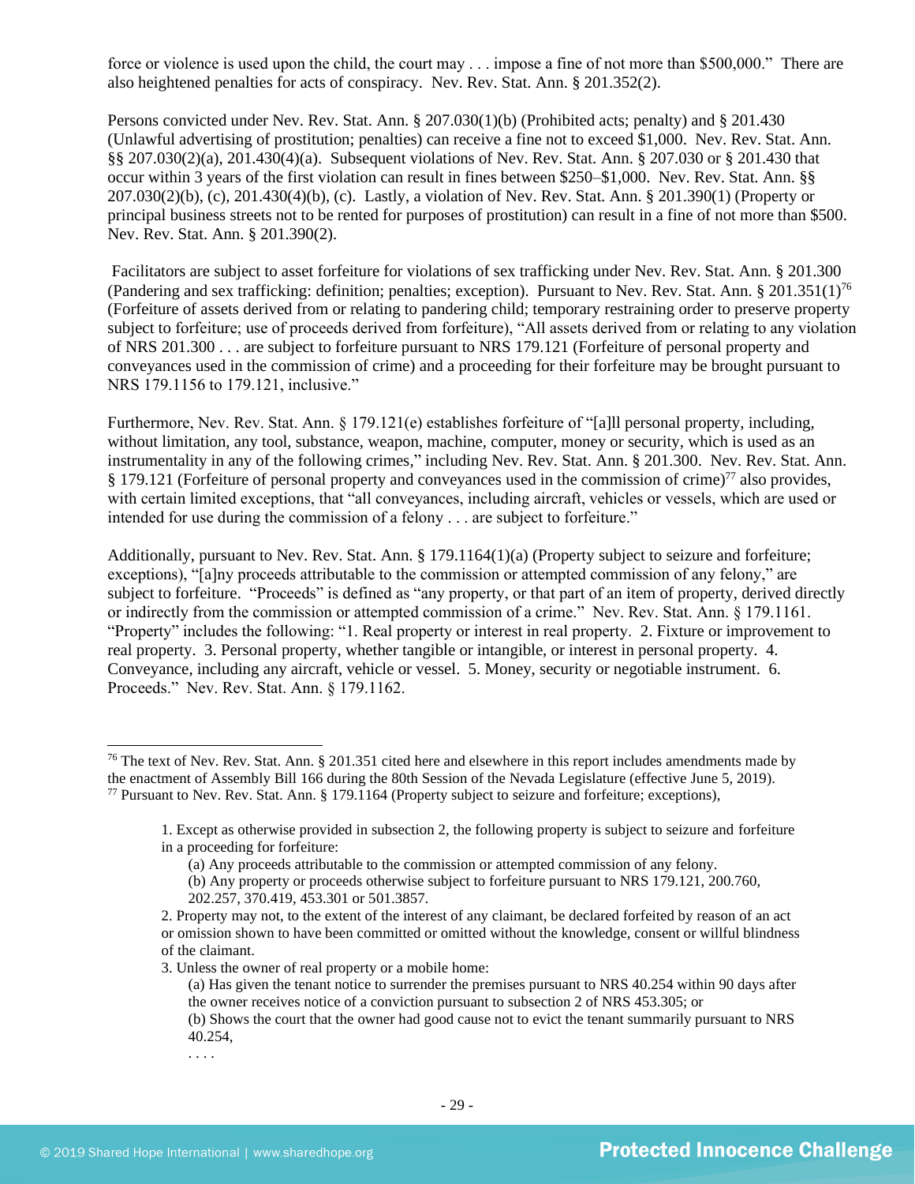force or violence is used upon the child, the court may . . . impose a fine of not more than $500,000." There are also heightened penalties for acts of conspiracy. Nev. Rev. Stat. Ann. § 201.352(2).

Persons convicted under Nev. Rev. Stat. Ann. § 207.030(1)(b) (Prohibited acts; penalty) and § 201.430 (Unlawful advertising of prostitution; penalties) can receive a fine not to exceed $1,000. Nev. Rev. Stat. Ann. §§ 207.030(2)(a), 201.430(4)(a). Subsequent violations of Nev. Rev. Stat. Ann. § 207.030 or § 201.430 that occur within 3 years of the first violation can result in fines between $250–$1,000. Nev. Rev. Stat. Ann. §§ 207.030(2)(b), (c), 201.430(4)(b), (c). Lastly, a violation of Nev. Rev. Stat. Ann. § 201.390(1) (Property or principal business streets not to be rented for purposes of prostitution) can result in a fine of not more than $500. Nev. Rev. Stat. Ann. § 201.390(2).

Facilitators are subject to asset forfeiture for violations of sex trafficking under Nev. Rev. Stat. Ann. § 201.300 (Pandering and sex trafficking: definition; penalties; exception). Pursuant to Nev. Rev. Stat. Ann. § 201.351(1)[76] (Forfeiture of assets derived from or relating to pandering child; temporary restraining order to preserve property subject to forfeiture; use of proceeds derived from forfeiture), "All assets derived from or relating to any violation of NRS 201.300 . . . are subject to forfeiture pursuant to NRS 179.121 (Forfeiture of personal property and conveyances used in the commission of crime) and a proceeding for their forfeiture may be brought pursuant to NRS 179.1156 to 179.121, inclusive."

Furthermore, Nev. Rev. Stat. Ann. § 179.121(e) establishes forfeiture of "[a]ll personal property, including, without limitation, any tool, substance, weapon, machine, computer, money or security, which is used as an instrumentality in any of the following crimes," including Nev. Rev. Stat. Ann. § 201.300. Nev. Rev. Stat. Ann. § 179.121 (Forfeiture of personal property and conveyances used in the commission of crime)[77] also provides, with certain limited exceptions, that "all conveyances, including aircraft, vehicles or vessels, which are used or intended for use during the commission of a felony . . . are subject to forfeiture."

Additionally, pursuant to Nev. Rev. Stat. Ann. § 179.1164(1)(a) (Property subject to seizure and forfeiture; exceptions), "[a]ny proceeds attributable to the commission or attempted commission of any felony," are subject to forfeiture. "Proceeds" is defined as "any property, or that part of an item of property, derived directly or indirectly from the commission or attempted commission of a crime." Nev. Rev. Stat. Ann. § 179.1161. "Property" includes the following: "1. Real property or interest in real property. 2. Fixture or improvement to real property. 3. Personal property, whether tangible or intangible, or interest in personal property. 4. Conveyance, including any aircraft, vehicle or vessel. 5. Money, security or negotiable instrument. 6. Proceeds." Nev. Rev. Stat. Ann. § 179.1162.

---

[76] The text of Nev. Rev. Stat. Ann. § 201.351 cited here and elsewhere in this report includes amendments made by the enactment of Assembly Bill 166 during the 80th Session of the Nevada Legislature (effective June 5, 2019).

[77] Pursuant to Nev. Rev. Stat. Ann. § 179.1164 (Property subject to seizure and forfeiture; exceptions),

> 1. Except as otherwise provided in subsection 2, the following property is subject to seizure and forfeiture in a proceeding for forfeiture:
>
> (a) Any proceeds attributable to the commission or attempted commission of any felony.
>
> (b) Any property or proceeds otherwise subject to forfeiture pursuant to NRS 179.121, 200.760, 202.257, 370.419, 453.301 or 501.3857.
>
> 2. Property may not, to the extent of the interest of any claimant, be declared forfeited by reason of an act or omission shown to have been committed or omitted without the knowledge, consent or willful blindness of the claimant.
>
> 3. Unless the owner of real property or a mobile home:
>
> (a) Has given the tenant notice to surrender the premises pursuant to NRS 40.254 within 90 days after the owner receives notice of a conviction pursuant to subsection 2 of NRS 453.305; or
>
> (b) Shows the court that the owner had good cause not to evict the tenant summarily pursuant to NRS 40.254,
>
> . . . .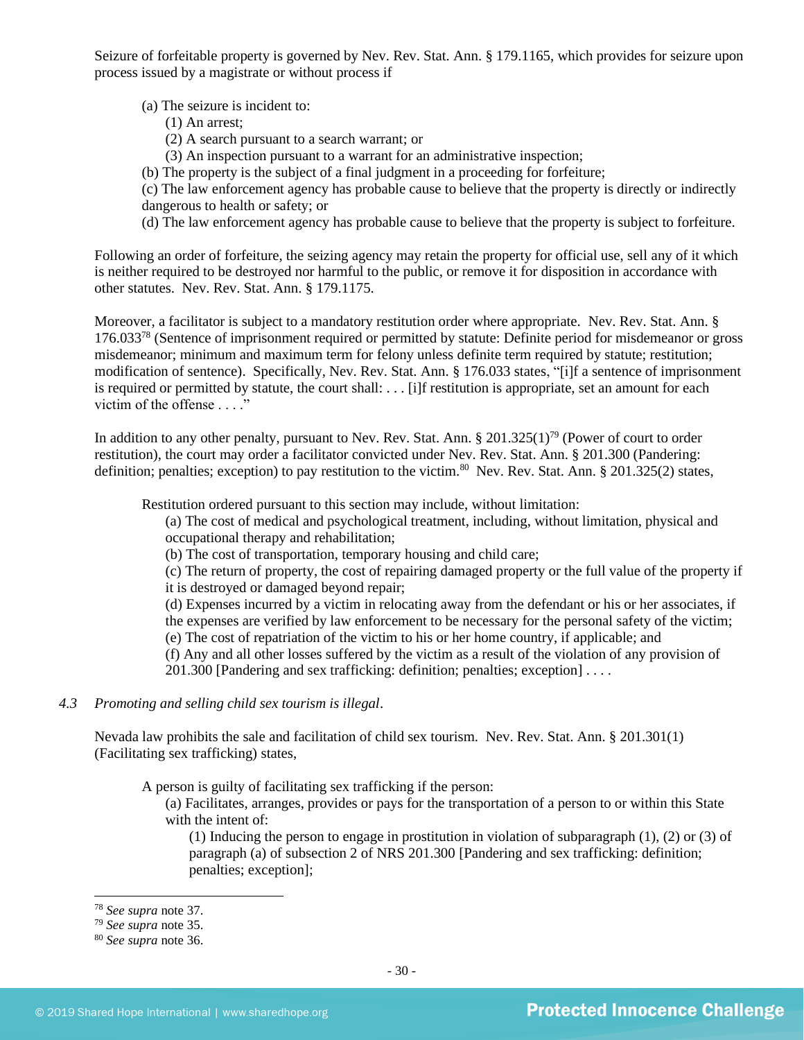Seizure of forfeitable property is governed by Nev. Rev. Stat. Ann. § 179.1165, which provides for seizure upon process issued by a magistrate or without process if

> (a) The seizure is incident to:
> (1) An arrest;
> (2) A search pursuant to a search warrant; or
> (3) An inspection pursuant to a warrant for an administrative inspection;
> (b) The property is the subject of a final judgment in a proceeding for forfeiture;
> (c) The law enforcement agency has probable cause to believe that the property is directly or indirectly dangerous to health or safety; or
> (d) The law enforcement agency has probable cause to believe that the property is subject to forfeiture.

Following an order of forfeiture, the seizing agency may retain the property for official use, sell any of it which is neither required to be destroyed nor harmful to the public, or remove it for disposition in accordance with other statutes. Nev. Rev. Stat. Ann. § 179.1175.

Moreover, a facilitator is subject to a mandatory restitution order where appropriate. Nev. Rev. Stat. Ann. § 176.033[78] (Sentence of imprisonment required or permitted by statute: Definite period for misdemeanor or gross misdemeanor; minimum and maximum term for felony unless definite term required by statute; restitution; modification of sentence). Specifically, Nev. Rev. Stat. Ann. § 176.033 states, "[i]f a sentence of imprisonment is required or permitted by statute, the court shall: . . . [i]f restitution is appropriate, set an amount for each victim of the offense . . . ."

In addition to any other penalty, pursuant to Nev. Rev. Stat. Ann. § 201.325(1)[79] (Power of court to order restitution), the court may order a facilitator convicted under Nev. Rev. Stat. Ann. § 201.300 (Pandering: definition; penalties; exception) to pay restitution to the victim.[80] Nev. Rev. Stat. Ann. § 201.325(2) states,

> Restitution ordered pursuant to this section may include, without limitation:
> (a) The cost of medical and psychological treatment, including, without limitation, physical and occupational therapy and rehabilitation;
> (b) The cost of transportation, temporary housing and child care;
> (c) The return of property, the cost of repairing damaged property or the full value of the property if it is destroyed or damaged beyond repair;
> (d) Expenses incurred by a victim in relocating away from the defendant or his or her associates, if the expenses are verified by law enforcement to be necessary for the personal safety of the victim;
> (e) The cost of repatriation of the victim to his or her home country, if applicable; and
> (f) Any and all other losses suffered by the victim as a result of the violation of any provision of 201.300 [Pandering and sex trafficking: definition; penalties; exception] . . . .

*4.3 Promoting and selling child sex tourism is illegal*.

Nevada law prohibits the sale and facilitation of child sex tourism. Nev. Rev. Stat. Ann. § 201.301(1) (Facilitating sex trafficking) states,

> A person is guilty of facilitating sex trafficking if the person:
> (a) Facilitates, arranges, provides or pays for the transportation of a person to or within this State with the intent of:
> (1) Inducing the person to engage in prostitution in violation of subparagraph (1), (2) or (3) of paragraph (a) of subsection 2 of NRS 201.300 [Pandering and sex trafficking: definition; penalties; exception];

---

[78] *See supra* note 37.
[79] *See supra* note 35.
[80] *See supra* note 36.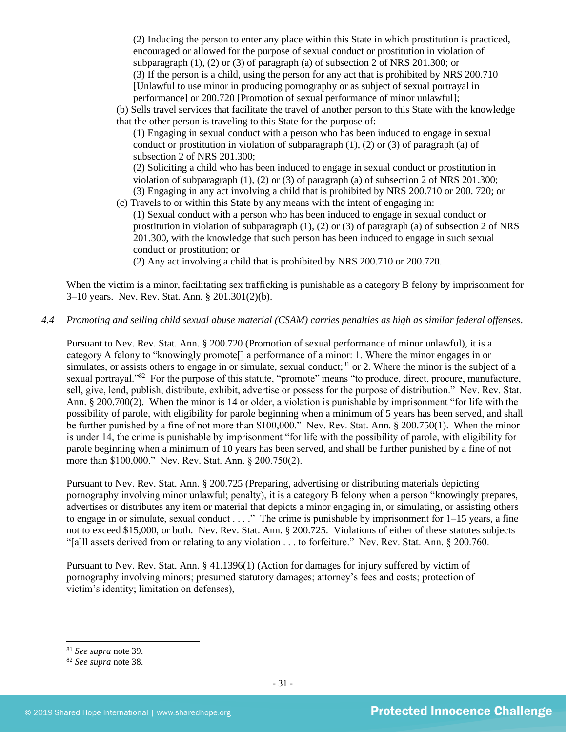(2) Inducing the person to enter any place within this State in which prostitution is practiced, encouraged or allowed for the purpose of sexual conduct or prostitution in violation of subparagraph (1), (2) or (3) of paragraph (a) of subsection 2 of NRS 201.300; or

(3) If the person is a child, using the person for any act that is prohibited by NRS 200.710 [Unlawful to use minor in producing pornography or as subject of sexual portrayal in performance] or 200.720 [Promotion of sexual performance of minor unlawful];

(b) Sells travel services that facilitate the travel of another person to this State with the knowledge that the other person is traveling to this State for the purpose of:

(1) Engaging in sexual conduct with a person who has been induced to engage in sexual conduct or prostitution in violation of subparagraph (1), (2) or (3) of paragraph (a) of subsection 2 of NRS 201.300;

(2) Soliciting a child who has been induced to engage in sexual conduct or prostitution in violation of subparagraph (1), (2) or (3) of paragraph (a) of subsection 2 of NRS 201.300;

(3) Engaging in any act involving a child that is prohibited by NRS 200.710 or 200. 720; or

(c) Travels to or within this State by any means with the intent of engaging in:

(1) Sexual conduct with a person who has been induced to engage in sexual conduct or prostitution in violation of subparagraph (1), (2) or (3) of paragraph (a) of subsection 2 of NRS 201.300, with the knowledge that such person has been induced to engage in such sexual conduct or prostitution; or

(2) Any act involving a child that is prohibited by NRS 200.710 or 200.720.

When the victim is a minor, facilitating sex trafficking is punishable as a category B felony by imprisonment for 3–10 years. Nev. Rev. Stat. Ann. § 201.301(2)(b).

*4.4 Promoting and selling child sexual abuse material (CSAM) carries penalties as high as similar federal offenses.*

Pursuant to Nev. Rev. Stat. Ann. § 200.720 (Promotion of sexual performance of minor unlawful), it is a category A felony to "knowingly promote[] a performance of a minor: 1. Where the minor engages in or simulates, or assists others to engage in or simulate, sexual conduct;[81] or 2. Where the minor is the subject of a sexual portrayal."[82] For the purpose of this statute, "promote" means "to produce, direct, procure, manufacture, sell, give, lend, publish, distribute, exhibit, advertise or possess for the purpose of distribution." Nev. Rev. Stat. Ann. § 200.700(2). When the minor is 14 or older, a violation is punishable by imprisonment "for life with the possibility of parole, with eligibility for parole beginning when a minimum of 5 years has been served, and shall be further punished by a fine of not more than $100,000." Nev. Rev. Stat. Ann. § 200.750(1). When the minor is under 14, the crime is punishable by imprisonment "for life with the possibility of parole, with eligibility for parole beginning when a minimum of 10 years has been served, and shall be further punished by a fine of not more than $100,000." Nev. Rev. Stat. Ann. § 200.750(2).

Pursuant to Nev. Rev. Stat. Ann. § 200.725 (Preparing, advertising or distributing materials depicting pornography involving minor unlawful; penalty), it is a category B felony when a person "knowingly prepares, advertises or distributes any item or material that depicts a minor engaging in, or simulating, or assisting others to engage in or simulate, sexual conduct . . . ." The crime is punishable by imprisonment for 1–15 years, a fine not to exceed $15,000, or both. Nev. Rev. Stat. Ann. § 200.725. Violations of either of these statutes subjects "[a]ll assets derived from or relating to any violation . . . to forfeiture." Nev. Rev. Stat. Ann. § 200.760.

Pursuant to Nev. Rev. Stat. Ann. § 41.1396(1) (Action for damages for injury suffered by victim of pornography involving minors; presumed statutory damages; attorney's fees and costs; protection of victim's identity; limitation on defenses),

---

[81] *See supra* note 39.

[82] *See supra* note 38.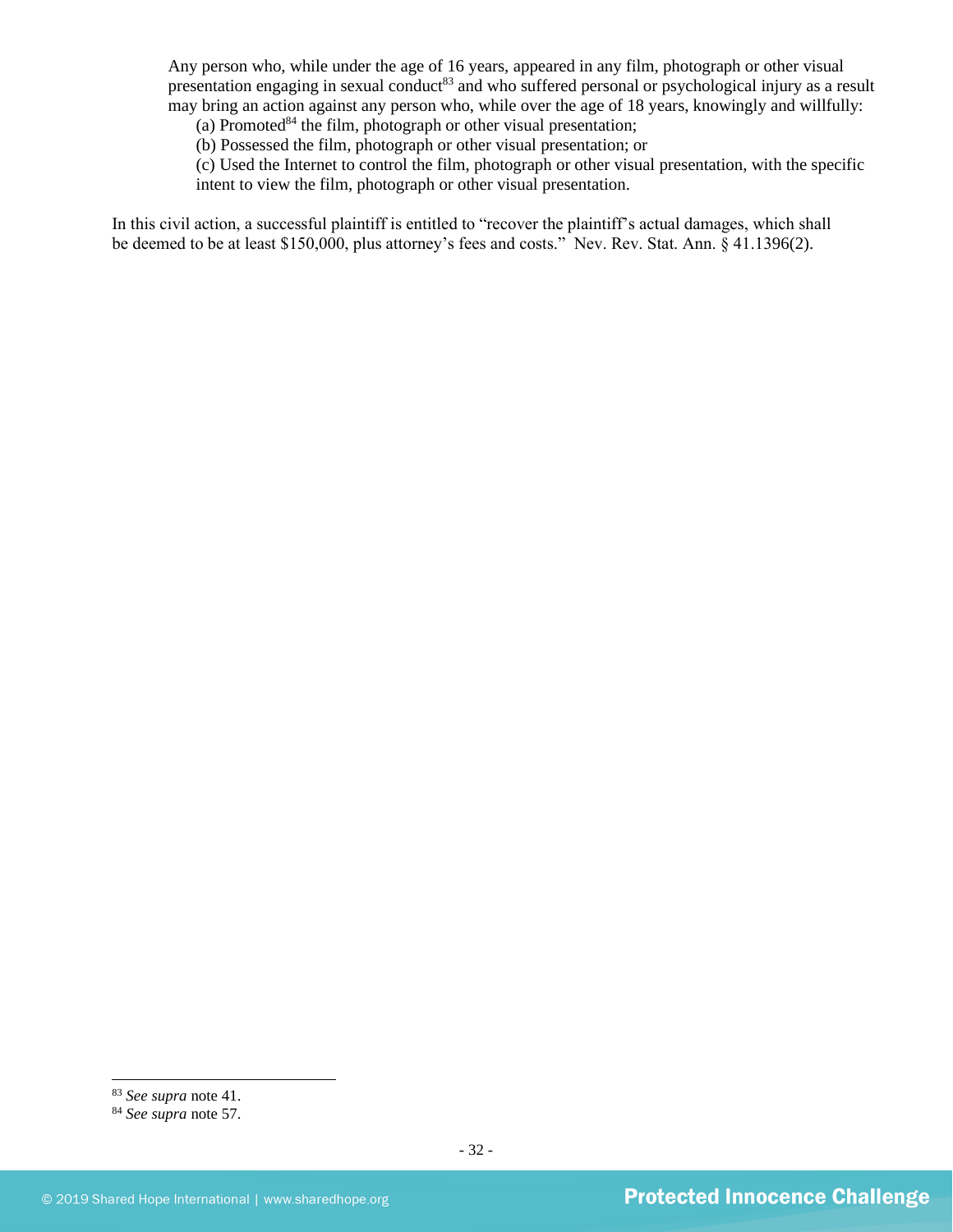> Any person who, while under the age of 16 years, appeared in any film, photograph or other visual presentation engaging in sexual conduct[83] and who suffered personal or psychological injury as a result may bring an action against any person who, while over the age of 18 years, knowingly and willfully:
> (a) Promoted[84] the film, photograph or other visual presentation;
> (b) Possessed the film, photograph or other visual presentation; or
> (c) Used the Internet to control the film, photograph or other visual presentation, with the specific intent to view the film, photograph or other visual presentation.

In this civil action, a successful plaintiff is entitled to "recover the plaintiff's actual damages, which shall be deemed to be at least $150,000, plus attorney's fees and costs." Nev. Rev. Stat. Ann. § 41.1396(2).

---

[83] *See supra* note 41.
[84] *See supra* note 57.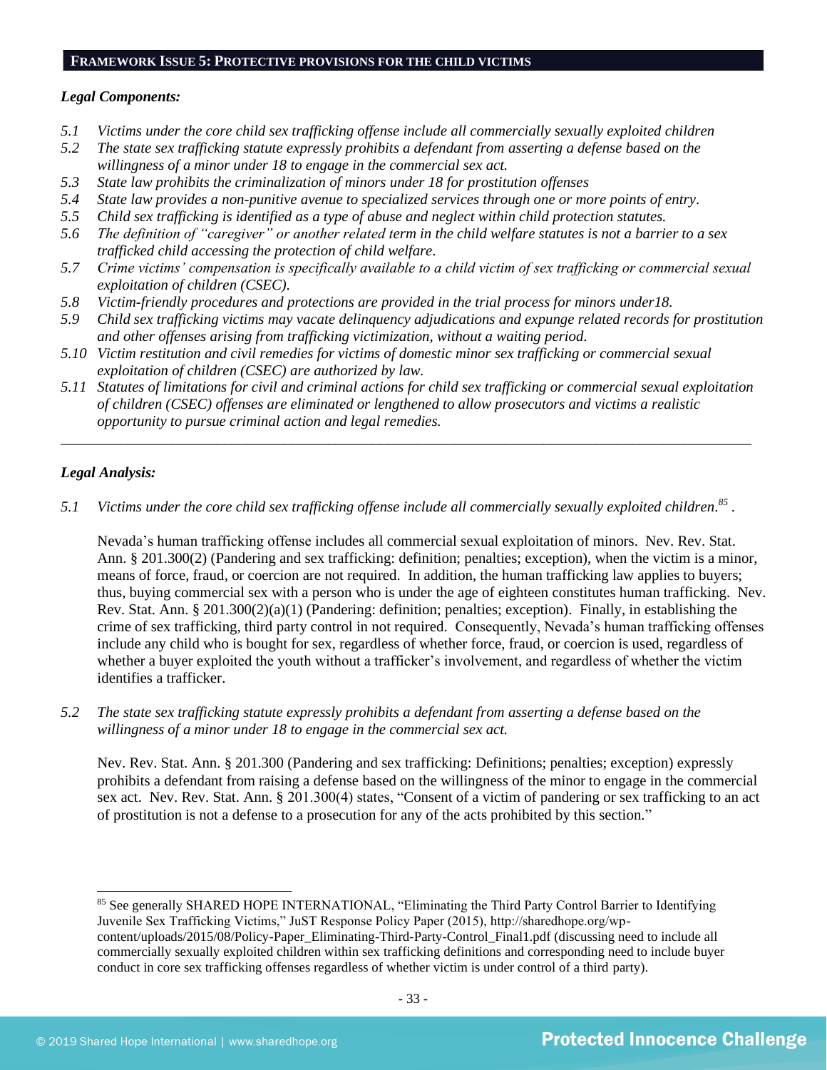## FRAMEWORK ISSUE 5: PROTECTIVE PROVISIONS FOR THE CHILD VICTIMS

***Legal Components:***

*5.1 Victims under the core child sex trafficking offense include all commercially sexually exploited children*
*5.2 The state sex trafficking statute expressly prohibits a defendant from asserting a defense based on the willingness of a minor under 18 to engage in the commercial sex act.*
*5.3 State law prohibits the criminalization of minors under 18 for prostitution offenses*
*5.4 State law provides a non-punitive avenue to specialized services through one or more points of entry.*
*5.5 Child sex trafficking is identified as a type of abuse and neglect within child protection statutes.*
*5.6 The definition of "caregiver" or another related term in the child welfare statutes is not a barrier to a sex trafficked child accessing the protection of child welfare.*
*5.7 Crime victims' compensation is specifically available to a child victim of sex trafficking or commercial sexual exploitation of children (CSEC).*
*5.8 Victim-friendly procedures and protections are provided in the trial process for minors under18.*
*5.9 Child sex trafficking victims may vacate delinquency adjudications and expunge related records for prostitution and other offenses arising from trafficking victimization, without a waiting period.*
*5.10 Victim restitution and civil remedies for victims of domestic minor sex trafficking or commercial sexual exploitation of children (CSEC) are authorized by law.*
*5.11 Statutes of limitations for civil and criminal actions for child sex trafficking or commercial sexual exploitation of children (CSEC) offenses are eliminated or lengthened to allow prosecutors and victims a realistic opportunity to pursue criminal action and legal remedies.*

---

***Legal Analysis:***

*5.1 Victims under the core child sex trafficking offense include all commercially sexually exploited children.*[85] .

Nevada's human trafficking offense includes all commercial sexual exploitation of minors. Nev. Rev. Stat. Ann. § 201.300(2) (Pandering and sex trafficking: definition; penalties; exception), when the victim is a minor, means of force, fraud, or coercion are not required. In addition, the human trafficking law applies to buyers; thus, buying commercial sex with a person who is under the age of eighteen constitutes human trafficking. Nev. Rev. Stat. Ann. § 201.300(2)(a)(1) (Pandering: definition; penalties; exception). Finally, in establishing the crime of sex trafficking, third party control in not required. Consequently, Nevada's human trafficking offenses include any child who is bought for sex, regardless of whether force, fraud, or coercion is used, regardless of whether a buyer exploited the youth without a trafficker's involvement, and regardless of whether the victim identifies a trafficker.

*5.2 The state sex trafficking statute expressly prohibits a defendant from asserting a defense based on the willingness of a minor under 18 to engage in the commercial sex act.*

Nev. Rev. Stat. Ann. § 201.300 (Pandering and sex trafficking: Definitions; penalties; exception) expressly prohibits a defendant from raising a defense based on the willingness of the minor to engage in the commercial sex act. Nev. Rev. Stat. Ann. § 201.300(4) states, "Consent of a victim of pandering or sex trafficking to an act of prostitution is not a defense to a prosecution for any of the acts prohibited by this section."

---

[85] See generally SHARED HOPE INTERNATIONAL, "Eliminating the Third Party Control Barrier to Identifying Juvenile Sex Trafficking Victims," JuST Response Policy Paper (2015), http://sharedhope.org/wp-content/uploads/2015/08/Policy-Paper_Eliminating-Third-Party-Control_Final1.pdf (discussing need to include all commercially sexually exploited children within sex trafficking definitions and corresponding need to include buyer conduct in core sex trafficking offenses regardless of whether victim is under control of a third party).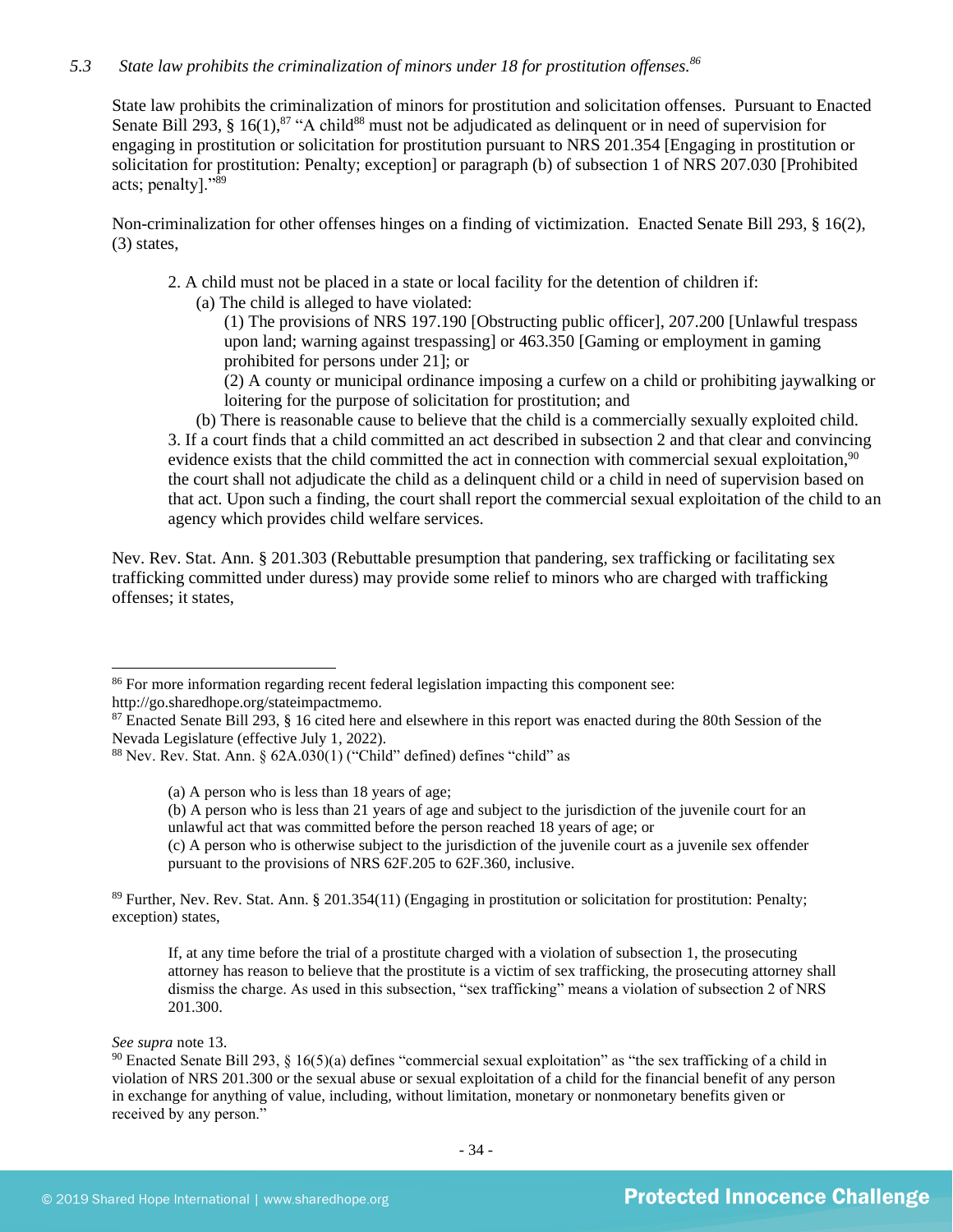*5.3 State law prohibits the criminalization of minors under 18 for prostitution offenses.*[86]

State law prohibits the criminalization of minors for prostitution and solicitation offenses. Pursuant to Enacted Senate Bill 293, § 16(1),[87] "A child[88] must not be adjudicated as delinquent or in need of supervision for engaging in prostitution or solicitation for prostitution pursuant to NRS 201.354 [Engaging in prostitution or solicitation for prostitution: Penalty; exception] or paragraph (b) of subsection 1 of NRS 207.030 [Prohibited acts; penalty]."[89]

Non-criminalization for other offenses hinges on a finding of victimization. Enacted Senate Bill 293, § 16(2), (3) states,

> 2. A child must not be placed in a state or local facility for the detention of children if:
>
> (a) The child is alleged to have violated:
>
> (1) The provisions of NRS 197.190 [Obstructing public officer], 207.200 [Unlawful trespass upon land; warning against trespassing] or 463.350 [Gaming or employment in gaming prohibited for persons under 21]; or
>
> (2) A county or municipal ordinance imposing a curfew on a child or prohibiting jaywalking or loitering for the purpose of solicitation for prostitution; and
>
> (b) There is reasonable cause to believe that the child is a commercially sexually exploited child.
>
> 3. If a court finds that a child committed an act described in subsection 2 and that clear and convincing evidence exists that the child committed the act in connection with commercial sexual exploitation,[90] the court shall not adjudicate the child as a delinquent child or a child in need of supervision based on that act. Upon such a finding, the court shall report the commercial sexual exploitation of the child to an agency which provides child welfare services.

Nev. Rev. Stat. Ann. § 201.303 (Rebuttable presumption that pandering, sex trafficking or facilitating sex trafficking committed under duress) may provide some relief to minors who are charged with trafficking offenses; it states,

---

[86] For more information regarding recent federal legislation impacting this component see: http://go.sharedhope.org/stateimpactmemo.

[87] Enacted Senate Bill 293, § 16 cited here and elsewhere in this report was enacted during the 80th Session of the Nevada Legislature (effective July 1, 2022).

[88] Nev. Rev. Stat. Ann. § 62A.030(1) ("Child" defined) defines "child" as

> (a) A person who is less than 18 years of age;
>
> (b) A person who is less than 21 years of age and subject to the jurisdiction of the juvenile court for an unlawful act that was committed before the person reached 18 years of age; or
>
> (c) A person who is otherwise subject to the jurisdiction of the juvenile court as a juvenile sex offender pursuant to the provisions of NRS 62F.205 to 62F.360, inclusive.

[89] Further, Nev. Rev. Stat. Ann. § 201.354(11) (Engaging in prostitution or solicitation for prostitution: Penalty; exception) states,

> If, at any time before the trial of a prostitute charged with a violation of subsection 1, the prosecuting attorney has reason to believe that the prostitute is a victim of sex trafficking, the prosecuting attorney shall dismiss the charge. As used in this subsection, "sex trafficking" means a violation of subsection 2 of NRS 201.300.

*See supra* note 13.

[90] Enacted Senate Bill 293, § 16(5)(a) defines "commercial sexual exploitation" as "the sex trafficking of a child in violation of NRS 201.300 or the sexual abuse or sexual exploitation of a child for the financial benefit of any person in exchange for anything of value, including, without limitation, monetary or nonmonetary benefits given or received by any person."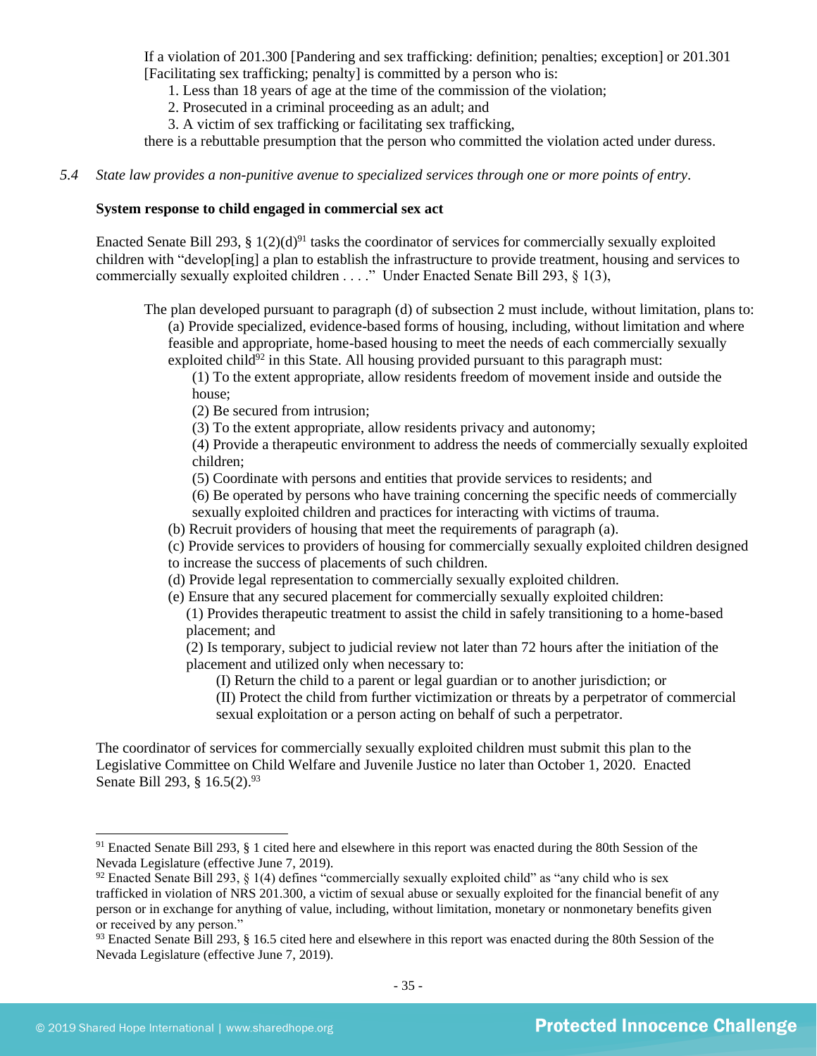If a violation of 201.300 [Pandering and sex trafficking: definition; penalties; exception] or 201.301 [Facilitating sex trafficking; penalty] is committed by a person who is:

1. Less than 18 years of age at the time of the commission of the violation;
2. Prosecuted in a criminal proceeding as an adult; and
3. A victim of sex trafficking or facilitating sex trafficking,

there is a rebuttable presumption that the person who committed the violation acted under duress.

*5.4 State law provides a non-punitive avenue to specialized services through one or more points of entry.*

**System response to child engaged in commercial sex act**

Enacted Senate Bill 293, § 1(2)(d)[91] tasks the coordinator of services for commercially sexually exploited children with "develop[ing] a plan to establish the infrastructure to provide treatment, housing and services to commercially sexually exploited children . . . ." Under Enacted Senate Bill 293, § 1(3),

> The plan developed pursuant to paragraph (d) of subsection 2 must include, without limitation, plans to:
>
> (a) Provide specialized, evidence-based forms of housing, including, without limitation and where feasible and appropriate, home-based housing to meet the needs of each commercially sexually exploited child[92] in this State. All housing provided pursuant to this paragraph must:
>
> (1) To the extent appropriate, allow residents freedom of movement inside and outside the house;
>
> (2) Be secured from intrusion;
>
> (3) To the extent appropriate, allow residents privacy and autonomy;
>
> (4) Provide a therapeutic environment to address the needs of commercially sexually exploited children;
>
> (5) Coordinate with persons and entities that provide services to residents; and
>
> (6) Be operated by persons who have training concerning the specific needs of commercially sexually exploited children and practices for interacting with victims of trauma.
>
> (b) Recruit providers of housing that meet the requirements of paragraph (a).
>
> (c) Provide services to providers of housing for commercially sexually exploited children designed to increase the success of placements of such children.
>
> (d) Provide legal representation to commercially sexually exploited children.
>
> (e) Ensure that any secured placement for commercially sexually exploited children:
>
> (1) Provides therapeutic treatment to assist the child in safely transitioning to a home-based placement; and
>
> (2) Is temporary, subject to judicial review not later than 72 hours after the initiation of the placement and utilized only when necessary to:
>
> (I) Return the child to a parent or legal guardian or to another jurisdiction; or
>
> (II) Protect the child from further victimization or threats by a perpetrator of commercial sexual exploitation or a person acting on behalf of such a perpetrator.

The coordinator of services for commercially sexually exploited children must submit this plan to the Legislative Committee on Child Welfare and Juvenile Justice no later than October 1, 2020. Enacted Senate Bill 293, § 16.5(2).[93]

---

[91] Enacted Senate Bill 293, § 1 cited here and elsewhere in this report was enacted during the 80th Session of the Nevada Legislature (effective June 7, 2019).

[92] Enacted Senate Bill 293, § 1(4) defines "commercially sexually exploited child" as "any child who is sex trafficked in violation of NRS 201.300, a victim of sexual abuse or sexually exploited for the financial benefit of any person or in exchange for anything of value, including, without limitation, monetary or nonmonetary benefits given or received by any person."

[93] Enacted Senate Bill 293, § 16.5 cited here and elsewhere in this report was enacted during the 80th Session of the Nevada Legislature (effective June 7, 2019).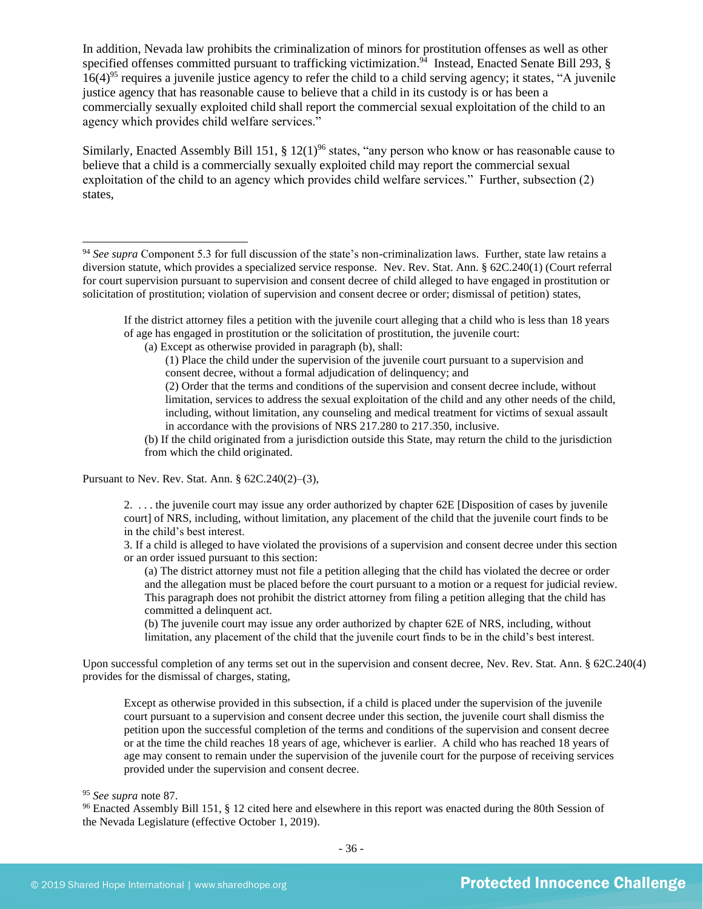In addition, Nevada law prohibits the criminalization of minors for prostitution offenses as well as other specified offenses committed pursuant to trafficking victimization.[94] Instead, Enacted Senate Bill 293, § 16(4)[95] requires a juvenile justice agency to refer the child to a child serving agency; it states, "A juvenile justice agency that has reasonable cause to believe that a child in its custody is or has been a commercially sexually exploited child shall report the commercial sexual exploitation of the child to an agency which provides child welfare services."

Similarly, Enacted Assembly Bill 151, § 12(1)[96] states, "any person who know or has reasonable cause to believe that a child is a commercially sexually exploited child may report the commercial sexual exploitation of the child to an agency which provides child welfare services." Further, subsection (2) states,

---

[94] *See supra* Component 5.3 for full discussion of the state's non-criminalization laws. Further, state law retains a diversion statute, which provides a specialized service response. Nev. Rev. Stat. Ann. § 62C.240(1) (Court referral for court supervision pursuant to supervision and consent decree of child alleged to have engaged in prostitution or solicitation of prostitution; violation of supervision and consent decree or order; dismissal of petition) states,

> If the district attorney files a petition with the juvenile court alleging that a child who is less than 18 years of age has engaged in prostitution or the solicitation of prostitution, the juvenile court:
>
> (a) Except as otherwise provided in paragraph (b), shall:
>
> (1) Place the child under the supervision of the juvenile court pursuant to a supervision and consent decree, without a formal adjudication of delinquency; and
>
> (2) Order that the terms and conditions of the supervision and consent decree include, without limitation, services to address the sexual exploitation of the child and any other needs of the child, including, without limitation, any counseling and medical treatment for victims of sexual assault in accordance with the provisions of NRS 217.280 to 217.350, inclusive.
>
> (b) If the child originated from a jurisdiction outside this State, may return the child to the jurisdiction from which the child originated.

Pursuant to Nev. Rev. Stat. Ann. § 62C.240(2)–(3),

> 2. . . . the juvenile court may issue any order authorized by chapter 62E [Disposition of cases by juvenile court] of NRS, including, without limitation, any placement of the child that the juvenile court finds to be in the child's best interest.
>
> 3. If a child is alleged to have violated the provisions of a supervision and consent decree under this section or an order issued pursuant to this section:
>
> (a) The district attorney must not file a petition alleging that the child has violated the decree or order and the allegation must be placed before the court pursuant to a motion or a request for judicial review. This paragraph does not prohibit the district attorney from filing a petition alleging that the child has committed a delinquent act.
>
> (b) The juvenile court may issue any order authorized by chapter 62E of NRS, including, without limitation, any placement of the child that the juvenile court finds to be in the child's best interest.

Upon successful completion of any terms set out in the supervision and consent decree, Nev. Rev. Stat. Ann. § 62C.240(4) provides for the dismissal of charges, stating,

> Except as otherwise provided in this subsection, if a child is placed under the supervision of the juvenile court pursuant to a supervision and consent decree under this section, the juvenile court shall dismiss the petition upon the successful completion of the terms and conditions of the supervision and consent decree or at the time the child reaches 18 years of age, whichever is earlier. A child who has reached 18 years of age may consent to remain under the supervision of the juvenile court for the purpose of receiving services provided under the supervision and consent decree.

[95] *See supra* note 87.

[96] Enacted Assembly Bill 151, § 12 cited here and elsewhere in this report was enacted during the 80th Session of the Nevada Legislature (effective October 1, 2019).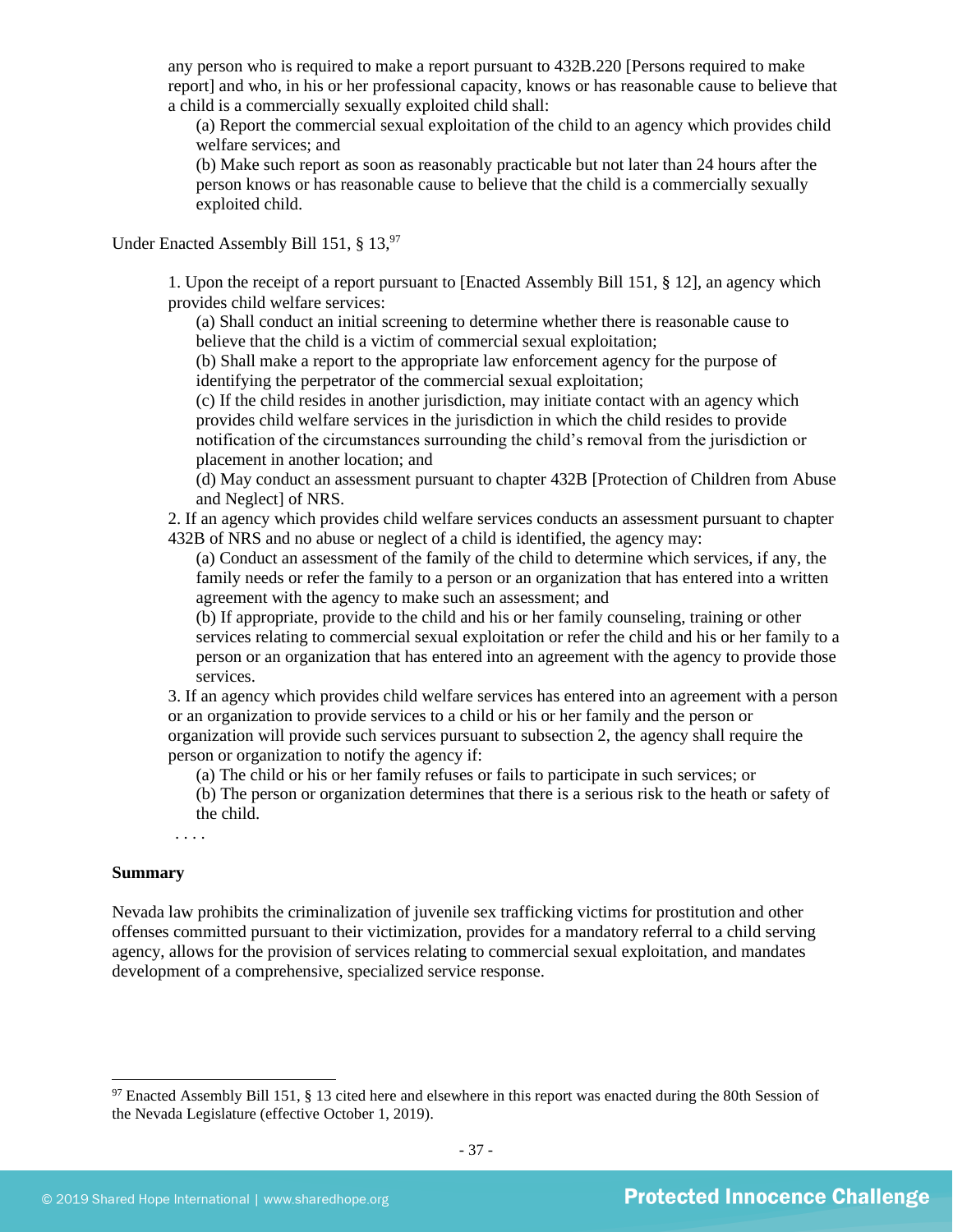any person who is required to make a report pursuant to 432B.220 [Persons required to make report] and who, in his or her professional capacity, knows or has reasonable cause to believe that a child is a commercially sexually exploited child shall:

> (a) Report the commercial sexual exploitation of the child to an agency which provides child welfare services; and
>
> (b) Make such report as soon as reasonably practicable but not later than 24 hours after the person knows or has reasonable cause to believe that the child is a commercially sexually exploited child.

Under Enacted Assembly Bill 151, § 13,[97]

> 1. Upon the receipt of a report pursuant to [Enacted Assembly Bill 151, § 12], an agency which provides child welfare services:
>
>    (a) Shall conduct an initial screening to determine whether there is reasonable cause to believe that the child is a victim of commercial sexual exploitation;
>
>    (b) Shall make a report to the appropriate law enforcement agency for the purpose of identifying the perpetrator of the commercial sexual exploitation;
>
>    (c) If the child resides in another jurisdiction, may initiate contact with an agency which provides child welfare services in the jurisdiction in which the child resides to provide notification of the circumstances surrounding the child's removal from the jurisdiction or placement in another location; and
>
>    (d) May conduct an assessment pursuant to chapter 432B [Protection of Children from Abuse and Neglect] of NRS.
>
> 2. If an agency which provides child welfare services conducts an assessment pursuant to chapter 432B of NRS and no abuse or neglect of a child is identified, the agency may:
>
>    (a) Conduct an assessment of the family of the child to determine which services, if any, the family needs or refer the family to a person or an organization that has entered into a written agreement with the agency to make such an assessment; and
>
>    (b) If appropriate, provide to the child and his or her family counseling, training or other services relating to commercial sexual exploitation or refer the child and his or her family to a person or an organization that has entered into an agreement with the agency to provide those services.
>
> 3. If an agency which provides child welfare services has entered into an agreement with a person or an organization to provide services to a child or his or her family and the person or organization will provide such services pursuant to subsection 2, the agency shall require the person or organization to notify the agency if:
>
>    (a) The child or his or her family refuses or fails to participate in such services; or
>
>    (b) The person or organization determines that there is a serious risk to the heath or safety of the child.
>
> . . . .

**Summary**

Nevada law prohibits the criminalization of juvenile sex trafficking victims for prostitution and other offenses committed pursuant to their victimization, provides for a mandatory referral to a child serving agency, allows for the provision of services relating to commercial sexual exploitation, and mandates development of a comprehensive, specialized service response.

---

[97] Enacted Assembly Bill 151, § 13 cited here and elsewhere in this report was enacted during the 80th Session of the Nevada Legislature (effective October 1, 2019).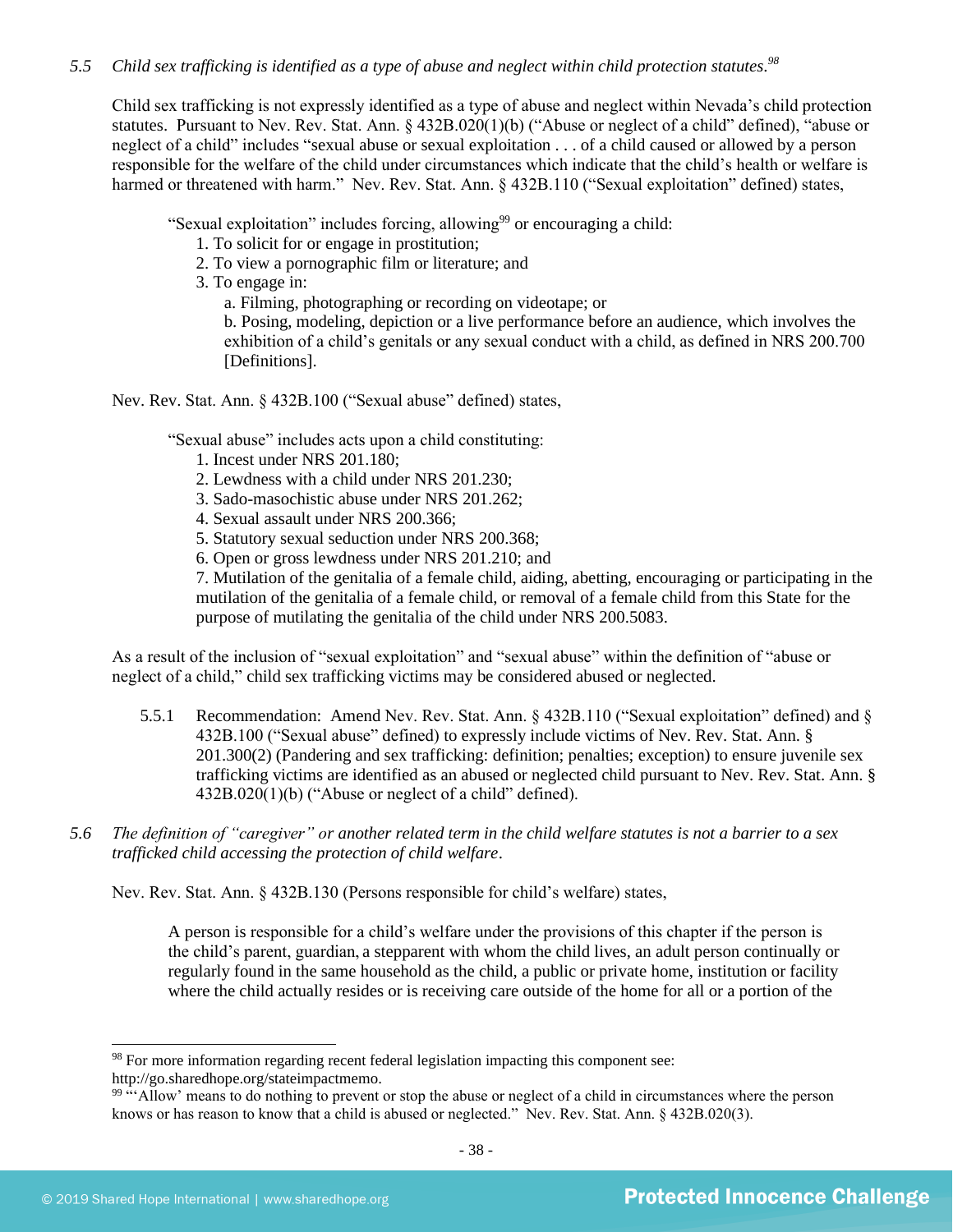*5.5 Child sex trafficking is identified as a type of abuse and neglect within child protection statutes.*[98]

Child sex trafficking is not expressly identified as a type of abuse and neglect within Nevada's child protection statutes. Pursuant to Nev. Rev. Stat. Ann. § 432B.020(1)(b) ("Abuse or neglect of a child" defined), "abuse or neglect of a child" includes "sexual abuse or sexual exploitation . . . of a child caused or allowed by a person responsible for the welfare of the child under circumstances which indicate that the child's health or welfare is harmed or threatened with harm." Nev. Rev. Stat. Ann. § 432B.110 ("Sexual exploitation" defined) states,

> "Sexual exploitation" includes forcing, allowing[99] or encouraging a child:
> 1. To solicit for or engage in prostitution;
> 2. To view a pornographic film or literature; and
> 3. To engage in:
>    a. Filming, photographing or recording on videotape; or
>    b. Posing, modeling, depiction or a live performance before an audience, which involves the exhibition of a child's genitals or any sexual conduct with a child, as defined in NRS 200.700 [Definitions].

Nev. Rev. Stat. Ann. § 432B.100 ("Sexual abuse" defined) states,

> "Sexual abuse" includes acts upon a child constituting:
> 1. Incest under NRS 201.180;
> 2. Lewdness with a child under NRS 201.230;
> 3. Sado-masochistic abuse under NRS 201.262;
> 4. Sexual assault under NRS 200.366;
> 5. Statutory sexual seduction under NRS 200.368;
> 6. Open or gross lewdness under NRS 201.210; and
> 7. Mutilation of the genitalia of a female child, aiding, abetting, encouraging or participating in the mutilation of the genitalia of a female child, or removal of a female child from this State for the purpose of mutilating the genitalia of the child under NRS 200.5083.

As a result of the inclusion of "sexual exploitation" and "sexual abuse" within the definition of "abuse or neglect of a child," child sex trafficking victims may be considered abused or neglected.

5.5.1 Recommendation: Amend Nev. Rev. Stat. Ann. § 432B.110 ("Sexual exploitation" defined) and § 432B.100 ("Sexual abuse" defined) to expressly include victims of Nev. Rev. Stat. Ann. § 201.300(2) (Pandering and sex trafficking: definition; penalties; exception) to ensure juvenile sex trafficking victims are identified as an abused or neglected child pursuant to Nev. Rev. Stat. Ann. § 432B.020(1)(b) ("Abuse or neglect of a child" defined).

*5.6 The definition of "caregiver" or another related term in the child welfare statutes is not a barrier to a sex trafficked child accessing the protection of child welfare.*

Nev. Rev. Stat. Ann. § 432B.130 (Persons responsible for child's welfare) states,

> A person is responsible for a child's welfare under the provisions of this chapter if the person is the child's parent, guardian, a stepparent with whom the child lives, an adult person continually or regularly found in the same household as the child, a public or private home, institution or facility where the child actually resides or is receiving care outside of the home for all or a portion of the

---

[98] For more information regarding recent federal legislation impacting this component see: http://go.sharedhope.org/stateimpactmemo.

[99] "'Allow' means to do nothing to prevent or stop the abuse or neglect of a child in circumstances where the person knows or has reason to know that a child is abused or neglected." Nev. Rev. Stat. Ann. § 432B.020(3).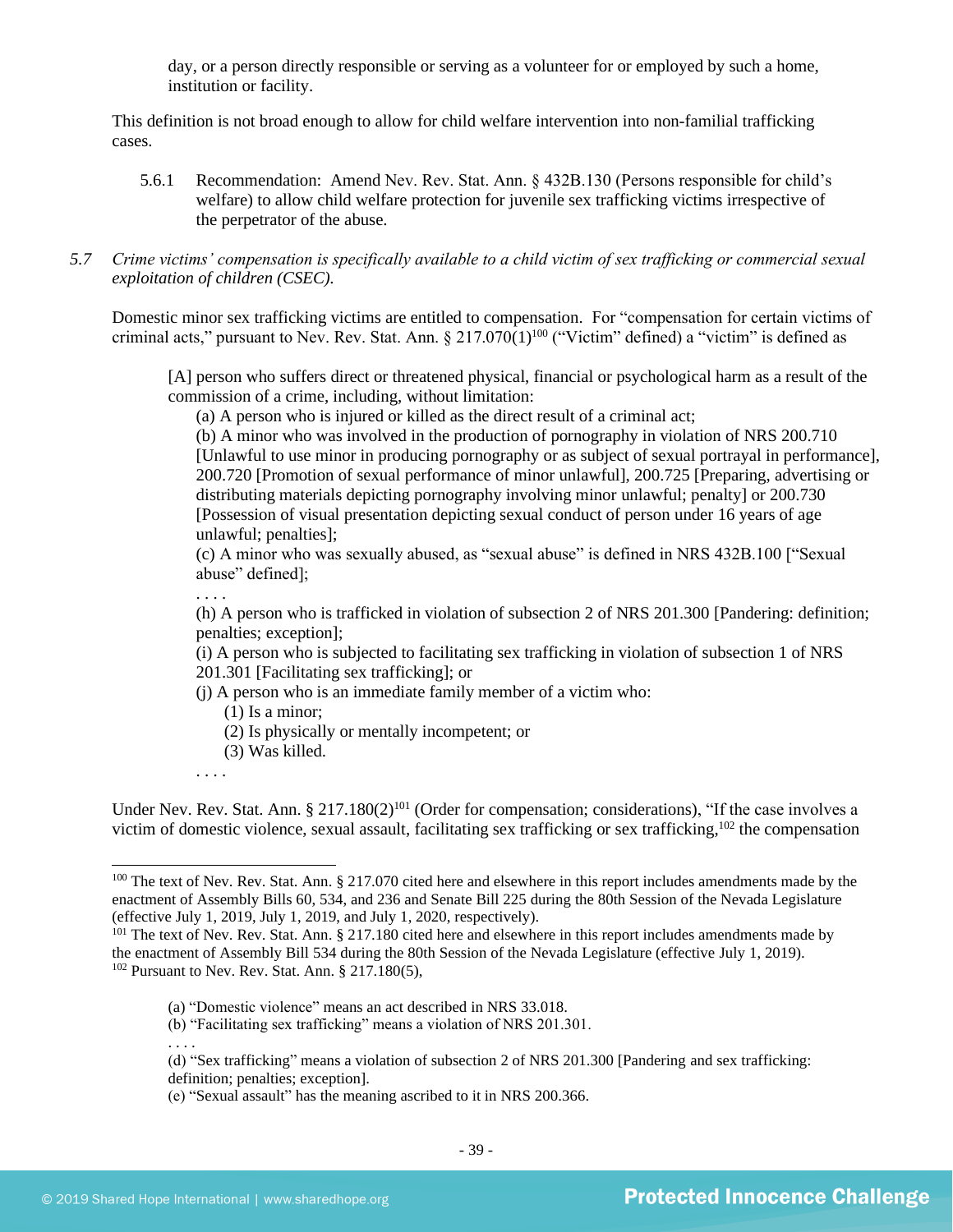day, or a person directly responsible or serving as a volunteer for or employed by such a home, institution or facility.

This definition is not broad enough to allow for child welfare intervention into non-familial trafficking cases.

5.6.1 Recommendation: Amend Nev. Rev. Stat. Ann. § 432B.130 (Persons responsible for child's welfare) to allow child welfare protection for juvenile sex trafficking victims irrespective of the perpetrator of the abuse.

5.7 *Crime victims' compensation is specifically available to a child victim of sex trafficking or commercial sexual exploitation of children (CSEC).*

Domestic minor sex trafficking victims are entitled to compensation. For "compensation for certain victims of criminal acts," pursuant to Nev. Rev. Stat. Ann. § 217.070(1)[100] ("Victim" defined) a "victim" is defined as

> [A] person who suffers direct or threatened physical, financial or psychological harm as a result of the commission of a crime, including, without limitation:
>
> (a) A person who is injured or killed as the direct result of a criminal act;
>
> (b) A minor who was involved in the production of pornography in violation of NRS 200.710 [Unlawful to use minor in producing pornography or as subject of sexual portrayal in performance], 200.720 [Promotion of sexual performance of minor unlawful], 200.725 [Preparing, advertising or distributing materials depicting pornography involving minor unlawful; penalty] or 200.730 [Possession of visual presentation depicting sexual conduct of person under 16 years of age unlawful; penalties];
>
> (c) A minor who was sexually abused, as "sexual abuse" is defined in NRS 432B.100 ["Sexual abuse" defined];
>
> . . . .
>
> (h) A person who is trafficked in violation of subsection 2 of NRS 201.300 [Pandering: definition; penalties; exception];
>
> (i) A person who is subjected to facilitating sex trafficking in violation of subsection 1 of NRS 201.301 [Facilitating sex trafficking]; or
>
> (j) A person who is an immediate family member of a victim who:
>
> (1) Is a minor;
>
> (2) Is physically or mentally incompetent; or
>
> (3) Was killed.
>
> . . . .

Under Nev. Rev. Stat. Ann. § 217.180(2)[101] (Order for compensation; considerations), "If the case involves a victim of domestic violence, sexual assault, facilitating sex trafficking or sex trafficking,[102] the compensation

---

[100] The text of Nev. Rev. Stat. Ann. § 217.070 cited here and elsewhere in this report includes amendments made by the enactment of Assembly Bills 60, 534, and 236 and Senate Bill 225 during the 80th Session of the Nevada Legislature (effective July 1, 2019, July 1, 2019, and July 1, 2020, respectively).

[101] The text of Nev. Rev. Stat. Ann. § 217.180 cited here and elsewhere in this report includes amendments made by the enactment of Assembly Bill 534 during the 80th Session of the Nevada Legislature (effective July 1, 2019).

[102] Pursuant to Nev. Rev. Stat. Ann. § 217.180(5),

> (a) "Domestic violence" means an act described in NRS 33.018.
>
> (b) "Facilitating sex trafficking" means a violation of NRS 201.301.
>
> . . . .
>
> (d) "Sex trafficking" means a violation of subsection 2 of NRS 201.300 [Pandering and sex trafficking: definition; penalties; exception].
>
> (e) "Sexual assault" has the meaning ascribed to it in NRS 200.366.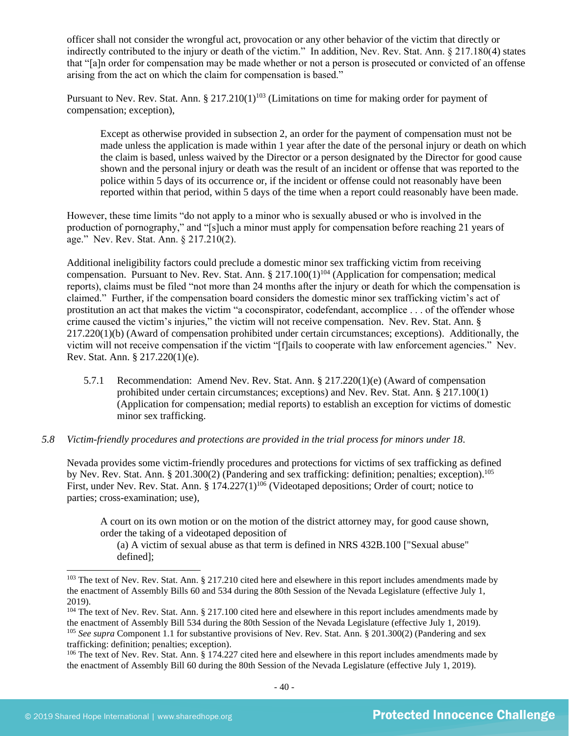officer shall not consider the wrongful act, provocation or any other behavior of the victim that directly or indirectly contributed to the injury or death of the victim." In addition, Nev. Rev. Stat. Ann. § 217.180(4) states that "[a]n order for compensation may be made whether or not a person is prosecuted or convicted of an offense arising from the act on which the claim for compensation is based."

Pursuant to Nev. Rev. Stat. Ann. § 217.210(1)[103] (Limitations on time for making order for payment of compensation; exception),

> Except as otherwise provided in subsection 2, an order for the payment of compensation must not be made unless the application is made within 1 year after the date of the personal injury or death on which the claim is based, unless waived by the Director or a person designated by the Director for good cause shown and the personal injury or death was the result of an incident or offense that was reported to the police within 5 days of its occurrence or, if the incident or offense could not reasonably have been reported within that period, within 5 days of the time when a report could reasonably have been made.

However, these time limits "do not apply to a minor who is sexually abused or who is involved in the production of pornography," and "[s]uch a minor must apply for compensation before reaching 21 years of age." Nev. Rev. Stat. Ann. § 217.210(2).

Additional ineligibility factors could preclude a domestic minor sex trafficking victim from receiving compensation. Pursuant to Nev. Rev. Stat. Ann. § 217.100(1)[104] (Application for compensation; medical reports), claims must be filed "not more than 24 months after the injury or death for which the compensation is claimed." Further, if the compensation board considers the domestic minor sex trafficking victim's act of prostitution an act that makes the victim "a coconspirator, codefendant, accomplice . . . of the offender whose crime caused the victim's injuries," the victim will not receive compensation. Nev. Rev. Stat. Ann. § 217.220(1)(b) (Award of compensation prohibited under certain circumstances; exceptions). Additionally, the victim will not receive compensation if the victim "[f]ails to cooperate with law enforcement agencies." Nev. Rev. Stat. Ann. § 217.220(1)(e).

5.7.1 Recommendation: Amend Nev. Rev. Stat. Ann. § 217.220(1)(e) (Award of compensation prohibited under certain circumstances; exceptions) and Nev. Rev. Stat. Ann. § 217.100(1) (Application for compensation; medial reports) to establish an exception for victims of domestic minor sex trafficking.

*5.8 Victim-friendly procedures and protections are provided in the trial process for minors under 18.*

Nevada provides some victim-friendly procedures and protections for victims of sex trafficking as defined by Nev. Rev. Stat. Ann. § 201.300(2) (Pandering and sex trafficking: definition; penalties; exception).[105] First, under Nev. Rev. Stat. Ann. § 174.227(1)[106] (Videotaped depositions; Order of court; notice to parties; cross-examination; use),

> A court on its own motion or on the motion of the district attorney may, for good cause shown, order the taking of a videotaped deposition of
>
> (a) A victim of sexual abuse as that term is defined in NRS 432B.100 ["Sexual abuse" defined];

---

[103] The text of Nev. Rev. Stat. Ann. § 217.210 cited here and elsewhere in this report includes amendments made by the enactment of Assembly Bills 60 and 534 during the 80th Session of the Nevada Legislature (effective July 1, 2019).

[104] The text of Nev. Rev. Stat. Ann. § 217.100 cited here and elsewhere in this report includes amendments made by the enactment of Assembly Bill 534 during the 80th Session of the Nevada Legislature (effective July 1, 2019).

[105] *See supra* Component 1.1 for substantive provisions of Nev. Rev. Stat. Ann. § 201.300(2) (Pandering and sex trafficking: definition; penalties; exception).

[106] The text of Nev. Rev. Stat. Ann. § 174.227 cited here and elsewhere in this report includes amendments made by the enactment of Assembly Bill 60 during the 80th Session of the Nevada Legislature (effective July 1, 2019).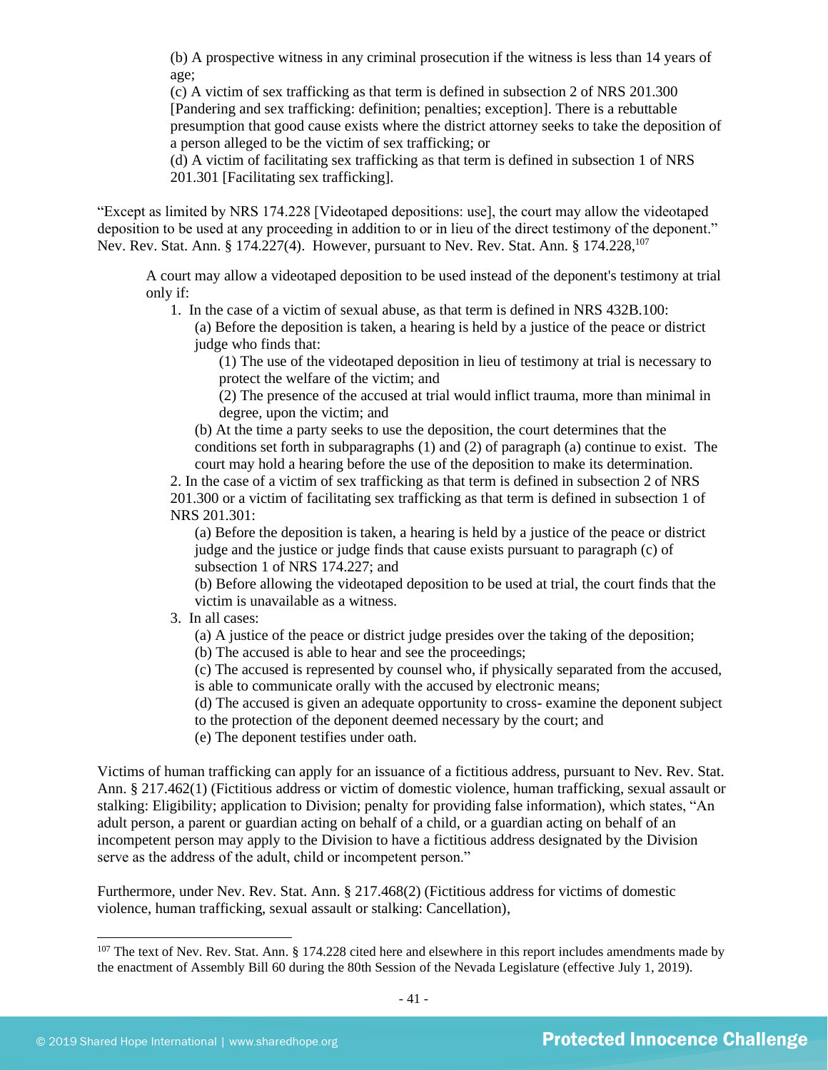(b) A prospective witness in any criminal prosecution if the witness is less than 14 years of age;
(c) A victim of sex trafficking as that term is defined in subsection 2 of NRS 201.300 [Pandering and sex trafficking: definition; penalties; exception]. There is a rebuttable presumption that good cause exists where the district attorney seeks to take the deposition of a person alleged to be the victim of sex trafficking; or
(d) A victim of facilitating sex trafficking as that term is defined in subsection 1 of NRS 201.301 [Facilitating sex trafficking].

"Except as limited by NRS 174.228 [Videotaped depositions: use], the court may allow the videotaped deposition to be used at any proceeding in addition to or in lieu of the direct testimony of the deponent." Nev. Rev. Stat. Ann. § 174.227(4). However, pursuant to Nev. Rev. Stat. Ann. § 174.228,[107]

> A court may allow a videotaped deposition to be used instead of the deponent's testimony at trial only if:
>
> 1. In the case of a victim of sexual abuse, as that term is defined in NRS 432B.100:
>    (a) Before the deposition is taken, a hearing is held by a justice of the peace or district judge who finds that:
>       (1) The use of the videotaped deposition in lieu of testimony at trial is necessary to protect the welfare of the victim; and
>       (2) The presence of the accused at trial would inflict trauma, more than minimal in degree, upon the victim; and
>    (b) At the time a party seeks to use the deposition, the court determines that the conditions set forth in subparagraphs (1) and (2) of paragraph (a) continue to exist. The court may hold a hearing before the use of the deposition to make its determination.
> 2. In the case of a victim of sex trafficking as that term is defined in subsection 2 of NRS 201.300 or a victim of facilitating sex trafficking as that term is defined in subsection 1 of NRS 201.301:
>    (a) Before the deposition is taken, a hearing is held by a justice of the peace or district judge and the justice or judge finds that cause exists pursuant to paragraph (c) of subsection 1 of NRS 174.227; and
>    (b) Before allowing the videotaped deposition to be used at trial, the court finds that the victim is unavailable as a witness.
> 3. In all cases:
>    (a) A justice of the peace or district judge presides over the taking of the deposition;
>    (b) The accused is able to hear and see the proceedings;
>    (c) The accused is represented by counsel who, if physically separated from the accused, is able to communicate orally with the accused by electronic means;
>    (d) The accused is given an adequate opportunity to cross- examine the deponent subject to the protection of the deponent deemed necessary by the court; and
>    (e) The deponent testifies under oath.

Victims of human trafficking can apply for an issuance of a fictitious address, pursuant to Nev. Rev. Stat. Ann. § 217.462(1) (Fictitious address or victim of domestic violence, human trafficking, sexual assault or stalking: Eligibility; application to Division; penalty for providing false information), which states, "An adult person, a parent or guardian acting on behalf of a child, or a guardian acting on behalf of an incompetent person may apply to the Division to have a fictitious address designated by the Division serve as the address of the adult, child or incompetent person."

Furthermore, under Nev. Rev. Stat. Ann. § 217.468(2) (Fictitious address for victims of domestic violence, human trafficking, sexual assault or stalking: Cancellation),

[107] The text of Nev. Rev. Stat. Ann. § 174.228 cited here and elsewhere in this report includes amendments made by the enactment of Assembly Bill 60 during the 80th Session of the Nevada Legislature (effective July 1, 2019).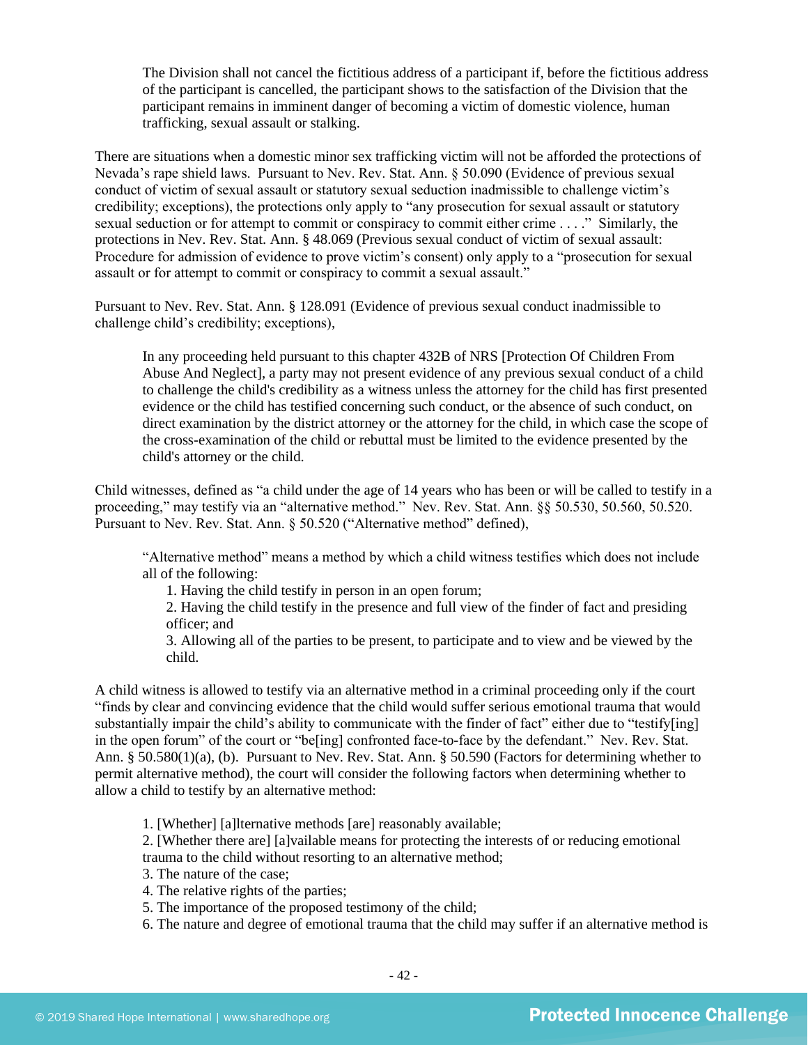> The Division shall not cancel the fictitious address of a participant if, before the fictitious address of the participant is cancelled, the participant shows to the satisfaction of the Division that the participant remains in imminent danger of becoming a victim of domestic violence, human trafficking, sexual assault or stalking.

There are situations when a domestic minor sex trafficking victim will not be afforded the protections of Nevada's rape shield laws. Pursuant to Nev. Rev. Stat. Ann. § 50.090 (Evidence of previous sexual conduct of victim of sexual assault or statutory sexual seduction inadmissible to challenge victim's credibility; exceptions), the protections only apply to "any prosecution for sexual assault or statutory sexual seduction or for attempt to commit or conspiracy to commit either crime . . . ." Similarly, the protections in Nev. Rev. Stat. Ann. § 48.069 (Previous sexual conduct of victim of sexual assault: Procedure for admission of evidence to prove victim's consent) only apply to a "prosecution for sexual assault or for attempt to commit or conspiracy to commit a sexual assault."

Pursuant to Nev. Rev. Stat. Ann. § 128.091 (Evidence of previous sexual conduct inadmissible to challenge child's credibility; exceptions),

> In any proceeding held pursuant to this chapter 432B of NRS [Protection Of Children From Abuse And Neglect], a party may not present evidence of any previous sexual conduct of a child to challenge the child's credibility as a witness unless the attorney for the child has first presented evidence or the child has testified concerning such conduct, or the absence of such conduct, on direct examination by the district attorney or the attorney for the child, in which case the scope of the cross-examination of the child or rebuttal must be limited to the evidence presented by the child's attorney or the child.

Child witnesses, defined as "a child under the age of 14 years who has been or will be called to testify in a proceeding," may testify via an "alternative method." Nev. Rev. Stat. Ann. §§ 50.530, 50.560, 50.520. Pursuant to Nev. Rev. Stat. Ann. § 50.520 ("Alternative method" defined),

> "Alternative method" means a method by which a child witness testifies which does not include all of the following:
>
> 1. Having the child testify in person in an open forum;
> 2. Having the child testify in the presence and full view of the finder of fact and presiding officer; and
> 3. Allowing all of the parties to be present, to participate and to view and be viewed by the child.

A child witness is allowed to testify via an alternative method in a criminal proceeding only if the court "finds by clear and convincing evidence that the child would suffer serious emotional trauma that would substantially impair the child's ability to communicate with the finder of fact" either due to "testify[ing] in the open forum" of the court or "be[ing] confronted face-to-face by the defendant." Nev. Rev. Stat. Ann. § 50.580(1)(a), (b). Pursuant to Nev. Rev. Stat. Ann. § 50.590 (Factors for determining whether to permit alternative method), the court will consider the following factors when determining whether to allow a child to testify by an alternative method:

> 1. [Whether] [a]lternative methods [are] reasonably available;
> 2. [Whether there are] [a]vailable means for protecting the interests of or reducing emotional trauma to the child without resorting to an alternative method;
> 3. The nature of the case;
> 4. The relative rights of the parties;
> 5. The importance of the proposed testimony of the child;
> 6. The nature and degree of emotional trauma that the child may suffer if an alternative method is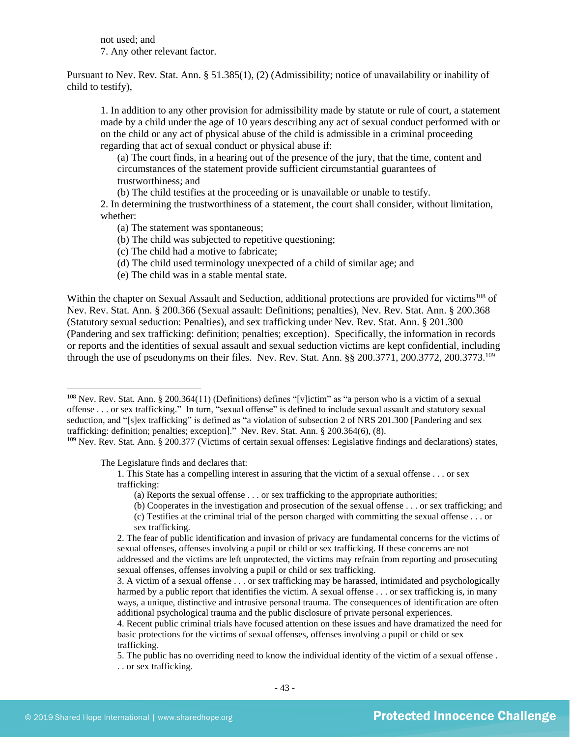not used; and

7. Any other relevant factor.

Pursuant to Nev. Rev. Stat. Ann. § 51.385(1), (2) (Admissibility; notice of unavailability or inability of child to testify),

> 1. In addition to any other provision for admissibility made by statute or rule of court, a statement made by a child under the age of 10 years describing any act of sexual conduct performed with or on the child or any act of physical abuse of the child is admissible in a criminal proceeding regarding that act of sexual conduct or physical abuse if:
>
> (a) The court finds, in a hearing out of the presence of the jury, that the time, content and circumstances of the statement provide sufficient circumstantial guarantees of trustworthiness; and
>
> (b) The child testifies at the proceeding or is unavailable or unable to testify.
>
> 2. In determining the trustworthiness of a statement, the court shall consider, without limitation, whether:
>
> (a) The statement was spontaneous;
>
> (b) The child was subjected to repetitive questioning;
>
> (c) The child had a motive to fabricate;
>
> (d) The child used terminology unexpected of a child of similar age; and
>
> (e) The child was in a stable mental state.

Within the chapter on Sexual Assault and Seduction, additional protections are provided for victims[108] of Nev. Rev. Stat. Ann. § 200.366 (Sexual assault: Definitions; penalties), Nev. Rev. Stat. Ann. § 200.368 (Statutory sexual seduction: Penalties), and sex trafficking under Nev. Rev. Stat. Ann. § 201.300 (Pandering and sex trafficking: definition; penalties; exception). Specifically, the information in records or reports and the identities of sexual assault and sexual seduction victims are kept confidential, including through the use of pseudonyms on their files. Nev. Rev. Stat. Ann. §§ 200.3771, 200.3772, 200.3773.[109]

---

[108] Nev. Rev. Stat. Ann. § 200.364(11) (Definitions) defines "[v]ictim" as "a person who is a victim of a sexual offense . . . or sex trafficking." In turn, "sexual offense" is defined to include sexual assault and statutory sexual seduction, and "[s]ex trafficking" is defined as "a violation of subsection 2 of NRS 201.300 [Pandering and sex trafficking: definition; penalties; exception]." Nev. Rev. Stat. Ann. § 200.364(6), (8).

[109] Nev. Rev. Stat. Ann. § 200.377 (Victims of certain sexual offenses: Legislative findings and declarations) states,

> The Legislature finds and declares that:
>
> 1. This State has a compelling interest in assuring that the victim of a sexual offense . . . or sex trafficking:
>
> (a) Reports the sexual offense . . . or sex trafficking to the appropriate authorities;
>
> (b) Cooperates in the investigation and prosecution of the sexual offense . . . or sex trafficking; and
>
> (c) Testifies at the criminal trial of the person charged with committing the sexual offense . . . or sex trafficking.
>
> 2. The fear of public identification and invasion of privacy are fundamental concerns for the victims of sexual offenses, offenses involving a pupil or child or sex trafficking. If these concerns are not addressed and the victims are left unprotected, the victims may refrain from reporting and prosecuting sexual offenses, offenses involving a pupil or child or sex trafficking.
>
> 3. A victim of a sexual offense . . . or sex trafficking may be harassed, intimidated and psychologically harmed by a public report that identifies the victim. A sexual offense . . . or sex trafficking is, in many ways, a unique, distinctive and intrusive personal trauma. The consequences of identification are often additional psychological trauma and the public disclosure of private personal experiences.
>
> 4. Recent public criminal trials have focused attention on these issues and have dramatized the need for basic protections for the victims of sexual offenses, offenses involving a pupil or child or sex trafficking.
>
> 5. The public has no overriding need to know the individual identity of the victim of a sexual offense . . . or sex trafficking.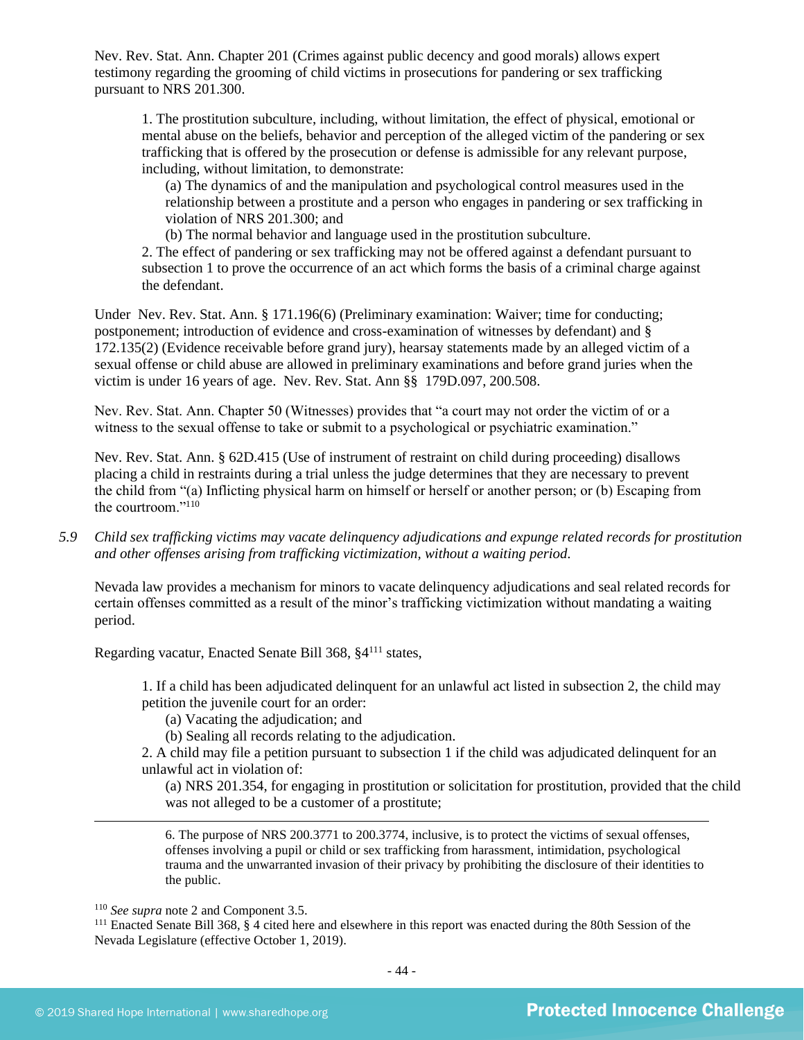Nev. Rev. Stat. Ann. Chapter 201 (Crimes against public decency and good morals) allows expert testimony regarding the grooming of child victims in prosecutions for pandering or sex trafficking pursuant to NRS 201.300.

> 1. The prostitution subculture, including, without limitation, the effect of physical, emotional or mental abuse on the beliefs, behavior and perception of the alleged victim of the pandering or sex trafficking that is offered by the prosecution or defense is admissible for any relevant purpose, including, without limitation, to demonstrate:
>
> (a) The dynamics of and the manipulation and psychological control measures used in the relationship between a prostitute and a person who engages in pandering or sex trafficking in violation of NRS 201.300; and
>
> (b) The normal behavior and language used in the prostitution subculture.
>
> 2. The effect of pandering or sex trafficking may not be offered against a defendant pursuant to subsection 1 to prove the occurrence of an act which forms the basis of a criminal charge against the defendant.

Under Nev. Rev. Stat. Ann. § 171.196(6) (Preliminary examination: Waiver; time for conducting; postponement; introduction of evidence and cross-examination of witnesses by defendant) and § 172.135(2) (Evidence receivable before grand jury), hearsay statements made by an alleged victim of a sexual offense or child abuse are allowed in preliminary examinations and before grand juries when the victim is under 16 years of age. Nev. Rev. Stat. Ann §§ 179D.097, 200.508.

Nev. Rev. Stat. Ann. Chapter 50 (Witnesses) provides that "a court may not order the victim of or a witness to the sexual offense to take or submit to a psychological or psychiatric examination."

Nev. Rev. Stat. Ann. § 62D.415 (Use of instrument of restraint on child during proceeding) disallows placing a child in restraints during a trial unless the judge determines that they are necessary to prevent the child from "(a) Inflicting physical harm on himself or herself or another person; or (b) Escaping from the courtroom."[110]

*5.9 Child sex trafficking victims may vacate delinquency adjudications and expunge related records for prostitution and other offenses arising from trafficking victimization, without a waiting period.*

Nevada law provides a mechanism for minors to vacate delinquency adjudications and seal related records for certain offenses committed as a result of the minor's trafficking victimization without mandating a waiting period.

Regarding vacatur, Enacted Senate Bill 368, §4[111] states,

> 1. If a child has been adjudicated delinquent for an unlawful act listed in subsection 2, the child may petition the juvenile court for an order:
>
> (a) Vacating the adjudication; and
>
> (b) Sealing all records relating to the adjudication.
>
> 2. A child may file a petition pursuant to subsection 1 if the child was adjudicated delinquent for an unlawful act in violation of:
>
> (a) NRS 201.354, for engaging in prostitution or solicitation for prostitution, provided that the child was not alleged to be a customer of a prostitute;

---

> 6. The purpose of NRS 200.3771 to 200.3774, inclusive, is to protect the victims of sexual offenses, offenses involving a pupil or child or sex trafficking from harassment, intimidation, psychological trauma and the unwarranted invasion of their privacy by prohibiting the disclosure of their identities to the public.

[110] *See supra* note 2 and Component 3.5.

[111] Enacted Senate Bill 368, § 4 cited here and elsewhere in this report was enacted during the 80th Session of the Nevada Legislature (effective October 1, 2019).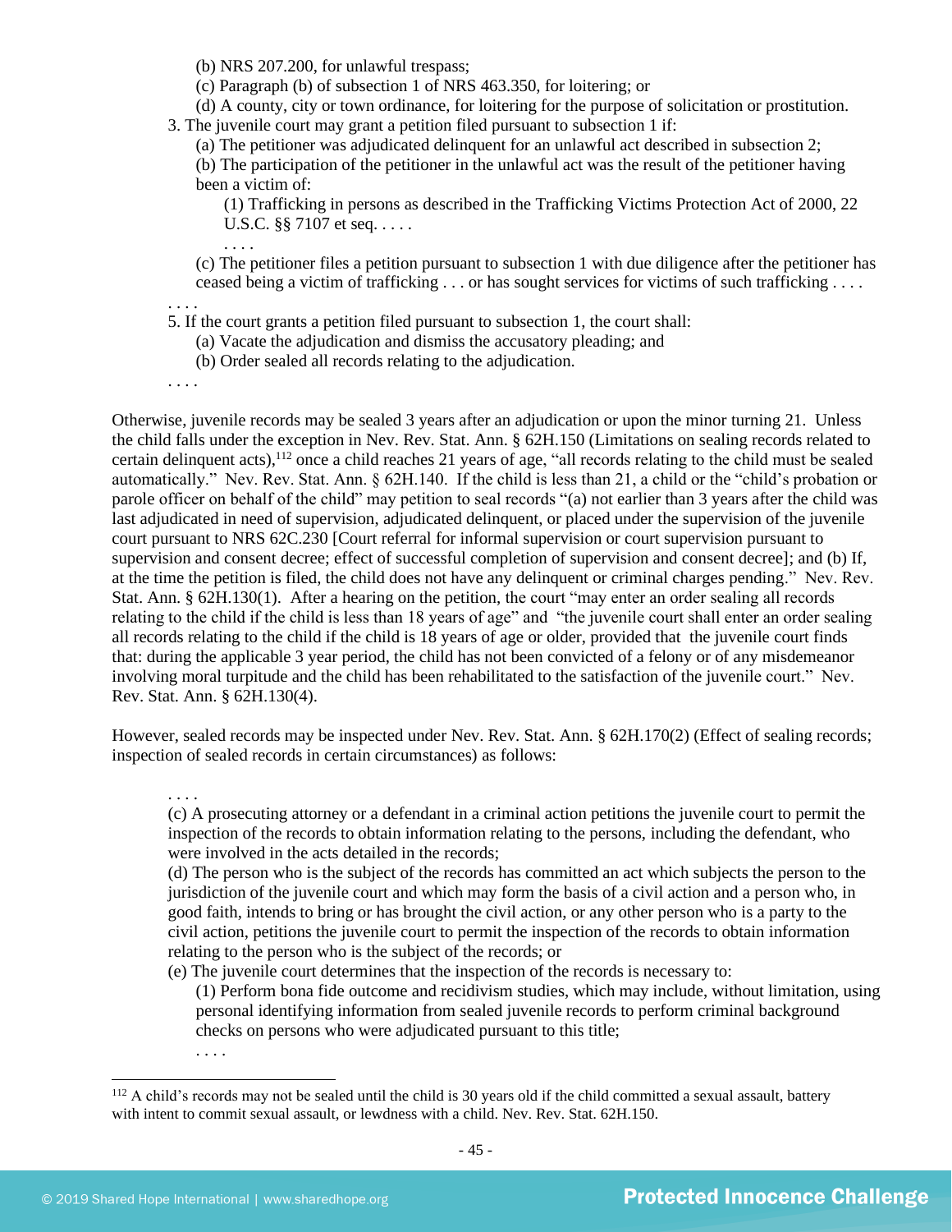(b) NRS 207.200, for unlawful trespass;

(c) Paragraph (b) of subsection 1 of NRS 463.350, for loitering; or

(d) A county, city or town ordinance, for loitering for the purpose of solicitation or prostitution.

3. The juvenile court may grant a petition filed pursuant to subsection 1 if:

(a) The petitioner was adjudicated delinquent for an unlawful act described in subsection 2;

(b) The participation of the petitioner in the unlawful act was the result of the petitioner having been a victim of:

(1) Trafficking in persons as described in the Trafficking Victims Protection Act of 2000, 22 U.S.C. §§ 7107 et seq. . . . .

. . . .

(c) The petitioner files a petition pursuant to subsection 1 with due diligence after the petitioner has ceased being a victim of trafficking . . . or has sought services for victims of such trafficking . . . .

. . . .

5. If the court grants a petition filed pursuant to subsection 1, the court shall:

(a) Vacate the adjudication and dismiss the accusatory pleading; and

(b) Order sealed all records relating to the adjudication.

. . . .

Otherwise, juvenile records may be sealed 3 years after an adjudication or upon the minor turning 21. Unless the child falls under the exception in Nev. Rev. Stat. Ann. § 62H.150 (Limitations on sealing records related to certain delinquent acts),[112] once a child reaches 21 years of age, "all records relating to the child must be sealed automatically." Nev. Rev. Stat. Ann. § 62H.140. If the child is less than 21, a child or the "child's probation or parole officer on behalf of the child" may petition to seal records "(a) not earlier than 3 years after the child was last adjudicated in need of supervision, adjudicated delinquent, or placed under the supervision of the juvenile court pursuant to NRS 62C.230 [Court referral for informal supervision or court supervision pursuant to supervision and consent decree; effect of successful completion of supervision and consent decree]; and (b) If, at the time the petition is filed, the child does not have any delinquent or criminal charges pending." Nev. Rev. Stat. Ann. § 62H.130(1). After a hearing on the petition, the court "may enter an order sealing all records relating to the child if the child is less than 18 years of age" and "the juvenile court shall enter an order sealing all records relating to the child if the child is 18 years of age or older, provided that the juvenile court finds that: during the applicable 3 year period, the child has not been convicted of a felony or of any misdemeanor involving moral turpitude and the child has been rehabilitated to the satisfaction of the juvenile court." Nev. Rev. Stat. Ann. § 62H.130(4).

However, sealed records may be inspected under Nev. Rev. Stat. Ann. § 62H.170(2) (Effect of sealing records; inspection of sealed records in certain circumstances) as follows:

. . . .

(c) A prosecuting attorney or a defendant in a criminal action petitions the juvenile court to permit the inspection of the records to obtain information relating to the persons, including the defendant, who were involved in the acts detailed in the records;

(d) The person who is the subject of the records has committed an act which subjects the person to the jurisdiction of the juvenile court and which may form the basis of a civil action and a person who, in good faith, intends to bring or has brought the civil action, or any other person who is a party to the civil action, petitions the juvenile court to permit the inspection of the records to obtain information relating to the person who is the subject of the records; or

(e) The juvenile court determines that the inspection of the records is necessary to:

(1) Perform bona fide outcome and recidivism studies, which may include, without limitation, using personal identifying information from sealed juvenile records to perform criminal background checks on persons who were adjudicated pursuant to this title;

. . . .

---

[112] A child's records may not be sealed until the child is 30 years old if the child committed a sexual assault, battery with intent to commit sexual assault, or lewdness with a child. Nev. Rev. Stat. 62H.150.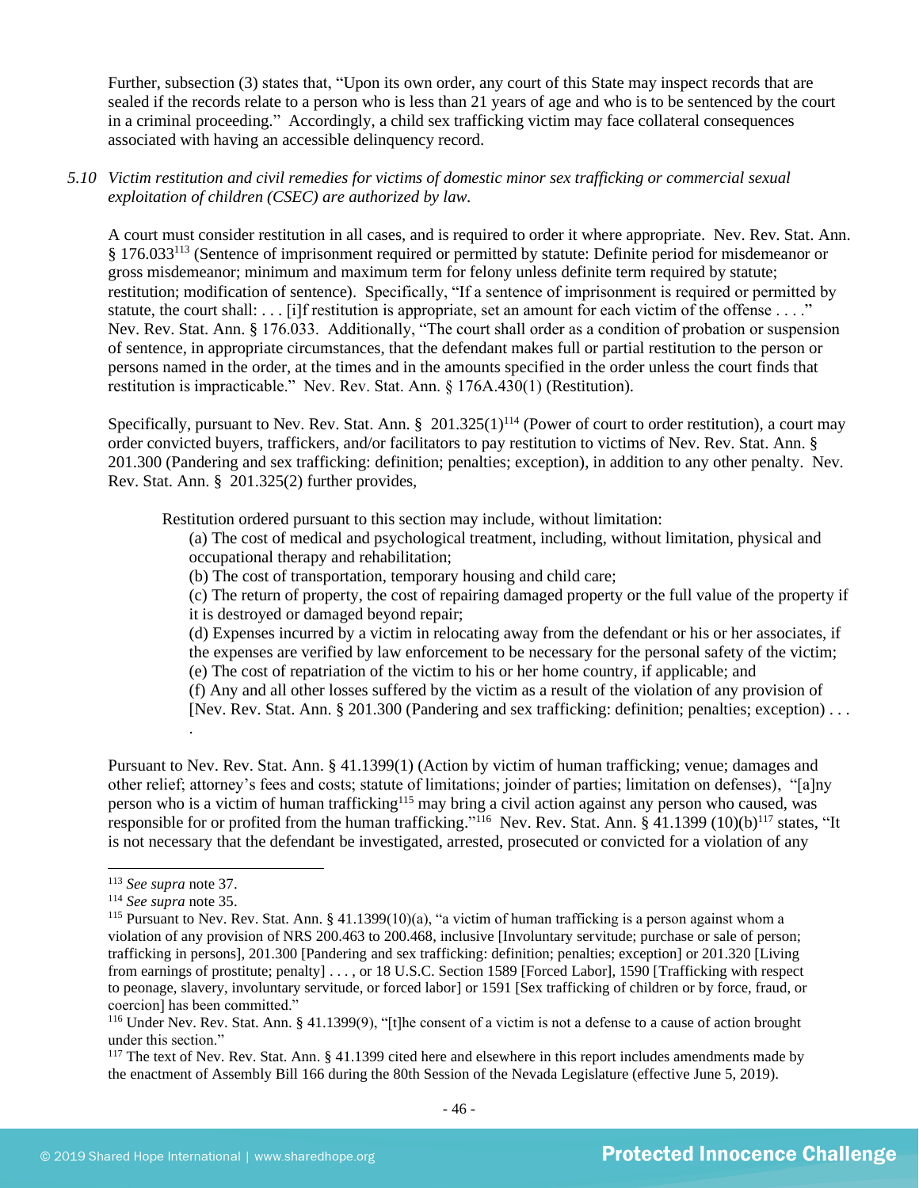Further, subsection (3) states that, "Upon its own order, any court of this State may inspect records that are sealed if the records relate to a person who is less than 21 years of age and who is to be sentenced by the court in a criminal proceeding." Accordingly, a child sex trafficking victim may face collateral consequences associated with having an accessible delinquency record.

*5.10 Victim restitution and civil remedies for victims of domestic minor sex trafficking or commercial sexual exploitation of children (CSEC) are authorized by law.*

A court must consider restitution in all cases, and is required to order it where appropriate. Nev. Rev. Stat. Ann. § 176.033[113] (Sentence of imprisonment required or permitted by statute: Definite period for misdemeanor or gross misdemeanor; minimum and maximum term for felony unless definite term required by statute; restitution; modification of sentence). Specifically, "If a sentence of imprisonment is required or permitted by statute, the court shall: . . . [i]f restitution is appropriate, set an amount for each victim of the offense . . . ." Nev. Rev. Stat. Ann. § 176.033. Additionally, "The court shall order as a condition of probation or suspension of sentence, in appropriate circumstances, that the defendant makes full or partial restitution to the person or persons named in the order, at the times and in the amounts specified in the order unless the court finds that restitution is impracticable." Nev. Rev. Stat. Ann. § 176A.430(1) (Restitution).

Specifically, pursuant to Nev. Rev. Stat. Ann. § 201.325(1)[114] (Power of court to order restitution), a court may order convicted buyers, traffickers, and/or facilitators to pay restitution to victims of Nev. Rev. Stat. Ann. § 201.300 (Pandering and sex trafficking: definition; penalties; exception), in addition to any other penalty. Nev. Rev. Stat. Ann. § 201.325(2) further provides,

> Restitution ordered pursuant to this section may include, without limitation:
>
> (a) The cost of medical and psychological treatment, including, without limitation, physical and occupational therapy and rehabilitation;
>
> (b) The cost of transportation, temporary housing and child care;
>
> (c) The return of property, the cost of repairing damaged property or the full value of the property if it is destroyed or damaged beyond repair;
>
> (d) Expenses incurred by a victim in relocating away from the defendant or his or her associates, if the expenses are verified by law enforcement to be necessary for the personal safety of the victim;
>
> (e) The cost of repatriation of the victim to his or her home country, if applicable; and
>
> (f) Any and all other losses suffered by the victim as a result of the violation of any provision of [Nev. Rev. Stat. Ann. § 201.300 (Pandering and sex trafficking: definition; penalties; exception) . . . .

Pursuant to Nev. Rev. Stat. Ann. § 41.1399(1) (Action by victim of human trafficking; venue; damages and other relief; attorney's fees and costs; statute of limitations; joinder of parties; limitation on defenses), "[a]ny person who is a victim of human trafficking[115] may bring a civil action against any person who caused, was responsible for or profited from the human trafficking."[116] Nev. Rev. Stat. Ann. § 41.1399 (10)(b)[117] states, "It is not necessary that the defendant be investigated, arrested, prosecuted or convicted for a violation of any

---

[113] *See supra* note 37.

[114] *See supra* note 35.

[115] Pursuant to Nev. Rev. Stat. Ann. § 41.1399(10)(a), "a victim of human trafficking is a person against whom a violation of any provision of NRS 200.463 to 200.468, inclusive [Involuntary servitude; purchase or sale of person; trafficking in persons], 201.300 [Pandering and sex trafficking: definition; penalties; exception] or 201.320 [Living from earnings of prostitute; penalty] . . . , or 18 U.S.C. Section 1589 [Forced Labor], 1590 [Trafficking with respect to peonage, slavery, involuntary servitude, or forced labor] or 1591 [Sex trafficking of children or by force, fraud, or coercion] has been committed."

[116] Under Nev. Rev. Stat. Ann. § 41.1399(9), "[t]he consent of a victim is not a defense to a cause of action brought under this section."

[117] The text of Nev. Rev. Stat. Ann. § 41.1399 cited here and elsewhere in this report includes amendments made by the enactment of Assembly Bill 166 during the 80th Session of the Nevada Legislature (effective June 5, 2019).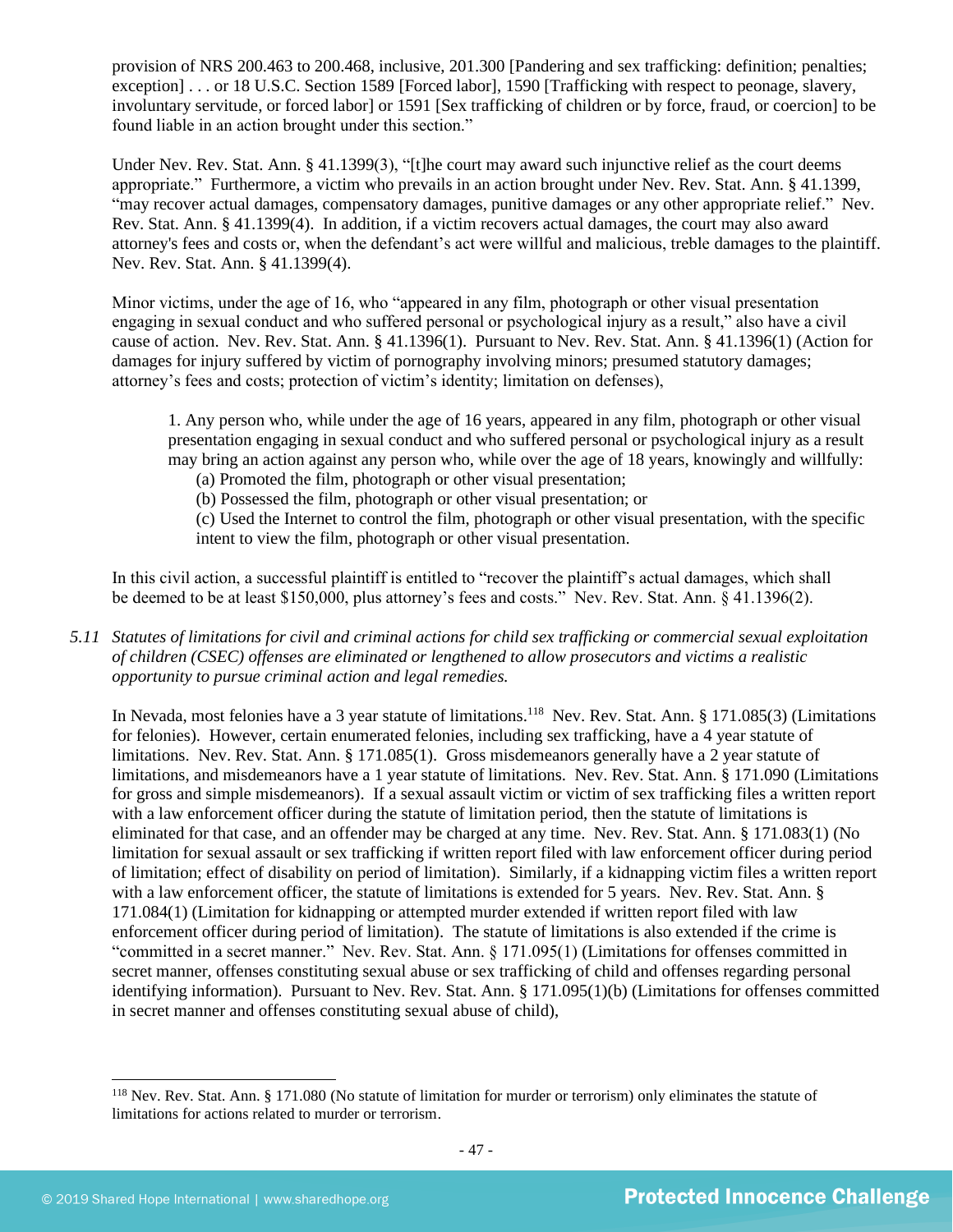provision of NRS 200.463 to 200.468, inclusive, 201.300 [Pandering and sex trafficking: definition; penalties; exception] . . . or 18 U.S.C. Section 1589 [Forced labor], 1590 [Trafficking with respect to peonage, slavery, involuntary servitude, or forced labor] or 1591 [Sex trafficking of children or by force, fraud, or coercion] to be found liable in an action brought under this section."

Under Nev. Rev. Stat. Ann. § 41.1399(3), "[t]he court may award such injunctive relief as the court deems appropriate." Furthermore, a victim who prevails in an action brought under Nev. Rev. Stat. Ann. § 41.1399, "may recover actual damages, compensatory damages, punitive damages or any other appropriate relief." Nev. Rev. Stat. Ann. § 41.1399(4). In addition, if a victim recovers actual damages, the court may also award attorney's fees and costs or, when the defendant's act were willful and malicious, treble damages to the plaintiff. Nev. Rev. Stat. Ann. § 41.1399(4).

Minor victims, under the age of 16, who "appeared in any film, photograph or other visual presentation engaging in sexual conduct and who suffered personal or psychological injury as a result," also have a civil cause of action. Nev. Rev. Stat. Ann. § 41.1396(1). Pursuant to Nev. Rev. Stat. Ann. § 41.1396(1) (Action for damages for injury suffered by victim of pornography involving minors; presumed statutory damages; attorney's fees and costs; protection of victim's identity; limitation on defenses),

> 1. Any person who, while under the age of 16 years, appeared in any film, photograph or other visual presentation engaging in sexual conduct and who suffered personal or psychological injury as a result may bring an action against any person who, while over the age of 18 years, knowingly and willfully:
> (a) Promoted the film, photograph or other visual presentation;
> (b) Possessed the film, photograph or other visual presentation; or
> (c) Used the Internet to control the film, photograph or other visual presentation, with the specific intent to view the film, photograph or other visual presentation.

In this civil action, a successful plaintiff is entitled to "recover the plaintiff's actual damages, which shall be deemed to be at least $150,000, plus attorney's fees and costs." Nev. Rev. Stat. Ann. § 41.1396(2).

*5.11 Statutes of limitations for civil and criminal actions for child sex trafficking or commercial sexual exploitation of children (CSEC) offenses are eliminated or lengthened to allow prosecutors and victims a realistic opportunity to pursue criminal action and legal remedies.*

In Nevada, most felonies have a 3 year statute of limitations.[118] Nev. Rev. Stat. Ann. § 171.085(3) (Limitations for felonies). However, certain enumerated felonies, including sex trafficking, have a 4 year statute of limitations. Nev. Rev. Stat. Ann. § 171.085(1). Gross misdemeanors generally have a 2 year statute of limitations, and misdemeanors have a 1 year statute of limitations. Nev. Rev. Stat. Ann. § 171.090 (Limitations for gross and simple misdemeanors). If a sexual assault victim or victim of sex trafficking files a written report with a law enforcement officer during the statute of limitation period, then the statute of limitations is eliminated for that case, and an offender may be charged at any time. Nev. Rev. Stat. Ann. § 171.083(1) (No limitation for sexual assault or sex trafficking if written report filed with law enforcement officer during period of limitation; effect of disability on period of limitation). Similarly, if a kidnapping victim files a written report with a law enforcement officer, the statute of limitations is extended for 5 years. Nev. Rev. Stat. Ann. § 171.084(1) (Limitation for kidnapping or attempted murder extended if written report filed with law enforcement officer during period of limitation). The statute of limitations is also extended if the crime is "committed in a secret manner." Nev. Rev. Stat. Ann. § 171.095(1) (Limitations for offenses committed in secret manner, offenses constituting sexual abuse or sex trafficking of child and offenses regarding personal identifying information). Pursuant to Nev. Rev. Stat. Ann. § 171.095(1)(b) (Limitations for offenses committed in secret manner and offenses constituting sexual abuse of child),

[118] Nev. Rev. Stat. Ann. § 171.080 (No statute of limitation for murder or terrorism) only eliminates the statute of limitations for actions related to murder or terrorism.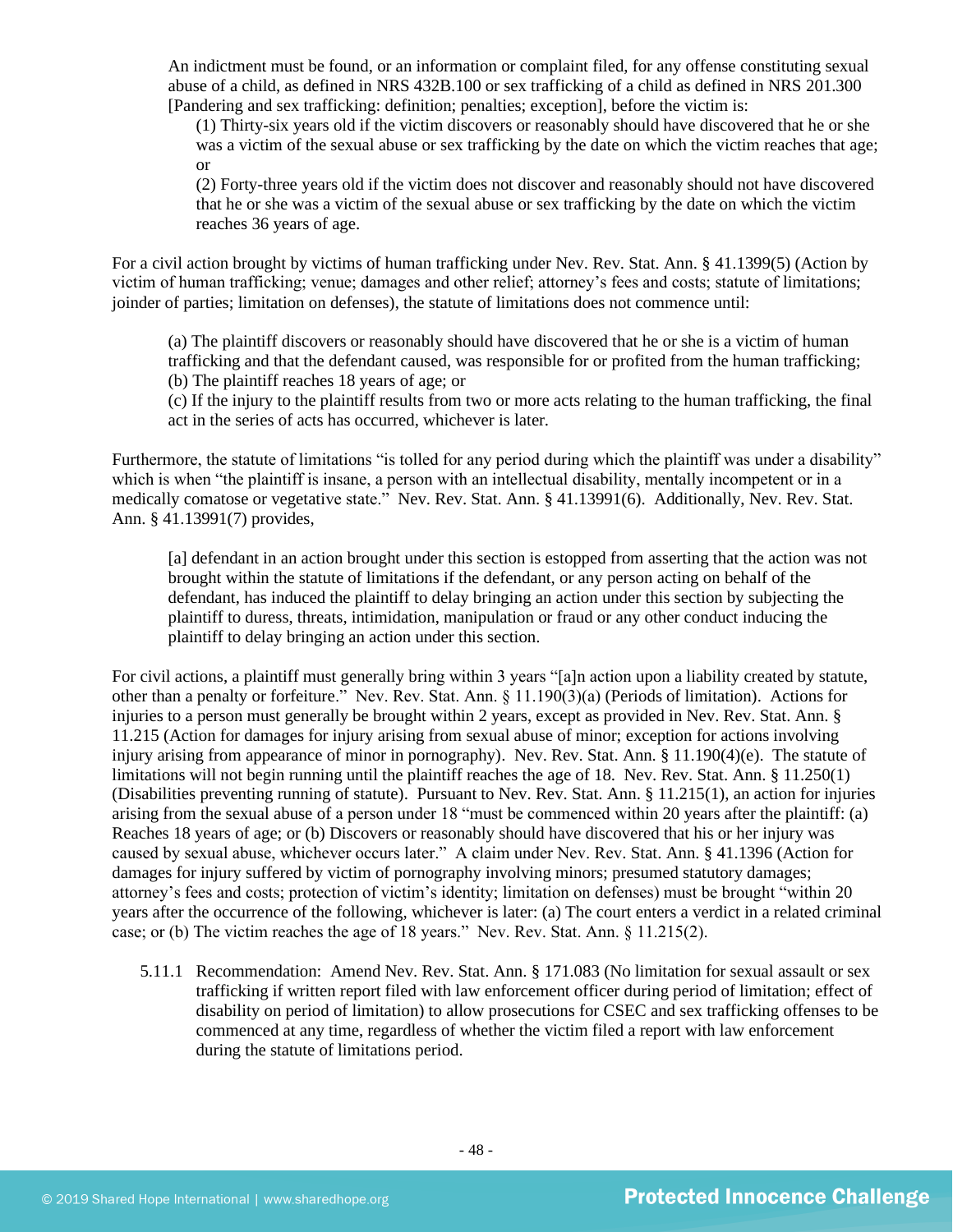> An indictment must be found, or an information or complaint filed, for any offense constituting sexual abuse of a child, as defined in NRS 432B.100 or sex trafficking of a child as defined in NRS 201.300 [Pandering and sex trafficking: definition; penalties; exception], before the victim is:
>
> (1) Thirty-six years old if the victim discovers or reasonably should have discovered that he or she was a victim of the sexual abuse or sex trafficking by the date on which the victim reaches that age; or
>
> (2) Forty-three years old if the victim does not discover and reasonably should not have discovered that he or she was a victim of the sexual abuse or sex trafficking by the date on which the victim reaches 36 years of age.

For a civil action brought by victims of human trafficking under Nev. Rev. Stat. Ann. § 41.1399(5) (Action by victim of human trafficking; venue; damages and other relief; attorney's fees and costs; statute of limitations; joinder of parties; limitation on defenses), the statute of limitations does not commence until:

> (a) The plaintiff discovers or reasonably should have discovered that he or she is a victim of human trafficking and that the defendant caused, was responsible for or profited from the human trafficking;
>
> (b) The plaintiff reaches 18 years of age; or
>
> (c) If the injury to the plaintiff results from two or more acts relating to the human trafficking, the final act in the series of acts has occurred, whichever is later.

Furthermore, the statute of limitations "is tolled for any period during which the plaintiff was under a disability" which is when "the plaintiff is insane, a person with an intellectual disability, mentally incompetent or in a medically comatose or vegetative state." Nev. Rev. Stat. Ann. § 41.13991(6). Additionally, Nev. Rev. Stat. Ann. § 41.13991(7) provides,

> [a] defendant in an action brought under this section is estopped from asserting that the action was not brought within the statute of limitations if the defendant, or any person acting on behalf of the defendant, has induced the plaintiff to delay bringing an action under this section by subjecting the plaintiff to duress, threats, intimidation, manipulation or fraud or any other conduct inducing the plaintiff to delay bringing an action under this section.

For civil actions, a plaintiff must generally bring within 3 years "[a]n action upon a liability created by statute, other than a penalty or forfeiture." Nev. Rev. Stat. Ann. § 11.190(3)(a) (Periods of limitation). Actions for injuries to a person must generally be brought within 2 years, except as provided in Nev. Rev. Stat. Ann. § 11.215 (Action for damages for injury arising from sexual abuse of minor; exception for actions involving injury arising from appearance of minor in pornography). Nev. Rev. Stat. Ann. § 11.190(4)(e). The statute of limitations will not begin running until the plaintiff reaches the age of 18. Nev. Rev. Stat. Ann. § 11.250(1) (Disabilities preventing running of statute). Pursuant to Nev. Rev. Stat. Ann. § 11.215(1), an action for injuries arising from the sexual abuse of a person under 18 "must be commenced within 20 years after the plaintiff: (a) Reaches 18 years of age; or (b) Discovers or reasonably should have discovered that his or her injury was caused by sexual abuse, whichever occurs later." A claim under Nev. Rev. Stat. Ann. § 41.1396 (Action for damages for injury suffered by victim of pornography involving minors; presumed statutory damages; attorney's fees and costs; protection of victim's identity; limitation on defenses) must be brought "within 20 years after the occurrence of the following, whichever is later: (a) The court enters a verdict in a related criminal case; or (b) The victim reaches the age of 18 years." Nev. Rev. Stat. Ann. § 11.215(2).

5.11.1 Recommendation: Amend Nev. Rev. Stat. Ann. § 171.083 (No limitation for sexual assault or sex trafficking if written report filed with law enforcement officer during period of limitation; effect of disability on period of limitation) to allow prosecutions for CSEC and sex trafficking offenses to be commenced at any time, regardless of whether the victim filed a report with law enforcement during the statute of limitations period.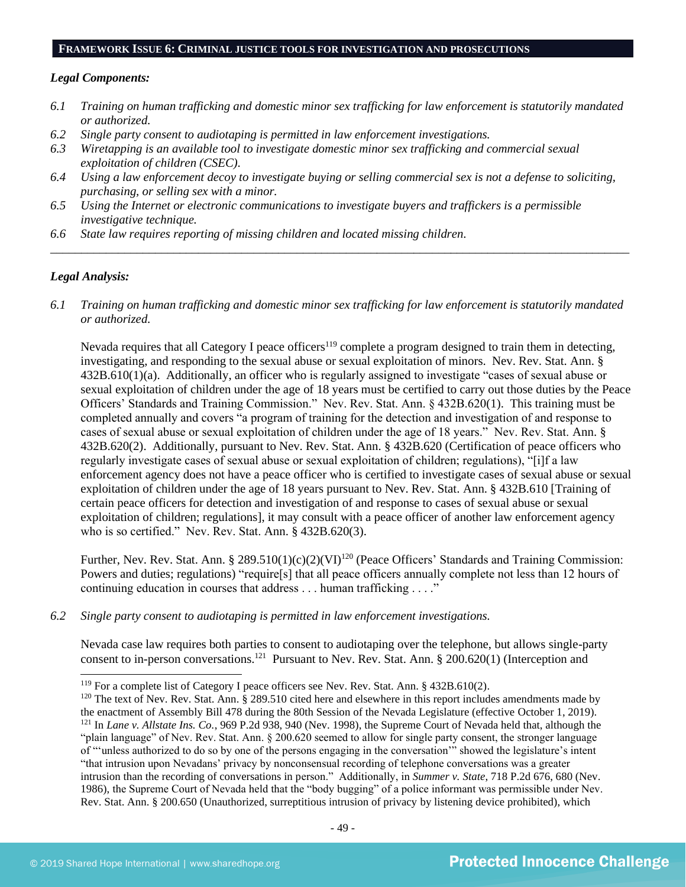**FRAMEWORK ISSUE 6: CRIMINAL JUSTICE TOOLS FOR INVESTIGATION AND PROSECUTIONS**

***Legal Components:***

*6.1 Training on human trafficking and domestic minor sex trafficking for law enforcement is statutorily mandated or authorized.*
*6.2 Single party consent to audiotaping is permitted in law enforcement investigations.*
*6.3 Wiretapping is an available tool to investigate domestic minor sex trafficking and commercial sexual exploitation of children (CSEC).*
*6.4 Using a law enforcement decoy to investigate buying or selling commercial sex is not a defense to soliciting, purchasing, or selling sex with a minor.*
*6.5 Using the Internet or electronic communications to investigate buyers and traffickers is a permissible investigative technique.*
*6.6 State law requires reporting of missing children and located missing children.*

---

***Legal Analysis:***

*6.1 Training on human trafficking and domestic minor sex trafficking for law enforcement is statutorily mandated or authorized.*

Nevada requires that all Category I peace officers[119] complete a program designed to train them in detecting, investigating, and responding to the sexual abuse or sexual exploitation of minors. Nev. Rev. Stat. Ann. § 432B.610(1)(a). Additionally, an officer who is regularly assigned to investigate "cases of sexual abuse or sexual exploitation of children under the age of 18 years must be certified to carry out those duties by the Peace Officers' Standards and Training Commission." Nev. Rev. Stat. Ann. § 432B.620(1). This training must be completed annually and covers "a program of training for the detection and investigation of and response to cases of sexual abuse or sexual exploitation of children under the age of 18 years." Nev. Rev. Stat. Ann. § 432B.620(2). Additionally, pursuant to Nev. Rev. Stat. Ann. § 432B.620 (Certification of peace officers who regularly investigate cases of sexual abuse or sexual exploitation of children; regulations), "[i]f a law enforcement agency does not have a peace officer who is certified to investigate cases of sexual abuse or sexual exploitation of children under the age of 18 years pursuant to Nev. Rev. Stat. Ann. § 432B.610 [Training of certain peace officers for detection and investigation of and response to cases of sexual abuse or sexual exploitation of children; regulations], it may consult with a peace officer of another law enforcement agency who is so certified." Nev. Rev. Stat. Ann. § 432B.620(3).

Further, Nev. Rev. Stat. Ann. § 289.510(1)(c)(2)(VI)[120] (Peace Officers' Standards and Training Commission: Powers and duties; regulations) "require[s] that all peace officers annually complete not less than 12 hours of continuing education in courses that address . . . human trafficking . . . ."

*6.2 Single party consent to audiotaping is permitted in law enforcement investigations.*

Nevada case law requires both parties to consent to audiotaping over the telephone, but allows single-party consent to in-person conversations.[121] Pursuant to Nev. Rev. Stat. Ann. § 200.620(1) (Interception and

---

[119] For a complete list of Category I peace officers see Nev. Rev. Stat. Ann. § 432B.610(2).

[120] The text of Nev. Rev. Stat. Ann. § 289.510 cited here and elsewhere in this report includes amendments made by the enactment of Assembly Bill 478 during the 80th Session of the Nevada Legislature (effective October 1, 2019).

[121] In *Lane v. Allstate Ins. Co.*, 969 P.2d 938, 940 (Nev. 1998), the Supreme Court of Nevada held that, although the "plain language" of Nev. Rev. Stat. Ann. § 200.620 seemed to allow for single party consent, the stronger language of "'unless authorized to do so by one of the persons engaging in the conversation'" showed the legislature's intent "that intrusion upon Nevadans' privacy by nonconsensual recording of telephone conversations was a greater intrusion than the recording of conversations in person." Additionally, in *Summer v. State*, 718 P.2d 676, 680 (Nev. 1986), the Supreme Court of Nevada held that the "body bugging" of a police informant was permissible under Nev. Rev. Stat. Ann. § 200.650 (Unauthorized, surreptitious intrusion of privacy by listening device prohibited), which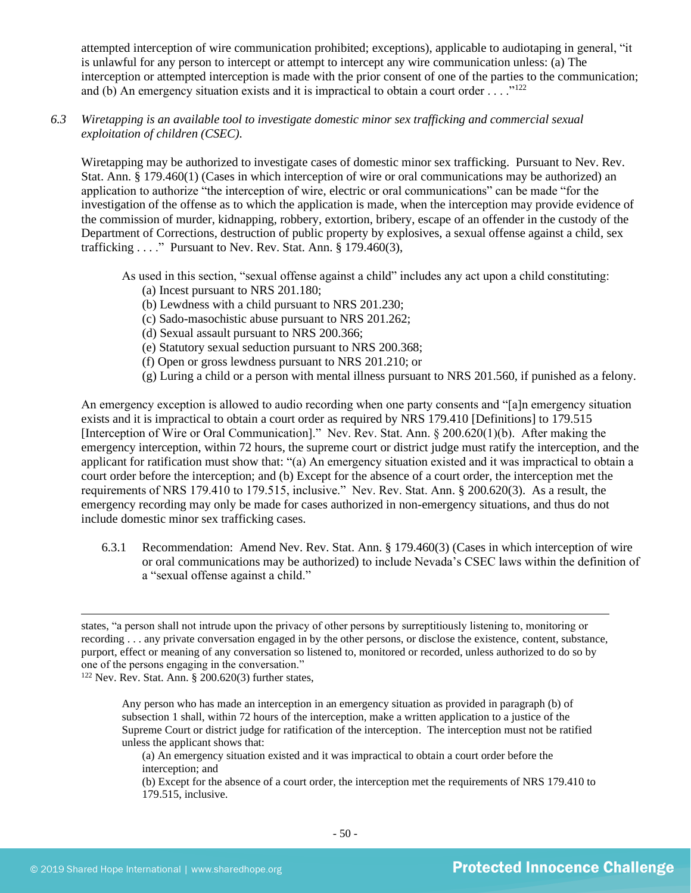attempted interception of wire communication prohibited; exceptions), applicable to audiotaping in general, "it is unlawful for any person to intercept or attempt to intercept any wire communication unless: (a) The interception or attempted interception is made with the prior consent of one of the parties to the communication; and (b) An emergency situation exists and it is impractical to obtain a court order . . . ."[122]

6.3 *Wiretapping is an available tool to investigate domestic minor sex trafficking and commercial sexual exploitation of children (CSEC).*

Wiretapping may be authorized to investigate cases of domestic minor sex trafficking. Pursuant to Nev. Rev. Stat. Ann. § 179.460(1) (Cases in which interception of wire or oral communications may be authorized) an application to authorize "the interception of wire, electric or oral communications" can be made "for the investigation of the offense as to which the application is made, when the interception may provide evidence of the commission of murder, kidnapping, robbery, extortion, bribery, escape of an offender in the custody of the Department of Corrections, destruction of public property by explosives, a sexual offense against a child, sex trafficking . . . ." Pursuant to Nev. Rev. Stat. Ann. § 179.460(3),

> As used in this section, "sexual offense against a child" includes any act upon a child constituting:
> (a) Incest pursuant to NRS 201.180;
> (b) Lewdness with a child pursuant to NRS 201.230;
> (c) Sado-masochistic abuse pursuant to NRS 201.262;
> (d) Sexual assault pursuant to NRS 200.366;
> (e) Statutory sexual seduction pursuant to NRS 200.368;
> (f) Open or gross lewdness pursuant to NRS 201.210; or
> (g) Luring a child or a person with mental illness pursuant to NRS 201.560, if punished as a felony.

An emergency exception is allowed to audio recording when one party consents and "[a]n emergency situation exists and it is impractical to obtain a court order as required by NRS 179.410 [Definitions] to 179.515 [Interception of Wire or Oral Communication]." Nev. Rev. Stat. Ann. § 200.620(1)(b). After making the emergency interception, within 72 hours, the supreme court or district judge must ratify the interception, and the applicant for ratification must show that: "(a) An emergency situation existed and it was impractical to obtain a court order before the interception; and (b) Except for the absence of a court order, the interception met the requirements of NRS 179.410 to 179.515, inclusive." Nev. Rev. Stat. Ann. § 200.620(3). As a result, the emergency recording may only be made for cases authorized in non-emergency situations, and thus do not include domestic minor sex trafficking cases.

6.3.1 Recommendation: Amend Nev. Rev. Stat. Ann. § 179.460(3) (Cases in which interception of wire or oral communications may be authorized) to include Nevada's CSEC laws within the definition of a "sexual offense against a child."

---

states, "a person shall not intrude upon the privacy of other persons by surreptitiously listening to, monitoring or recording . . . any private conversation engaged in by the other persons, or disclose the existence, content, substance, purport, effect or meaning of any conversation so listened to, monitored or recorded, unless authorized to do so by one of the persons engaging in the conversation."

[122] Nev. Rev. Stat. Ann. § 200.620(3) further states,

> Any person who has made an interception in an emergency situation as provided in paragraph (b) of subsection 1 shall, within 72 hours of the interception, make a written application to a justice of the Supreme Court or district judge for ratification of the interception. The interception must not be ratified unless the applicant shows that:
> (a) An emergency situation existed and it was impractical to obtain a court order before the interception; and
> (b) Except for the absence of a court order, the interception met the requirements of NRS 179.410 to 179.515, inclusive.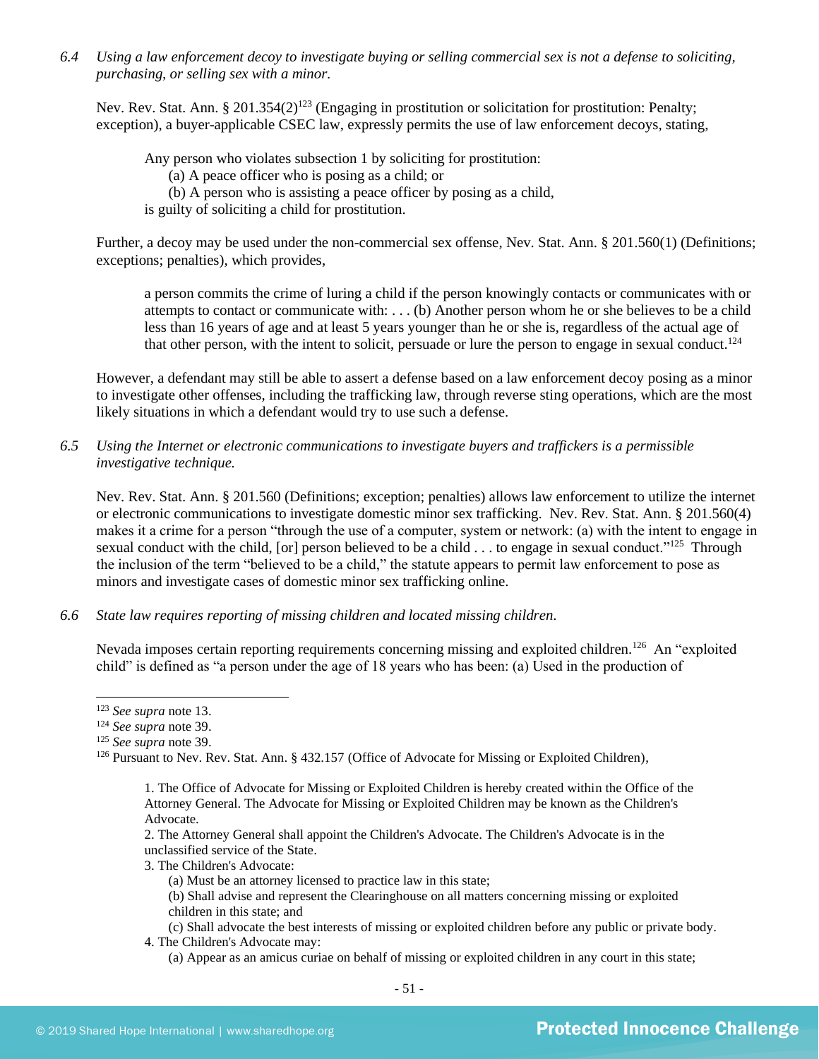*6.4 Using a law enforcement decoy to investigate buying or selling commercial sex is not a defense to soliciting, purchasing, or selling sex with a minor.*

Nev. Rev. Stat. Ann. § 201.354(2)[123] (Engaging in prostitution or solicitation for prostitution: Penalty; exception), a buyer-applicable CSEC law, expressly permits the use of law enforcement decoys, stating,

> Any person who violates subsection 1 by soliciting for prostitution:
> (a) A peace officer who is posing as a child; or
> (b) A person who is assisting a peace officer by posing as a child,
> is guilty of soliciting a child for prostitution.

Further, a decoy may be used under the non-commercial sex offense, Nev. Stat. Ann. § 201.560(1) (Definitions; exceptions; penalties), which provides,

> a person commits the crime of luring a child if the person knowingly contacts or communicates with or attempts to contact or communicate with: . . . (b) Another person whom he or she believes to be a child less than 16 years of age and at least 5 years younger than he or she is, regardless of the actual age of that other person, with the intent to solicit, persuade or lure the person to engage in sexual conduct.[124]

However, a defendant may still be able to assert a defense based on a law enforcement decoy posing as a minor to investigate other offenses, including the trafficking law, through reverse sting operations, which are the most likely situations in which a defendant would try to use such a defense.

*6.5 Using the Internet or electronic communications to investigate buyers and traffickers is a permissible investigative technique.*

Nev. Rev. Stat. Ann. § 201.560 (Definitions; exception; penalties) allows law enforcement to utilize the internet or electronic communications to investigate domestic minor sex trafficking. Nev. Rev. Stat. Ann. § 201.560(4) makes it a crime for a person "through the use of a computer, system or network: (a) with the intent to engage in sexual conduct with the child, [or] person believed to be a child . . . to engage in sexual conduct."[125] Through the inclusion of the term "believed to be a child," the statute appears to permit law enforcement to pose as minors and investigate cases of domestic minor sex trafficking online.

*6.6 State law requires reporting of missing children and located missing children.*

Nevada imposes certain reporting requirements concerning missing and exploited children.[126] An "exploited child" is defined as "a person under the age of 18 years who has been: (a) Used in the production of

---

[123] *See supra* note 13.

[124] *See supra* note 39.

[125] *See supra* note 39.

[126] Pursuant to Nev. Rev. Stat. Ann. § 432.157 (Office of Advocate for Missing or Exploited Children),

> 1. The Office of Advocate for Missing or Exploited Children is hereby created within the Office of the Attorney General. The Advocate for Missing or Exploited Children may be known as the Children's Advocate.
> 2. The Attorney General shall appoint the Children's Advocate. The Children's Advocate is in the unclassified service of the State.
> 3. The Children's Advocate:
> (a) Must be an attorney licensed to practice law in this state;
> (b) Shall advise and represent the Clearinghouse on all matters concerning missing or exploited children in this state; and
> (c) Shall advocate the best interests of missing or exploited children before any public or private body.
> 4. The Children's Advocate may:
> (a) Appear as an amicus curiae on behalf of missing or exploited children in any court in this state;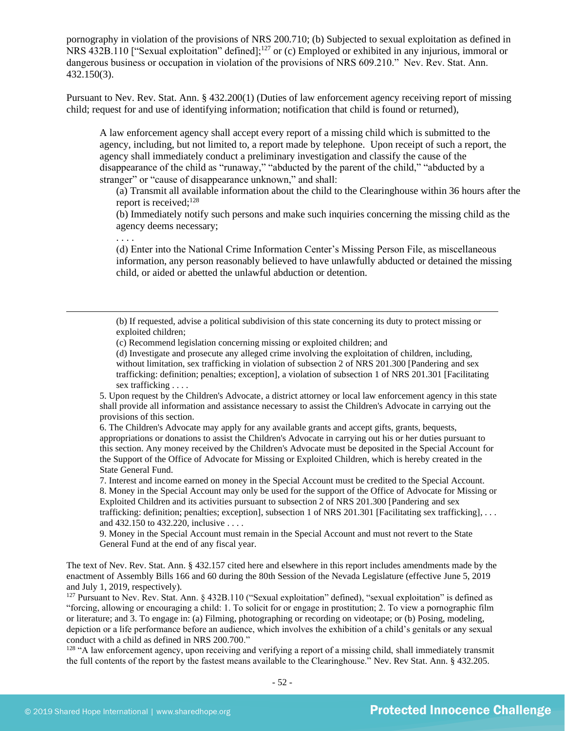pornography in violation of the provisions of NRS 200.710; (b) Subjected to sexual exploitation as defined in NRS 432B.110 ["Sexual exploitation" defined];[127] or (c) Employed or exhibited in any injurious, immoral or dangerous business or occupation in violation of the provisions of NRS 609.210." Nev. Rev. Stat. Ann. 432.150(3).

Pursuant to Nev. Rev. Stat. Ann. § 432.200(1) (Duties of law enforcement agency receiving report of missing child; request for and use of identifying information; notification that child is found or returned),

> A law enforcement agency shall accept every report of a missing child which is submitted to the agency, including, but not limited to, a report made by telephone. Upon receipt of such a report, the agency shall immediately conduct a preliminary investigation and classify the cause of the disappearance of the child as "runaway," "abducted by the parent of the child," "abducted by a stranger" or "cause of disappearance unknown," and shall:
>
> (a) Transmit all available information about the child to the Clearinghouse within 36 hours after the report is received;[128]
>
> (b) Immediately notify such persons and make such inquiries concerning the missing child as the agency deems necessary;
>
> . . . .
>
> (d) Enter into the National Crime Information Center's Missing Person File, as miscellaneous information, any person reasonably believed to have unlawfully abducted or detained the missing child, or aided or abetted the unlawful abduction or detention.

---

> (b) If requested, advise a political subdivision of this state concerning its duty to protect missing or exploited children;
>
> (c) Recommend legislation concerning missing or exploited children; and
>
> (d) Investigate and prosecute any alleged crime involving the exploitation of children, including, without limitation, sex trafficking in violation of subsection 2 of NRS 201.300 [Pandering and sex trafficking: definition; penalties; exception], a violation of subsection 1 of NRS 201.301 [Facilitating sex trafficking . . . .
>
> 5. Upon request by the Children's Advocate, a district attorney or local law enforcement agency in this state shall provide all information and assistance necessary to assist the Children's Advocate in carrying out the provisions of this section.
>
> 6. The Children's Advocate may apply for any available grants and accept gifts, grants, bequests, appropriations or donations to assist the Children's Advocate in carrying out his or her duties pursuant to this section. Any money received by the Children's Advocate must be deposited in the Special Account for the Support of the Office of Advocate for Missing or Exploited Children, which is hereby created in the State General Fund.
>
> 7. Interest and income earned on money in the Special Account must be credited to the Special Account.
>
> 8. Money in the Special Account may only be used for the support of the Office of Advocate for Missing or Exploited Children and its activities pursuant to subsection 2 of NRS 201.300 [Pandering and sex trafficking: definition; penalties; exception], subsection 1 of NRS 201.301 [Facilitating sex trafficking], . . . and 432.150 to 432.220, inclusive . . . .
>
> 9. Money in the Special Account must remain in the Special Account and must not revert to the State General Fund at the end of any fiscal year.

The text of Nev. Rev. Stat. Ann. § 432.157 cited here and elsewhere in this report includes amendments made by the enactment of Assembly Bills 166 and 60 during the 80th Session of the Nevada Legislature (effective June 5, 2019 and July 1, 2019, respectively).

[127] Pursuant to Nev. Rev. Stat. Ann. § 432B.110 ("Sexual exploitation" defined), "sexual exploitation" is defined as "forcing, allowing or encouraging a child: 1. To solicit for or engage in prostitution; 2. To view a pornographic film or literature; and 3. To engage in: (a) Filming, photographing or recording on videotape; or (b) Posing, modeling, depiction or a life performance before an audience, which involves the exhibition of a child's genitals or any sexual conduct with a child as defined in NRS 200.700."

[128] "A law enforcement agency, upon receiving and verifying a report of a missing child, shall immediately transmit the full contents of the report by the fastest means available to the Clearinghouse." Nev Rev Stat. Ann. § 432.205.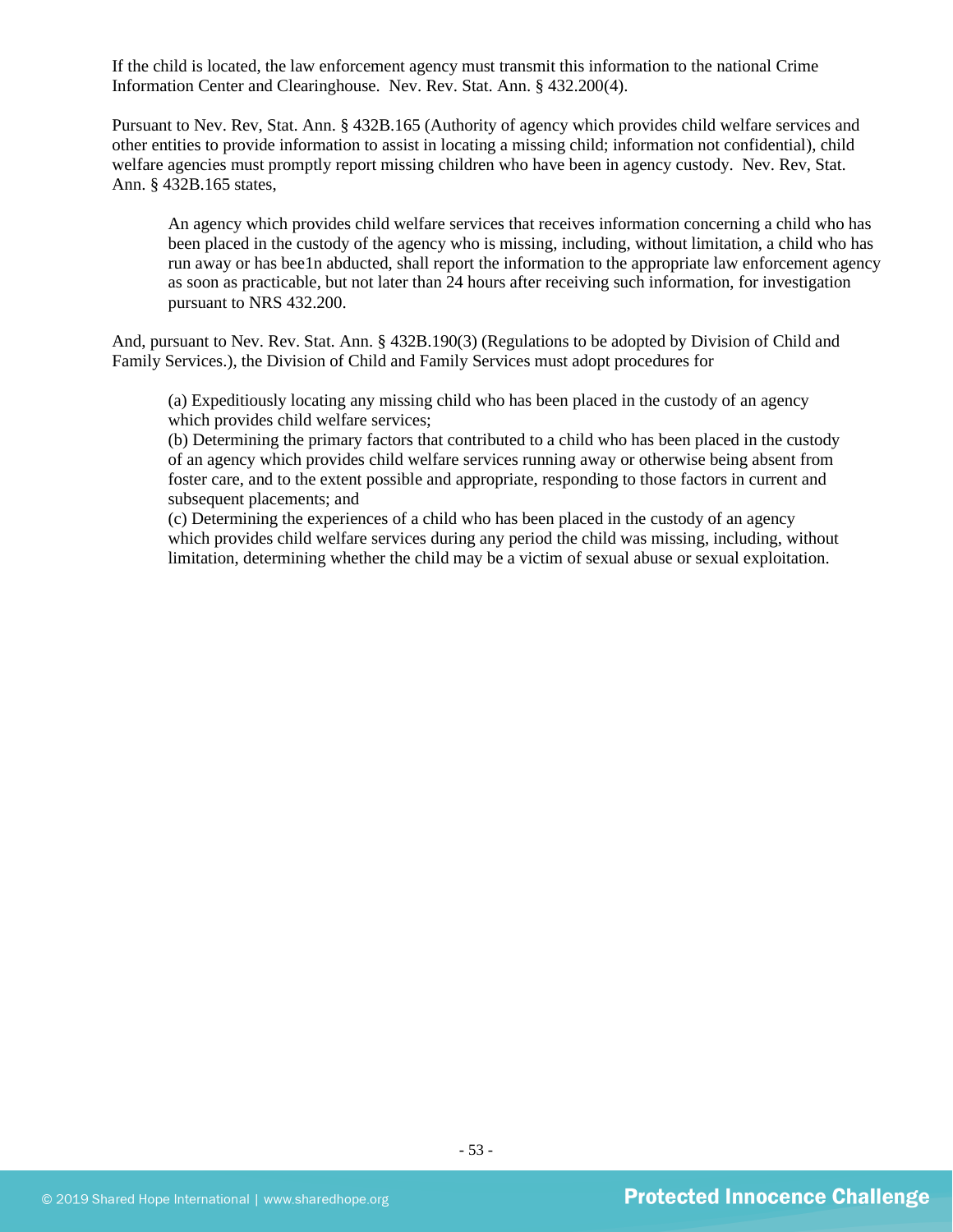If the child is located, the law enforcement agency must transmit this information to the national Crime Information Center and Clearinghouse. Nev. Rev. Stat. Ann. § 432.200(4).

Pursuant to Nev. Rev, Stat. Ann. § 432B.165 (Authority of agency which provides child welfare services and other entities to provide information to assist in locating a missing child; information not confidential), child welfare agencies must promptly report missing children who have been in agency custody. Nev. Rev, Stat. Ann. § 432B.165 states,

> An agency which provides child welfare services that receives information concerning a child who has been placed in the custody of the agency who is missing, including, without limitation, a child who has run away or has bee1n abducted, shall report the information to the appropriate law enforcement agency as soon as practicable, but not later than 24 hours after receiving such information, for investigation pursuant to NRS 432.200.

And, pursuant to Nev. Rev. Stat. Ann. § 432B.190(3) (Regulations to be adopted by Division of Child and Family Services.), the Division of Child and Family Services must adopt procedures for

> (a) Expeditiously locating any missing child who has been placed in the custody of an agency which provides child welfare services;
> (b) Determining the primary factors that contributed to a child who has been placed in the custody of an agency which provides child welfare services running away or otherwise being absent from foster care, and to the extent possible and appropriate, responding to those factors in current and subsequent placements; and
> (c) Determining the experiences of a child who has been placed in the custody of an agency which provides child welfare services during any period the child was missing, including, without limitation, determining whether the child may be a victim of sexual abuse or sexual exploitation.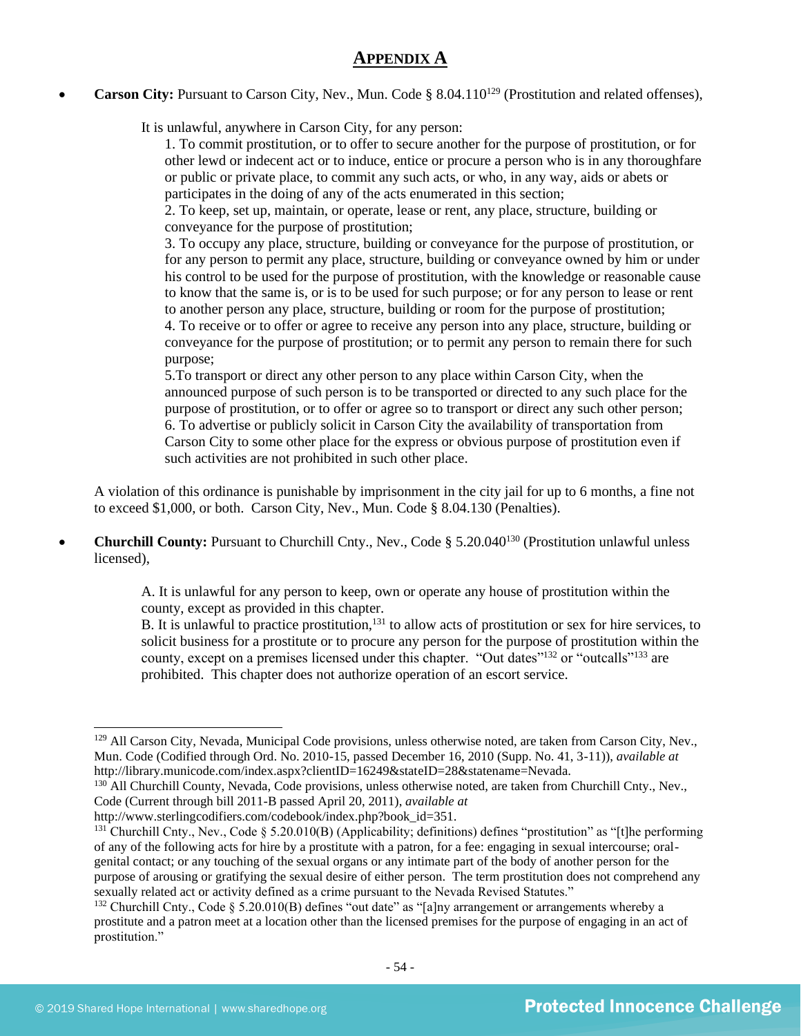# **APPENDIX A**

- **Carson City:** Pursuant to Carson City, Nev., Mun. Code § 8.04.110[129] (Prostitution and related offenses),

  It is unlawful, anywhere in Carson City, for any person:

  1. To commit prostitution, or to offer to secure another for the purpose of prostitution, or for other lewd or indecent act or to induce, entice or procure a person who is in any thoroughfare or public or private place, to commit any such acts, or who, in any way, aids or abets or participates in the doing of any of the acts enumerated in this section;
  2. To keep, set up, maintain, or operate, lease or rent, any place, structure, building or conveyance for the purpose of prostitution;
  3. To occupy any place, structure, building or conveyance for the purpose of prostitution, or for any person to permit any place, structure, building or conveyance owned by him or under his control to be used for the purpose of prostitution, with the knowledge or reasonable cause to know that the same is, or is to be used for such purpose; or for any person to lease or rent to another person any place, structure, building or room for the purpose of prostitution;
  4. To receive or to offer or agree to receive any person into any place, structure, building or conveyance for the purpose of prostitution; or to permit any person to remain there for such purpose;
  5. To transport or direct any other person to any place within Carson City, when the announced purpose of such person is to be transported or directed to any such place for the purpose of prostitution, or to offer or agree so to transport or direct any such other person;
  6. To advertise or publicly solicit in Carson City the availability of transportation from Carson City to some other place for the express or obvious purpose of prostitution even if such activities are not prohibited in such other place.

  A violation of this ordinance is punishable by imprisonment in the city jail for up to 6 months, a fine not to exceed $1,000, or both. Carson City, Nev., Mun. Code § 8.04.130 (Penalties).

- **Churchill County:** Pursuant to Churchill Cnty., Nev., Code § 5.20.040[130] (Prostitution unlawful unless licensed),

  A. It is unlawful for any person to keep, own or operate any house of prostitution within the county, except as provided in this chapter.
  B. It is unlawful to practice prostitution,[131] to allow acts of prostitution or sex for hire services, to solicit business for a prostitute or to procure any person for the purpose of prostitution within the county, except on a premises licensed under this chapter. "Out dates"[132] or "outcalls"[133] are prohibited. This chapter does not authorize operation of an escort service.

---

[129] All Carson City, Nevada, Municipal Code provisions, unless otherwise noted, are taken from Carson City, Nev., Mun. Code (Codified through Ord. No. 2010-15, passed December 16, 2010 (Supp. No. 41, 3-11)), *available at* http://library.municode.com/index.aspx?clientID=16249&stateID=28&statename=Nevada.

[130] All Churchill County, Nevada, Code provisions, unless otherwise noted, are taken from Churchill Cnty., Nev., Code (Current through bill 2011-B passed April 20, 2011), *available at* http://www.sterlingcodifiers.com/codebook/index.php?book_id=351.

[131] Churchill Cnty., Nev., Code § 5.20.010(B) (Applicability; definitions) defines "prostitution" as "[t]he performing of any of the following acts for hire by a prostitute with a patron, for a fee: engaging in sexual intercourse; oral-genital contact; or any touching of the sexual organs or any intimate part of the body of another person for the purpose of arousing or gratifying the sexual desire of either person. The term prostitution does not comprehend any sexually related act or activity defined as a crime pursuant to the Nevada Revised Statutes."

[132] Churchill Cnty., Code § 5.20.010(B) defines "out date" as "[a]ny arrangement or arrangements whereby a prostitute and a patron meet at a location other than the licensed premises for the purpose of engaging in an act of prostitution."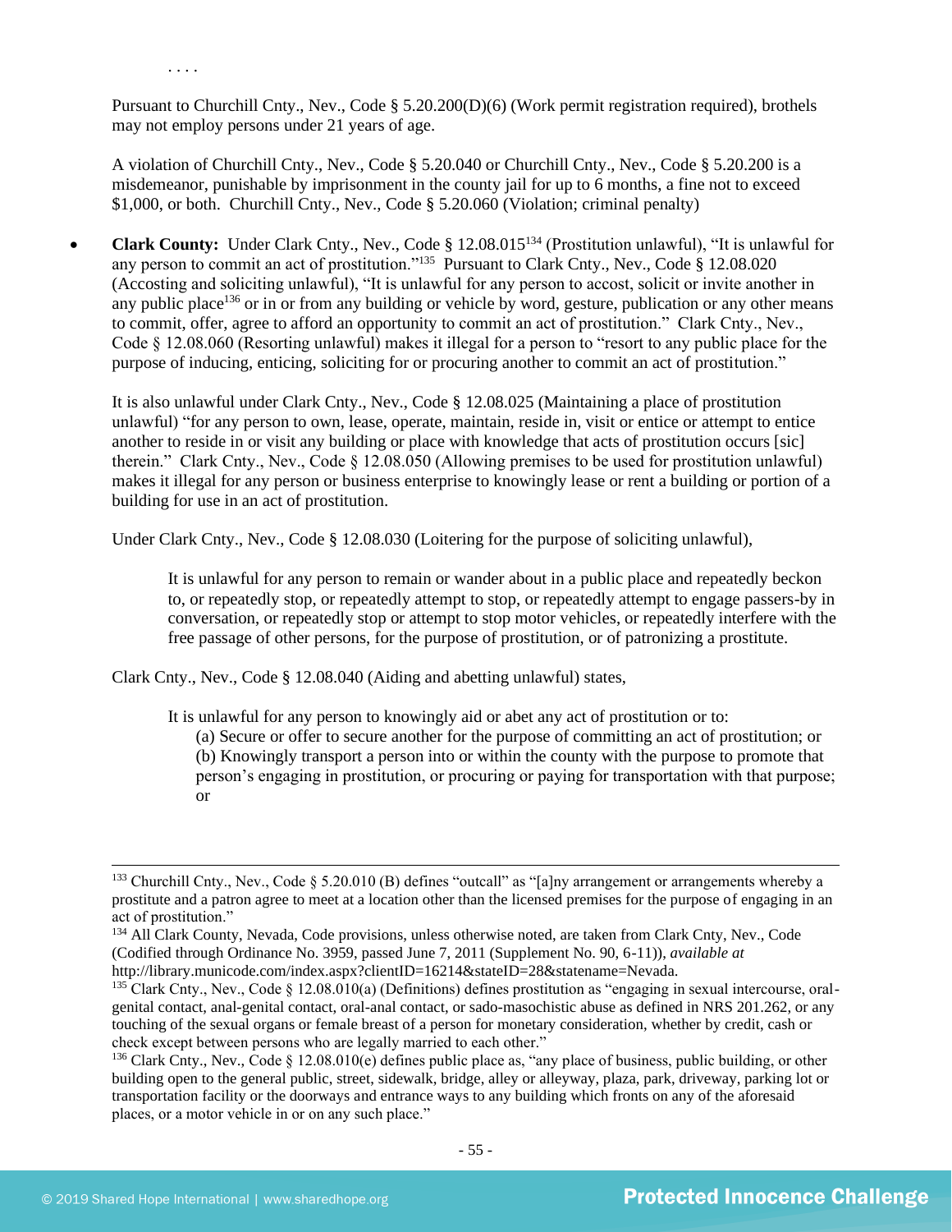. . . .

Pursuant to Churchill Cnty., Nev., Code § 5.20.200(D)(6) (Work permit registration required), brothels may not employ persons under 21 years of age.

A violation of Churchill Cnty., Nev., Code § 5.20.040 or Churchill Cnty., Nev., Code § 5.20.200 is a misdemeanor, punishable by imprisonment in the county jail for up to 6 months, a fine not to exceed $1,000, or both. Churchill Cnty., Nev., Code § 5.20.060 (Violation; criminal penalty)

- **Clark County:** Under Clark Cnty., Nev., Code § 12.08.015[134] (Prostitution unlawful), "It is unlawful for any person to commit an act of prostitution."[135] Pursuant to Clark Cnty., Nev., Code § 12.08.020 (Accosting and soliciting unlawful), "It is unlawful for any person to accost, solicit or invite another in any public place[136] or in or from any building or vehicle by word, gesture, publication or any other means to commit, offer, agree to afford an opportunity to commit an act of prostitution." Clark Cnty., Nev., Code § 12.08.060 (Resorting unlawful) makes it illegal for a person to "resort to any public place for the purpose of inducing, enticing, soliciting for or procuring another to commit an act of prostitution."

  It is also unlawful under Clark Cnty., Nev., Code § 12.08.025 (Maintaining a place of prostitution unlawful) "for any person to own, lease, operate, maintain, reside in, visit or entice or attempt to entice another to reside in or visit any building or place with knowledge that acts of prostitution occurs [sic] therein." Clark Cnty., Nev., Code § 12.08.050 (Allowing premises to be used for prostitution unlawful) makes it illegal for any person or business enterprise to knowingly lease or rent a building or portion of a building for use in an act of prostitution.

  Under Clark Cnty., Nev., Code § 12.08.030 (Loitering for the purpose of soliciting unlawful),

  > It is unlawful for any person to remain or wander about in a public place and repeatedly beckon to, or repeatedly stop, or repeatedly attempt to stop, or repeatedly attempt to engage passers-by in conversation, or repeatedly stop or attempt to stop motor vehicles, or repeatedly interfere with the free passage of other persons, for the purpose of prostitution, or of patronizing a prostitute.

  Clark Cnty., Nev., Code § 12.08.040 (Aiding and abetting unlawful) states,

  > It is unlawful for any person to knowingly aid or abet any act of prostitution or to:
  > (a) Secure or offer to secure another for the purpose of committing an act of prostitution; or
  > (b) Knowingly transport a person into or within the county with the purpose to promote that person's engaging in prostitution, or procuring or paying for transportation with that purpose; or

---

[133] Churchill Cnty., Nev., Code § 5.20.010 (B) defines "outcall" as "[a]ny arrangement or arrangements whereby a prostitute and a patron agree to meet at a location other than the licensed premises for the purpose of engaging in an act of prostitution."

[134] All Clark County, Nevada, Code provisions, unless otherwise noted, are taken from Clark Cnty, Nev., Code (Codified through Ordinance No. 3959, passed June 7, 2011 (Supplement No. 90, 6-11)), *available at* http://library.municode.com/index.aspx?clientID=16214&stateID=28&statename=Nevada.

[135] Clark Cnty., Nev., Code § 12.08.010(a) (Definitions) defines prostitution as "engaging in sexual intercourse, oral-genital contact, anal-genital contact, oral-anal contact, or sado-masochistic abuse as defined in NRS 201.262, or any touching of the sexual organs or female breast of a person for monetary consideration, whether by credit, cash or check except between persons who are legally married to each other."

[136] Clark Cnty., Nev., Code § 12.08.010(e) defines public place as, "any place of business, public building, or other building open to the general public, street, sidewalk, bridge, alley or alleyway, plaza, park, driveway, parking lot or transportation facility or the doorways and entrance ways to any building which fronts on any of the aforesaid places, or a motor vehicle in or on any such place."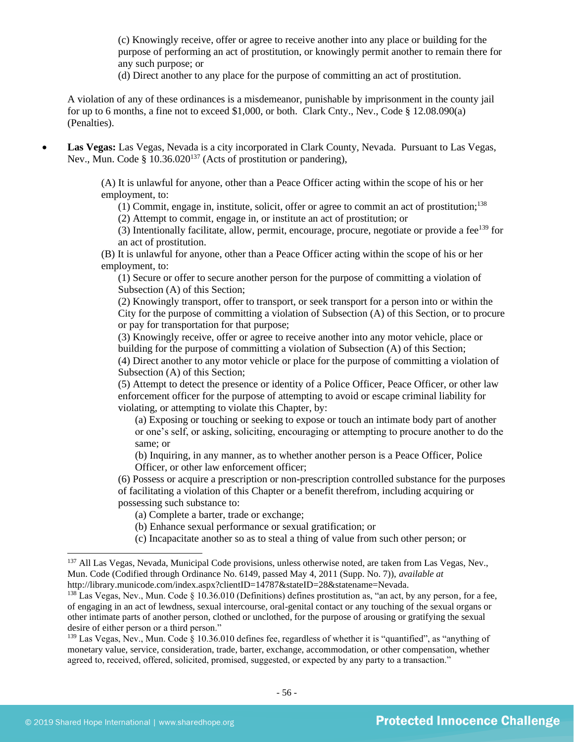(c) Knowingly receive, offer or agree to receive another into any place or building for the purpose of performing an act of prostitution, or knowingly permit another to remain there for any such purpose; or

(d) Direct another to any place for the purpose of committing an act of prostitution.

A violation of any of these ordinances is a misdemeanor, punishable by imprisonment in the county jail for up to 6 months, a fine not to exceed $1,000, or both. Clark Cnty., Nev., Code § 12.08.090(a) (Penalties).

- **Las Vegas:** Las Vegas, Nevada is a city incorporated in Clark County, Nevada. Pursuant to Las Vegas, Nev., Mun. Code § 10.36.020[137] (Acts of prostitution or pandering),

  > (A) It is unlawful for anyone, other than a Peace Officer acting within the scope of his or her employment, to:
  >
  > (1) Commit, engage in, institute, solicit, offer or agree to commit an act of prostitution;[138]
  >
  > (2) Attempt to commit, engage in, or institute an act of prostitution; or
  >
  > (3) Intentionally facilitate, allow, permit, encourage, procure, negotiate or provide a fee[139] for an act of prostitution.
  >
  > (B) It is unlawful for anyone, other than a Peace Officer acting within the scope of his or her employment, to:
  >
  > (1) Secure or offer to secure another person for the purpose of committing a violation of Subsection (A) of this Section;
  >
  > (2) Knowingly transport, offer to transport, or seek transport for a person into or within the City for the purpose of committing a violation of Subsection (A) of this Section, or to procure or pay for transportation for that purpose;
  >
  > (3) Knowingly receive, offer or agree to receive another into any motor vehicle, place or building for the purpose of committing a violation of Subsection (A) of this Section;
  >
  > (4) Direct another to any motor vehicle or place for the purpose of committing a violation of Subsection (A) of this Section;
  >
  > (5) Attempt to detect the presence or identity of a Police Officer, Peace Officer, or other law enforcement officer for the purpose of attempting to avoid or escape criminal liability for violating, or attempting to violate this Chapter, by:
  >
  > (a) Exposing or touching or seeking to expose or touch an intimate body part of another or one's self, or asking, soliciting, encouraging or attempting to procure another to do the same; or
  >
  > (b) Inquiring, in any manner, as to whether another person is a Peace Officer, Police Officer, or other law enforcement officer;
  >
  > (6) Possess or acquire a prescription or non-prescription controlled substance for the purposes of facilitating a violation of this Chapter or a benefit therefrom, including acquiring or possessing such substance to:
  >
  > (a) Complete a barter, trade or exchange;
  >
  > (b) Enhance sexual performance or sexual gratification; or
  >
  > (c) Incapacitate another so as to steal a thing of value from such other person; or

---

[137] All Las Vegas, Nevada, Municipal Code provisions, unless otherwise noted, are taken from Las Vegas, Nev., Mun. Code (Codified through Ordinance No. 6149, passed May 4, 2011 (Supp. No. 7)), *available at* http://library.municode.com/index.aspx?clientID=14787&stateID=28&statename=Nevada.

[138] Las Vegas, Nev., Mun. Code § 10.36.010 (Definitions) defines prostitution as, "an act, by any person, for a fee, of engaging in an act of lewdness, sexual intercourse, oral-genital contact or any touching of the sexual organs or other intimate parts of another person, clothed or unclothed, for the purpose of arousing or gratifying the sexual desire of either person or a third person."

[139] Las Vegas, Nev., Mun. Code § 10.36.010 defines fee, regardless of whether it is "quantified", as "anything of monetary value, service, consideration, trade, barter, exchange, accommodation, or other compensation, whether agreed to, received, offered, solicited, promised, suggested, or expected by any party to a transaction."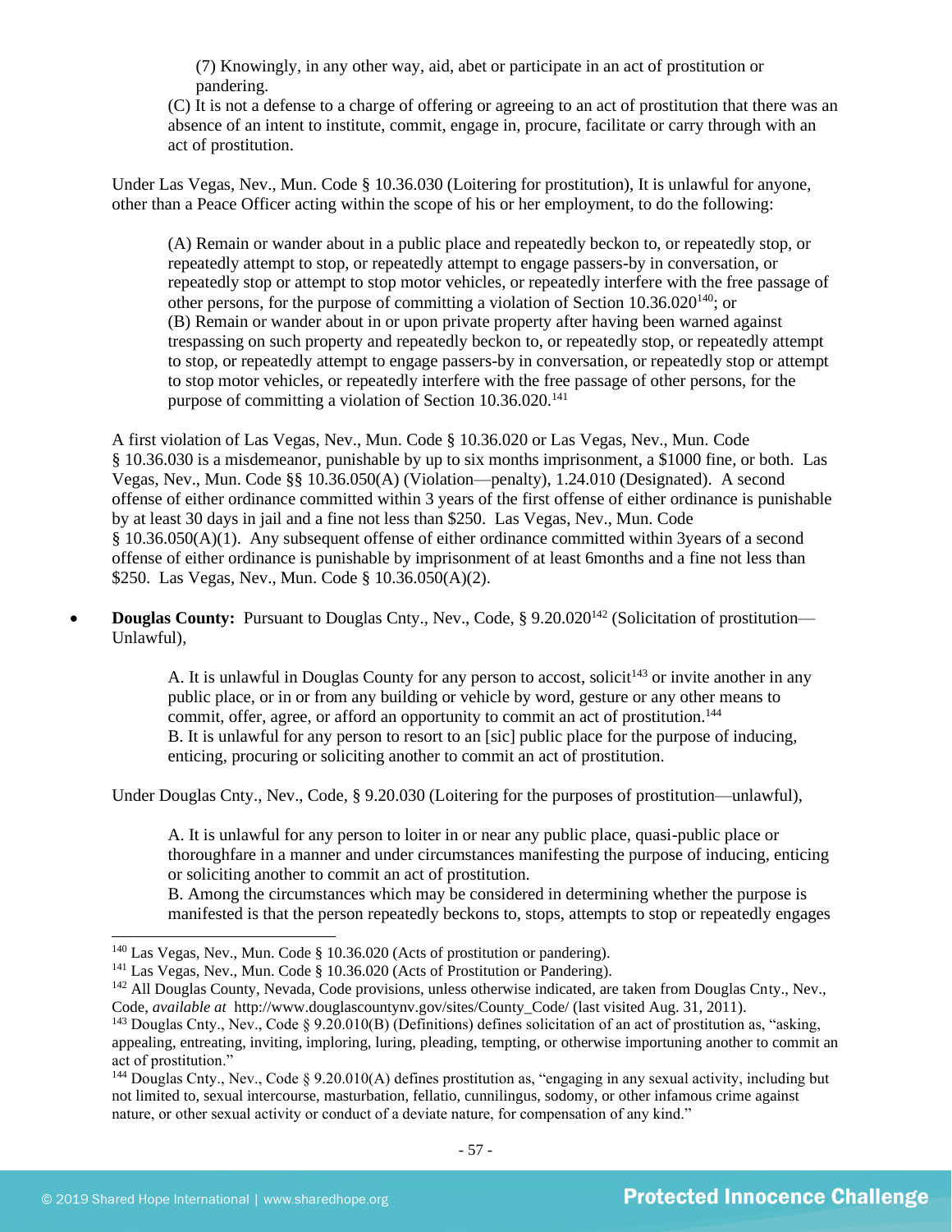(7) Knowingly, in any other way, aid, abet or participate in an act of prostitution or pandering.

(C) It is not a defense to a charge of offering or agreeing to an act of prostitution that there was an absence of an intent to institute, commit, engage in, procure, facilitate or carry through with an act of prostitution.

Under Las Vegas, Nev., Mun. Code § 10.36.030 (Loitering for prostitution), It is unlawful for anyone, other than a Peace Officer acting within the scope of his or her employment, to do the following:

> (A) Remain or wander about in a public place and repeatedly beckon to, or repeatedly stop, or repeatedly attempt to stop, or repeatedly attempt to engage passers-by in conversation, or repeatedly stop or attempt to stop motor vehicles, or repeatedly interfere with the free passage of other persons, for the purpose of committing a violation of Section 10.36.020[140]; or
> (B) Remain or wander about in or upon private property after having been warned against trespassing on such property and repeatedly beckon to, or repeatedly stop, or repeatedly attempt to stop, or repeatedly attempt to engage passers-by in conversation, or repeatedly stop or attempt to stop motor vehicles, or repeatedly interfere with the free passage of other persons, for the purpose of committing a violation of Section 10.36.020.[141]

A first violation of Las Vegas, Nev., Mun. Code § 10.36.020 or Las Vegas, Nev., Mun. Code § 10.36.030 is a misdemeanor, punishable by up to six months imprisonment, a $1000 fine, or both. Las Vegas, Nev., Mun. Code §§ 10.36.050(A) (Violation—penalty), 1.24.010 (Designated). A second offense of either ordinance committed within 3 years of the first offense of either ordinance is punishable by at least 30 days in jail and a fine not less than $250. Las Vegas, Nev., Mun. Code § 10.36.050(A)(1). Any subsequent offense of either ordinance committed within 3years of a second offense of either ordinance is punishable by imprisonment of at least 6months and a fine not less than $250. Las Vegas, Nev., Mun. Code § 10.36.050(A)(2).

- **Douglas County:** Pursuant to Douglas Cnty., Nev., Code, § 9.20.020[142] (Solicitation of prostitution—Unlawful),

> A. It is unlawful in Douglas County for any person to accost, solicit[143] or invite another in any public place, or in or from any building or vehicle by word, gesture or any other means to commit, offer, agree, or afford an opportunity to commit an act of prostitution.[144]
> B. It is unlawful for any person to resort to an [sic] public place for the purpose of inducing, enticing, procuring or soliciting another to commit an act of prostitution.

Under Douglas Cnty., Nev., Code, § 9.20.030 (Loitering for the purposes of prostitution—unlawful),

> A. It is unlawful for any person to loiter in or near any public place, quasi-public place or thoroughfare in a manner and under circumstances manifesting the purpose of inducing, enticing or soliciting another to commit an act of prostitution.
> B. Among the circumstances which may be considered in determining whether the purpose is manifested is that the person repeatedly beckons to, stops, attempts to stop or repeatedly engages

---

[140] Las Vegas, Nev., Mun. Code § 10.36.020 (Acts of prostitution or pandering).

[141] Las Vegas, Nev., Mun. Code § 10.36.020 (Acts of Prostitution or Pandering).

[142] All Douglas County, Nevada, Code provisions, unless otherwise indicated, are taken from Douglas Cnty., Nev., Code, *available at* http://www.douglascountynv.gov/sites/County_Code/ (last visited Aug. 31, 2011).

[143] Douglas Cnty., Nev., Code § 9.20.010(B) (Definitions) defines solicitation of an act of prostitution as, "asking, appealing, entreating, inviting, imploring, luring, pleading, tempting, or otherwise importuning another to commit an act of prostitution."

[144] Douglas Cnty., Nev., Code § 9.20.010(A) defines prostitution as, "engaging in any sexual activity, including but not limited to, sexual intercourse, masturbation, fellatio, cunnilingus, sodomy, or other infamous crime against nature, or other sexual activity or conduct of a deviate nature, for compensation of any kind."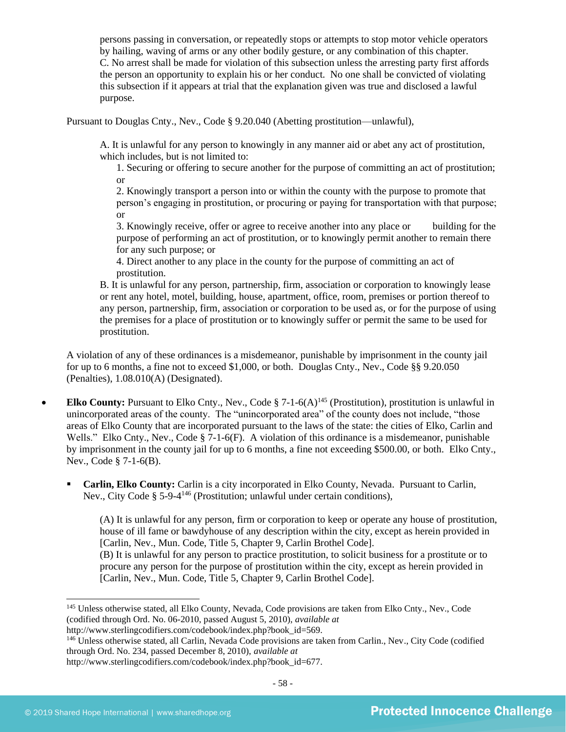> persons passing in conversation, or repeatedly stops or attempts to stop motor vehicle operators by hailing, waving of arms or any other bodily gesture, or any combination of this chapter.
> C. No arrest shall be made for violation of this subsection unless the arresting party first affords the person an opportunity to explain his or her conduct. No one shall be convicted of violating this subsection if it appears at trial that the explanation given was true and disclosed a lawful purpose.

Pursuant to Douglas Cnty., Nev., Code § 9.20.040 (Abetting prostitution—unlawful),

> A. It is unlawful for any person to knowingly in any manner aid or abet any act of prostitution, which includes, but is not limited to:
> 1. Securing or offering to secure another for the purpose of committing an act of prostitution; or
> 2. Knowingly transport a person into or within the county with the purpose to promote that person's engaging in prostitution, or procuring or paying for transportation with that purpose; or
> 3. Knowingly receive, offer or agree to receive another into any place or building for the purpose of performing an act of prostitution, or to knowingly permit another to remain there for any such purpose; or
> 4. Direct another to any place in the county for the purpose of committing an act of prostitution.
>
> B. It is unlawful for any person, partnership, firm, association or corporation to knowingly lease or rent any hotel, motel, building, house, apartment, office, room, premises or portion thereof to any person, partnership, firm, association or corporation to be used as, or for the purpose of using the premises for a place of prostitution or to knowingly suffer or permit the same to be used for prostitution.

A violation of any of these ordinances is a misdemeanor, punishable by imprisonment in the county jail for up to 6 months, a fine not to exceed $1,000, or both. Douglas Cnty., Nev., Code §§ 9.20.050 (Penalties), 1.08.010(A) (Designated).

- **Elko County:** Pursuant to Elko Cnty., Nev., Code § 7-1-6(A)[145] (Prostitution), prostitution is unlawful in unincorporated areas of the county. The "unincorporated area" of the county does not include, "those areas of Elko County that are incorporated pursuant to the laws of the state: the cities of Elko, Carlin and Wells." Elko Cnty., Nev., Code § 7-1-6(F). A violation of this ordinance is a misdemeanor, punishable by imprisonment in the county jail for up to 6 months, a fine not exceeding $500.00, or both. Elko Cnty., Nev., Code § 7-1-6(B).
  - **Carlin, Elko County:** Carlin is a city incorporated in Elko County, Nevada. Pursuant to Carlin, Nev., City Code § 5-9-4[146] (Prostitution; unlawful under certain conditions),

> (A) It is unlawful for any person, firm or corporation to keep or operate any house of prostitution, house of ill fame or bawdyhouse of any description within the city, except as herein provided in [Carlin, Nev., Mun. Code, Title 5, Chapter 9, Carlin Brothel Code].
> (B) It is unlawful for any person to practice prostitution, to solicit business for a prostitute or to procure any person for the purpose of prostitution within the city, except as herein provided in [Carlin, Nev., Mun. Code, Title 5, Chapter 9, Carlin Brothel Code].

---

[145] Unless otherwise stated, all Elko County, Nevada, Code provisions are taken from Elko Cnty., Nev., Code (codified through Ord. No. 06-2010, passed August 5, 2010), *available at* http://www.sterlingcodifiers.com/codebook/index.php?book_id=569.

[146] Unless otherwise stated, all Carlin, Nevada Code provisions are taken from Carlin., Nev., City Code (codified through Ord. No. 234, passed December 8, 2010), *available at* http://www.sterlingcodifiers.com/codebook/index.php?book_id=677.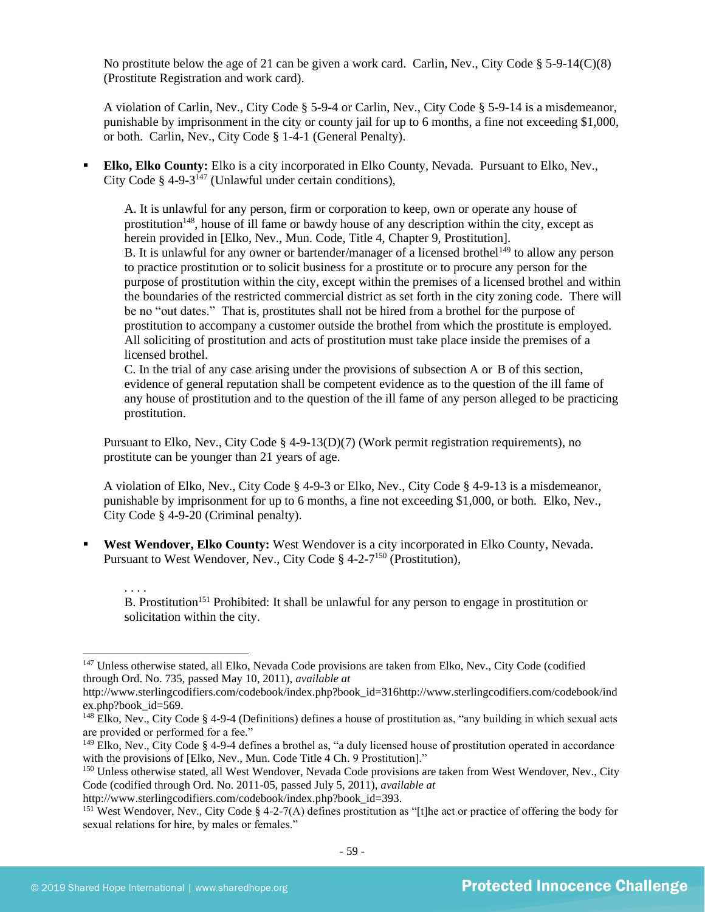No prostitute below the age of 21 can be given a work card. Carlin, Nev., City Code § 5-9-14(C)(8) (Prostitute Registration and work card).

A violation of Carlin, Nev., City Code § 5-9-4 or Carlin, Nev., City Code § 5-9-14 is a misdemeanor, punishable by imprisonment in the city or county jail for up to 6 months, a fine not exceeding $1,000, or both. Carlin, Nev., City Code § 1-4-1 (General Penalty).

- **Elko, Elko County:** Elko is a city incorporated in Elko County, Nevada. Pursuant to Elko, Nev., City Code § 4-9-3[147] (Unlawful under certain conditions),

> A. It is unlawful for any person, firm or corporation to keep, own or operate any house of prostitution[148], house of ill fame or bawdy house of any description within the city, except as herein provided in [Elko, Nev., Mun. Code, Title 4, Chapter 9, Prostitution].
> B. It is unlawful for any owner or bartender/manager of a licensed brothel[149] to allow any person to practice prostitution or to solicit business for a prostitute or to procure any person for the purpose of prostitution within the city, except within the premises of a licensed brothel and within the boundaries of the restricted commercial district as set forth in the city zoning code. There will be no "out dates." That is, prostitutes shall not be hired from a brothel for the purpose of prostitution to accompany a customer outside the brothel from which the prostitute is employed. All soliciting of prostitution and acts of prostitution must take place inside the premises of a licensed brothel.
> C. In the trial of any case arising under the provisions of subsection A or B of this section, evidence of general reputation shall be competent evidence as to the question of the ill fame of any house of prostitution and to the question of the ill fame of any person alleged to be practicing prostitution.

Pursuant to Elko, Nev., City Code § 4-9-13(D)(7) (Work permit registration requirements), no prostitute can be younger than 21 years of age.

A violation of Elko, Nev., City Code § 4-9-3 or Elko, Nev., City Code § 4-9-13 is a misdemeanor, punishable by imprisonment for up to 6 months, a fine not exceeding $1,000, or both. Elko, Nev., City Code § 4-9-20 (Criminal penalty).

- **West Wendover, Elko County:** West Wendover is a city incorporated in Elko County, Nevada. Pursuant to West Wendover, Nev., City Code § 4-2-7[150] (Prostitution),

> . . . .
> B. Prostitution[151] Prohibited: It shall be unlawful for any person to engage in prostitution or solicitation within the city.

---

[147] Unless otherwise stated, all Elko, Nevada Code provisions are taken from Elko, Nev., City Code (codified through Ord. No. 735, passed May 10, 2011), *available at* http://www.sterlingcodifiers.com/codebook/index.php?book_id=316http://www.sterlingcodifiers.com/codebook/index.php?book_id=569.

[148] Elko, Nev., City Code § 4-9-4 (Definitions) defines a house of prostitution as, "any building in which sexual acts are provided or performed for a fee."

[149] Elko, Nev., City Code § 4-9-4 defines a brothel as, "a duly licensed house of prostitution operated in accordance with the provisions of [Elko, Nev., Mun. Code Title 4 Ch. 9 Prostitution]."

[150] Unless otherwise stated, all West Wendover, Nevada Code provisions are taken from West Wendover, Nev., City Code (codified through Ord. No. 2011-05, passed July 5, 2011), *available at* http://www.sterlingcodifiers.com/codebook/index.php?book_id=393.

[151] West Wendover, Nev., City Code § 4-2-7(A) defines prostitution as "[t]he act or practice of offering the body for sexual relations for hire, by males or females."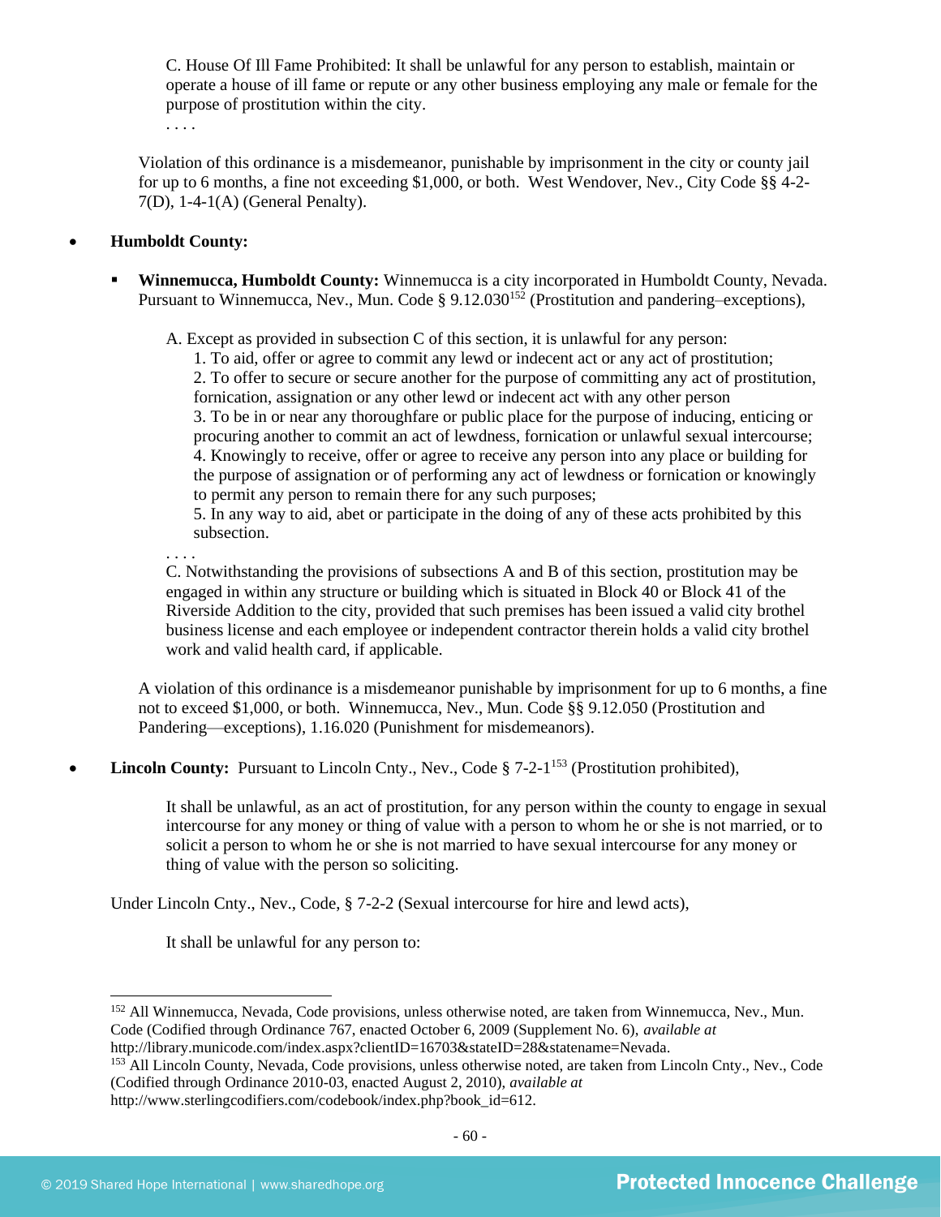> C. House Of Ill Fame Prohibited: It shall be unlawful for any person to establish, maintain or operate a house of ill fame or repute or any other business employing any male or female for the purpose of prostitution within the city.
> . . . .

Violation of this ordinance is a misdemeanor, punishable by imprisonment in the city or county jail for up to 6 months, a fine not exceeding $1,000, or both. West Wendover, Nev., City Code §§ 4-2-7(D), 1-4-1(A) (General Penalty).

- **Humboldt County:**

  - **Winnemucca, Humboldt County:** Winnemucca is a city incorporated in Humboldt County, Nevada. Pursuant to Winnemucca, Nev., Mun. Code § 9.12.030[152] (Prostitution and pandering–exceptions),

    > A. Except as provided in subsection C of this section, it is unlawful for any person:
    > 1. To aid, offer or agree to commit any lewd or indecent act or any act of prostitution;
    > 2. To offer to secure or secure another for the purpose of committing any act of prostitution, fornication, assignation or any other lewd or indecent act with any other person
    > 3. To be in or near any thoroughfare or public place for the purpose of inducing, enticing or procuring another to commit an act of lewdness, fornication or unlawful sexual intercourse;
    > 4. Knowingly to receive, offer or agree to receive any person into any place or building for the purpose of assignation or of performing any act of lewdness or fornication or knowingly to permit any person to remain there for any such purposes;
    > 5. In any way to aid, abet or participate in the doing of any of these acts prohibited by this subsection.
    >
    > . . . .
    >
    > C. Notwithstanding the provisions of subsections A and B of this section, prostitution may be engaged in within any structure or building which is situated in Block 40 or Block 41 of the Riverside Addition to the city, provided that such premises has been issued a valid city brothel business license and each employee or independent contractor therein holds a valid city brothel work and valid health card, if applicable.

    A violation of this ordinance is a misdemeanor punishable by imprisonment for up to 6 months, a fine not to exceed $1,000, or both. Winnemucca, Nev., Mun. Code §§ 9.12.050 (Prostitution and Pandering—exceptions), 1.16.020 (Punishment for misdemeanors).

- **Lincoln County:** Pursuant to Lincoln Cnty., Nev., Code § 7-2-1[153] (Prostitution prohibited),

  > It shall be unlawful, as an act of prostitution, for any person within the county to engage in sexual intercourse for any money or thing of value with a person to whom he or she is not married, or to solicit a person to whom he or she is not married to have sexual intercourse for any money or thing of value with the person so soliciting.

  Under Lincoln Cnty., Nev., Code, § 7-2-2 (Sexual intercourse for hire and lewd acts),

  > It shall be unlawful for any person to:

---

[152] All Winnemucca, Nevada, Code provisions, unless otherwise noted, are taken from Winnemucca, Nev., Mun. Code (Codified through Ordinance 767, enacted October 6, 2009 (Supplement No. 6), *available at* http://library.municode.com/index.aspx?clientID=16703&stateID=28&statename=Nevada.

[153] All Lincoln County, Nevada, Code provisions, unless otherwise noted, are taken from Lincoln Cnty., Nev., Code (Codified through Ordinance 2010-03, enacted August 2, 2010), *available at* http://www.sterlingcodifiers.com/codebook/index.php?book_id=612.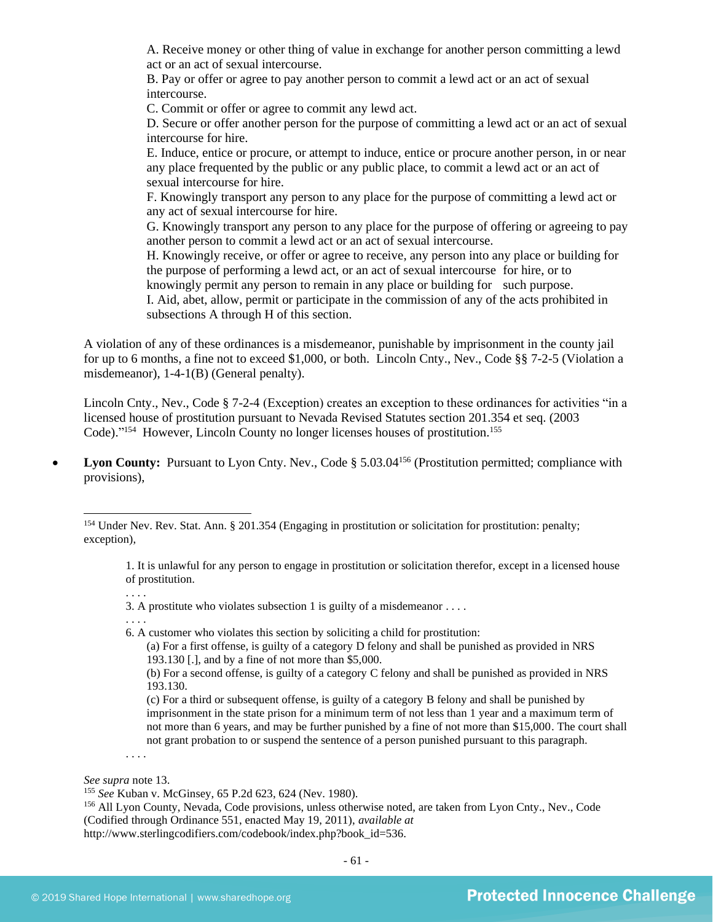A. Receive money or other thing of value in exchange for another person committing a lewd act or an act of sexual intercourse.
B. Pay or offer or agree to pay another person to commit a lewd act or an act of sexual intercourse.
C. Commit or offer or agree to commit any lewd act.
D. Secure or offer another person for the purpose of committing a lewd act or an act of sexual intercourse for hire.
E. Induce, entice or procure, or attempt to induce, entice or procure another person, in or near any place frequented by the public or any public place, to commit a lewd act or an act of sexual intercourse for hire.
F. Knowingly transport any person to any place for the purpose of committing a lewd act or any act of sexual intercourse for hire.
G. Knowingly transport any person to any place for the purpose of offering or agreeing to pay another person to commit a lewd act or an act of sexual intercourse.
H. Knowingly receive, or offer or agree to receive, any person into any place or building for the purpose of performing a lewd act, or an act of sexual intercourse for hire, or to knowingly permit any person to remain in any place or building for such purpose.
I. Aid, abet, allow, permit or participate in the commission of any of the acts prohibited in subsections A through H of this section.

A violation of any of these ordinances is a misdemeanor, punishable by imprisonment in the county jail for up to 6 months, a fine not to exceed $1,000, or both. Lincoln Cnty., Nev., Code §§ 7-2-5 (Violation a misdemeanor), 1-4-1(B) (General penalty).

Lincoln Cnty., Nev., Code § 7-2-4 (Exception) creates an exception to these ordinances for activities "in a licensed house of prostitution pursuant to Nevada Revised Statutes section 201.354 et seq. (2003 Code)."[154] However, Lincoln County no longer licenses houses of prostitution.[155]

- **Lyon County:** Pursuant to Lyon Cnty. Nev., Code § 5.03.04[156] (Prostitution permitted; compliance with provisions),

---

[154] Under Nev. Rev. Stat. Ann. § 201.354 (Engaging in prostitution or solicitation for prostitution: penalty; exception),

> 1. It is unlawful for any person to engage in prostitution or solicitation therefor, except in a licensed house of prostitution.
>
> . . . .
>
> 3. A prostitute who violates subsection 1 is guilty of a misdemeanor . . . .
>
> . . . .
>
> 6. A customer who violates this section by soliciting a child for prostitution:
>
> (a) For a first offense, is guilty of a category D felony and shall be punished as provided in NRS 193.130 [.], and by a fine of not more than $5,000.
>
> (b) For a second offense, is guilty of a category C felony and shall be punished as provided in NRS 193.130.
>
> (c) For a third or subsequent offense, is guilty of a category B felony and shall be punished by imprisonment in the state prison for a minimum term of not less than 1 year and a maximum term of not more than 6 years, and may be further punished by a fine of not more than $15,000. The court shall not grant probation to or suspend the sentence of a person punished pursuant to this paragraph.
>
> . . . .

*See supra* note 13.

[155] *See* Kuban v. McGinsey, 65 P.2d 623, 624 (Nev. 1980).

[156] All Lyon County, Nevada, Code provisions, unless otherwise noted, are taken from Lyon Cnty., Nev., Code (Codified through Ordinance 551, enacted May 19, 2011), *available at* http://www.sterlingcodifiers.com/codebook/index.php?book_id=536.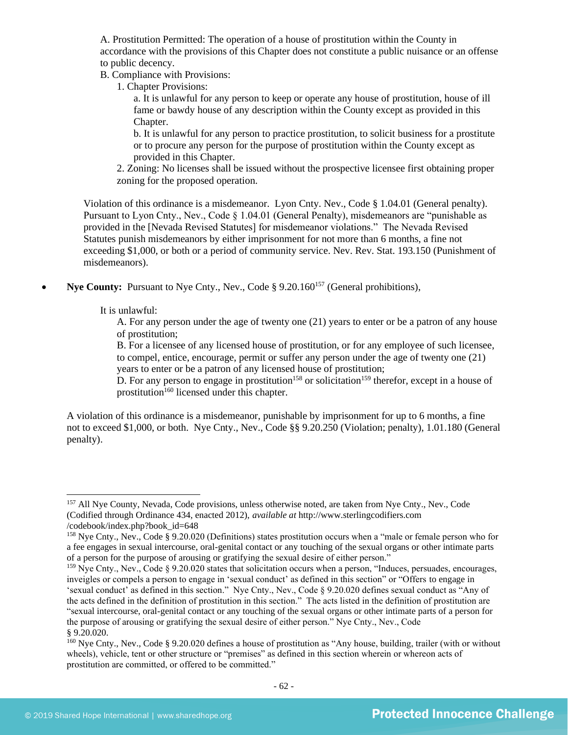A. Prostitution Permitted: The operation of a house of prostitution within the County in accordance with the provisions of this Chapter does not constitute a public nuisance or an offense to public decency.

B. Compliance with Provisions:

1. Chapter Provisions:

a. It is unlawful for any person to keep or operate any house of prostitution, house of ill fame or bawdy house of any description within the County except as provided in this Chapter.

b. It is unlawful for any person to practice prostitution, to solicit business for a prostitute or to procure any person for the purpose of prostitution within the County except as provided in this Chapter.

2. Zoning: No licenses shall be issued without the prospective licensee first obtaining proper zoning for the proposed operation.

Violation of this ordinance is a misdemeanor. Lyon Cnty. Nev., Code § 1.04.01 (General penalty). Pursuant to Lyon Cnty., Nev., Code § 1.04.01 (General Penalty), misdemeanors are "punishable as provided in the [Nevada Revised Statutes] for misdemeanor violations." The Nevada Revised Statutes punish misdemeanors by either imprisonment for not more than 6 months, a fine not exceeding $1,000, or both or a period of community service. Nev. Rev. Stat. 193.150 (Punishment of misdemeanors).

- **Nye County:** Pursuant to Nye Cnty., Nev., Code § 9.20.160[157] (General prohibitions),

It is unlawful:

A. For any person under the age of twenty one (21) years to enter or be a patron of any house of prostitution;

B. For a licensee of any licensed house of prostitution, or for any employee of such licensee, to compel, entice, encourage, permit or suffer any person under the age of twenty one (21) years to enter or be a patron of any licensed house of prostitution;

D. For any person to engage in prostitution[158] or solicitation[159] therefor, except in a house of prostitution[160] licensed under this chapter.

A violation of this ordinance is a misdemeanor, punishable by imprisonment for up to 6 months, a fine not to exceed $1,000, or both. Nye Cnty., Nev., Code §§ 9.20.250 (Violation; penalty), 1.01.180 (General penalty).

---

[157] All Nye County, Nevada, Code provisions, unless otherwise noted, are taken from Nye Cnty., Nev., Code (Codified through Ordinance 434, enacted 2012), *available at* http://www.sterlingcodifiers.com /codebook/index.php?book_id=648

[158] Nye Cnty., Nev., Code § 9.20.020 (Definitions) states prostitution occurs when a "male or female person who for a fee engages in sexual intercourse, oral-genital contact or any touching of the sexual organs or other intimate parts of a person for the purpose of arousing or gratifying the sexual desire of either person."

[159] Nye Cnty., Nev., Code § 9.20.020 states that solicitation occurs when a person, "Induces, persuades, encourages, inveigles or compels a person to engage in 'sexual conduct' as defined in this section" or "Offers to engage in 'sexual conduct' as defined in this section." Nye Cnty., Nev., Code § 9.20.020 defines sexual conduct as "Any of the acts defined in the definition of prostitution in this section." The acts listed in the definition of prostitution are "sexual intercourse, oral-genital contact or any touching of the sexual organs or other intimate parts of a person for the purpose of arousing or gratifying the sexual desire of either person." Nye Cnty., Nev., Code § 9.20.020.

[160] Nye Cnty., Nev., Code § 9.20.020 defines a house of prostitution as "Any house, building, trailer (with or without wheels), vehicle, tent or other structure or "premises" as defined in this section wherein or whereon acts of prostitution are committed, or offered to be committed."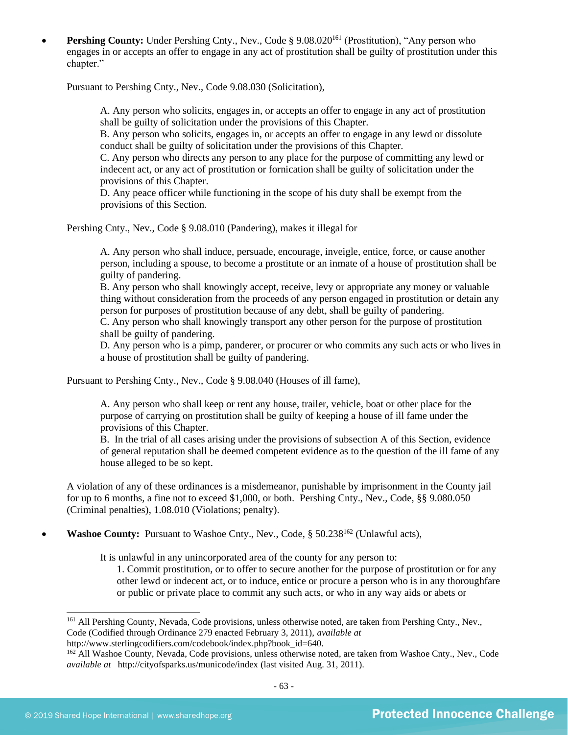- **Pershing County:** Under Pershing Cnty., Nev., Code § 9.08.020[161] (Prostitution), "Any person who engages in or accepts an offer to engage in any act of prostitution shall be guilty of prostitution under this chapter."

  Pursuant to Pershing Cnty., Nev., Code 9.08.030 (Solicitation),

  > A. Any person who solicits, engages in, or accepts an offer to engage in any act of prostitution shall be guilty of solicitation under the provisions of this Chapter.
  > B. Any person who solicits, engages in, or accepts an offer to engage in any lewd or dissolute conduct shall be guilty of solicitation under the provisions of this Chapter.
  > C. Any person who directs any person to any place for the purpose of committing any lewd or indecent act, or any act of prostitution or fornication shall be guilty of solicitation under the provisions of this Chapter.
  > D. Any peace officer while functioning in the scope of his duty shall be exempt from the provisions of this Section.

  Pershing Cnty., Nev., Code § 9.08.010 (Pandering), makes it illegal for

  > A. Any person who shall induce, persuade, encourage, inveigle, entice, force, or cause another person, including a spouse, to become a prostitute or an inmate of a house of prostitution shall be guilty of pandering.
  > B. Any person who shall knowingly accept, receive, levy or appropriate any money or valuable thing without consideration from the proceeds of any person engaged in prostitution or detain any person for purposes of prostitution because of any debt, shall be guilty of pandering.
  > C. Any person who shall knowingly transport any other person for the purpose of prostitution shall be guilty of pandering.
  > D. Any person who is a pimp, panderer, or procurer or who commits any such acts or who lives in a house of prostitution shall be guilty of pandering.

  Pursuant to Pershing Cnty., Nev., Code § 9.08.040 (Houses of ill fame),

  > A. Any person who shall keep or rent any house, trailer, vehicle, boat or other place for the purpose of carrying on prostitution shall be guilty of keeping a house of ill fame under the provisions of this Chapter.
  > B. In the trial of all cases arising under the provisions of subsection A of this Section, evidence of general reputation shall be deemed competent evidence as to the question of the ill fame of any house alleged to be so kept.

  A violation of any of these ordinances is a misdemeanor, punishable by imprisonment in the County jail for up to 6 months, a fine not to exceed $1,000, or both. Pershing Cnty., Nev., Code, §§ 9.080.050 (Criminal penalties), 1.08.010 (Violations; penalty).

- **Washoe County:** Pursuant to Washoe Cnty., Nev., Code, § 50.238[162] (Unlawful acts),

  > It is unlawful in any unincorporated area of the county for any person to:
  > 1. Commit prostitution, or to offer to secure another for the purpose of prostitution or for any other lewd or indecent act, or to induce, entice or procure a person who is in any thoroughfare or public or private place to commit any such acts, or who in any way aids or abets or

---

[161] All Pershing County, Nevada, Code provisions, unless otherwise noted, are taken from Pershing Cnty., Nev., Code (Codified through Ordinance 279 enacted February 3, 2011), *available at* http://www.sterlingcodifiers.com/codebook/index.php?book_id=640.

[162] All Washoe County, Nevada, Code provisions, unless otherwise noted, are taken from Washoe Cnty., Nev., Code *available at* http://cityofsparks.us/municode/index (last visited Aug. 31, 2011).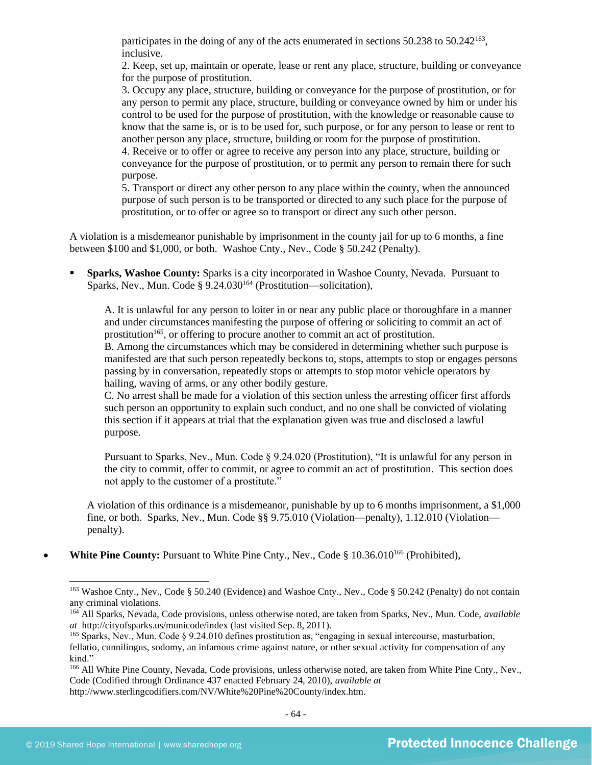participates in the doing of any of the acts enumerated in sections 50.238 to 50.242[163], inclusive.
2. Keep, set up, maintain or operate, lease or rent any place, structure, building or conveyance for the purpose of prostitution.
3. Occupy any place, structure, building or conveyance for the purpose of prostitution, or for any person to permit any place, structure, building or conveyance owned by him or under his control to be used for the purpose of prostitution, with the knowledge or reasonable cause to know that the same is, or is to be used for, such purpose, or for any person to lease or rent to another person any place, structure, building or room for the purpose of prostitution.
4. Receive or to offer or agree to receive any person into any place, structure, building or conveyance for the purpose of prostitution, or to permit any person to remain there for such purpose.
5. Transport or direct any other person to any place within the county, when the announced purpose of such person is to be transported or directed to any such place for the purpose of prostitution, or to offer or agree so to transport or direct any such other person.

A violation is a misdemeanor punishable by imprisonment in the county jail for up to 6 months, a fine between $100 and $1,000, or both. Washoe Cnty., Nev., Code § 50.242 (Penalty).

- **Sparks, Washoe County:** Sparks is a city incorporated in Washoe County, Nevada. Pursuant to Sparks, Nev., Mun. Code § 9.24.030[164] (Prostitution—solicitation),

  A. It is unlawful for any person to loiter in or near any public place or thoroughfare in a manner and under circumstances manifesting the purpose of offering or soliciting to commit an act of prostitution[165], or offering to procure another to commit an act of prostitution.
  B. Among the circumstances which may be considered in determining whether such purpose is manifested are that such person repeatedly beckons to, stops, attempts to stop or engages persons passing by in conversation, repeatedly stops or attempts to stop motor vehicle operators by hailing, waving of arms, or any other bodily gesture.
  C. No arrest shall be made for a violation of this section unless the arresting officer first affords such person an opportunity to explain such conduct, and no one shall be convicted of violating this section if it appears at trial that the explanation given was true and disclosed a lawful purpose.

  Pursuant to Sparks, Nev., Mun. Code § 9.24.020 (Prostitution), "It is unlawful for any person in the city to commit, offer to commit, or agree to commit an act of prostitution. This section does not apply to the customer of a prostitute."

  A violation of this ordinance is a misdemeanor, punishable by up to 6 months imprisonment, a $1,000 fine, or both. Sparks, Nev., Mun. Code §§ 9.75.010 (Violation—penalty), 1.12.010 (Violation—penalty).

- **White Pine County:** Pursuant to White Pine Cnty., Nev., Code § 10.36.010[166] (Prohibited),

---

[163] Washoe Cnty., Nev., Code § 50.240 (Evidence) and Washoe Cnty., Nev., Code § 50.242 (Penalty) do not contain any criminal violations.
[164] All Sparks, Nevada, Code provisions, unless otherwise noted, are taken from Sparks, Nev., Mun. Code, *available at* http://cityofsparks.us/municode/index (last visited Sep. 8, 2011).
[165] Sparks, Nev., Mun. Code § 9.24.010 defines prostitution as, "engaging in sexual intercourse, masturbation, fellatio, cunnilingus, sodomy, an infamous crime against nature, or other sexual activity for compensation of any kind."
[166] All White Pine County, Nevada, Code provisions, unless otherwise noted, are taken from White Pine Cnty., Nev., Code (Codified through Ordinance 437 enacted February 24, 2010), *available at* http://www.sterlingcodifiers.com/NV/White%20Pine%20County/index.htm.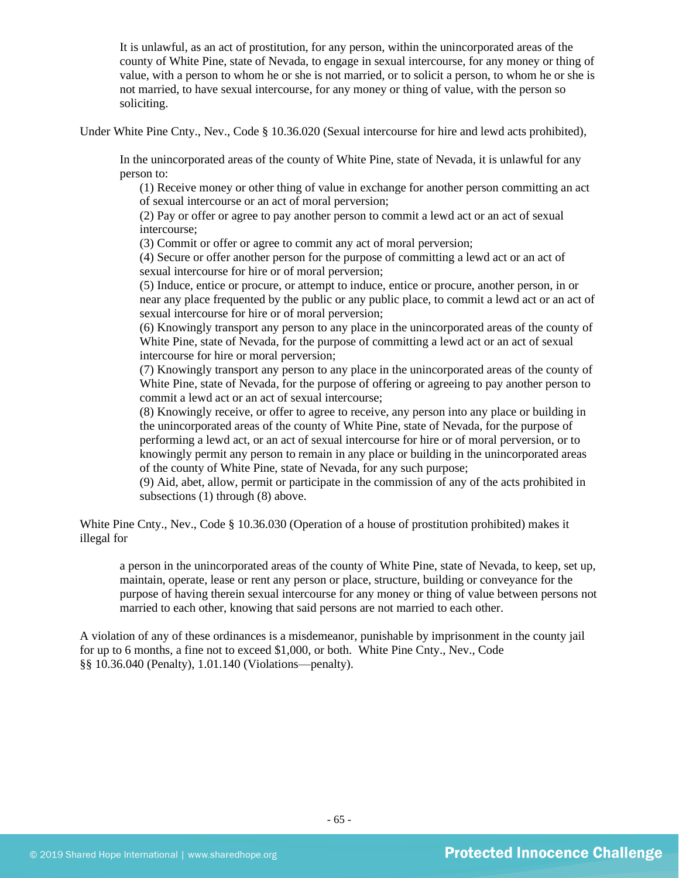> It is unlawful, as an act of prostitution, for any person, within the unincorporated areas of the county of White Pine, state of Nevada, to engage in sexual intercourse, for any money or thing of value, with a person to whom he or she is not married, or to solicit a person, to whom he or she is not married, to have sexual intercourse, for any money or thing of value, with the person so soliciting.

Under White Pine Cnty., Nev., Code § 10.36.020 (Sexual intercourse for hire and lewd acts prohibited),

> In the unincorporated areas of the county of White Pine, state of Nevada, it is unlawful for any person to:
>
> (1) Receive money or other thing of value in exchange for another person committing an act of sexual intercourse or an act of moral perversion;
> (2) Pay or offer or agree to pay another person to commit a lewd act or an act of sexual intercourse;
> (3) Commit or offer or agree to commit any act of moral perversion;
> (4) Secure or offer another person for the purpose of committing a lewd act or an act of sexual intercourse for hire or of moral perversion;
> (5) Induce, entice or procure, or attempt to induce, entice or procure, another person, in or near any place frequented by the public or any public place, to commit a lewd act or an act of sexual intercourse for hire or of moral perversion;
> (6) Knowingly transport any person to any place in the unincorporated areas of the county of White Pine, state of Nevada, for the purpose of committing a lewd act or an act of sexual intercourse for hire or moral perversion;
> (7) Knowingly transport any person to any place in the unincorporated areas of the county of White Pine, state of Nevada, for the purpose of offering or agreeing to pay another person to commit a lewd act or an act of sexual intercourse;
> (8) Knowingly receive, or offer to agree to receive, any person into any place or building in the unincorporated areas of the county of White Pine, state of Nevada, for the purpose of performing a lewd act, or an act of sexual intercourse for hire or of moral perversion, or to knowingly permit any person to remain in any place or building in the unincorporated areas of the county of White Pine, state of Nevada, for any such purpose;
> (9) Aid, abet, allow, permit or participate in the commission of any of the acts prohibited in subsections (1) through (8) above.

White Pine Cnty., Nev., Code § 10.36.030 (Operation of a house of prostitution prohibited) makes it illegal for

> a person in the unincorporated areas of the county of White Pine, state of Nevada, to keep, set up, maintain, operate, lease or rent any person or place, structure, building or conveyance for the purpose of having therein sexual intercourse for any money or thing of value between persons not married to each other, knowing that said persons are not married to each other.

A violation of any of these ordinances is a misdemeanor, punishable by imprisonment in the county jail for up to 6 months, a fine not to exceed $1,000, or both. White Pine Cnty., Nev., Code §§ 10.36.040 (Penalty), 1.01.140 (Violations—penalty).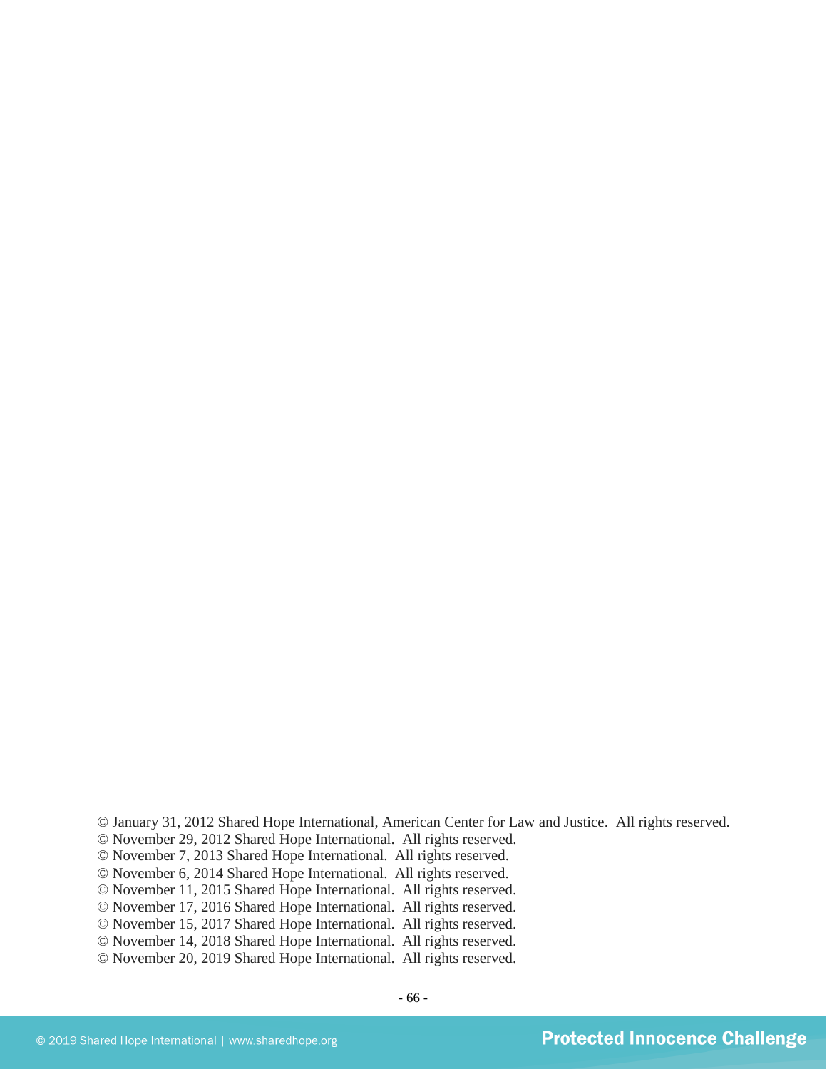© January 31, 2012 Shared Hope International, American Center for Law and Justice.  All rights reserved.
© November 29, 2012 Shared Hope International.  All rights reserved.
© November 7, 2013 Shared Hope International.  All rights reserved.
© November 6, 2014 Shared Hope International.  All rights reserved.
© November 11, 2015 Shared Hope International.  All rights reserved.
© November 17, 2016 Shared Hope International.  All rights reserved.
© November 15, 2017 Shared Hope International.  All rights reserved.
© November 14, 2018 Shared Hope International.  All rights reserved.
© November 20, 2019 Shared Hope International.  All rights reserved.